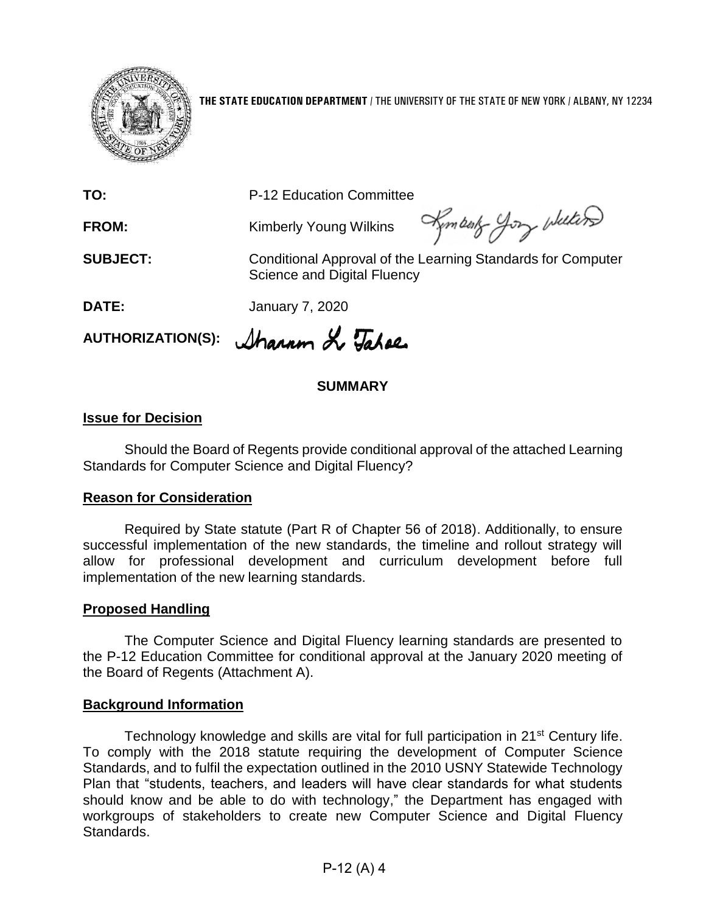**THE STATE EDUCATION DEPARTMENT** / THE UNIVERSITY OF THE STATE OF NEW YORK / ALBANY, NY 12234

**TO:** P-12 Education Committee

**FROM:** Kimberly Young Wilkins

**SUBJECT:** Conditional Approval of the Learning Standards for Computer Science and Digital Fluency

**DATE:** January 7, 2020

**AUTHORIZATION(S):**

## SUMMARY

### Issue for Decision

Should the Board of Regents provide conditional approval of the attached Learning Standards for Computer Science and Digital Fluency?

### Reason for Consideration

Required by State statute (Part R of Chapter 56 of 2018). Additionally, to ensure successful implementation of the new standards, the timeline and rollout strategy will allow for professional development and curriculum development before full implementation of the new learning standards.

### Proposed Handling

The Computer Science and Digital Fluency learning standards are presented to the P-12 Education Committee for conditional approval at the January 2020 meeting of the Board of Regents (Attachment A).

### Background Information

Technology knowledge and skills are vital for full participation in 21st Century life. To comply with the 2018 statute requiring the development of Computer Science Standards, and to fulfil the expectation outlined in the 2010 USNY Statewide Technology Plan that "students, teachers, and leaders will have clear standards for what students should know and be able to do with technology," the Department has engaged with workgroups of stakeholders to create new Computer Science and Digital Fluency Standards.

P-12 (A) 4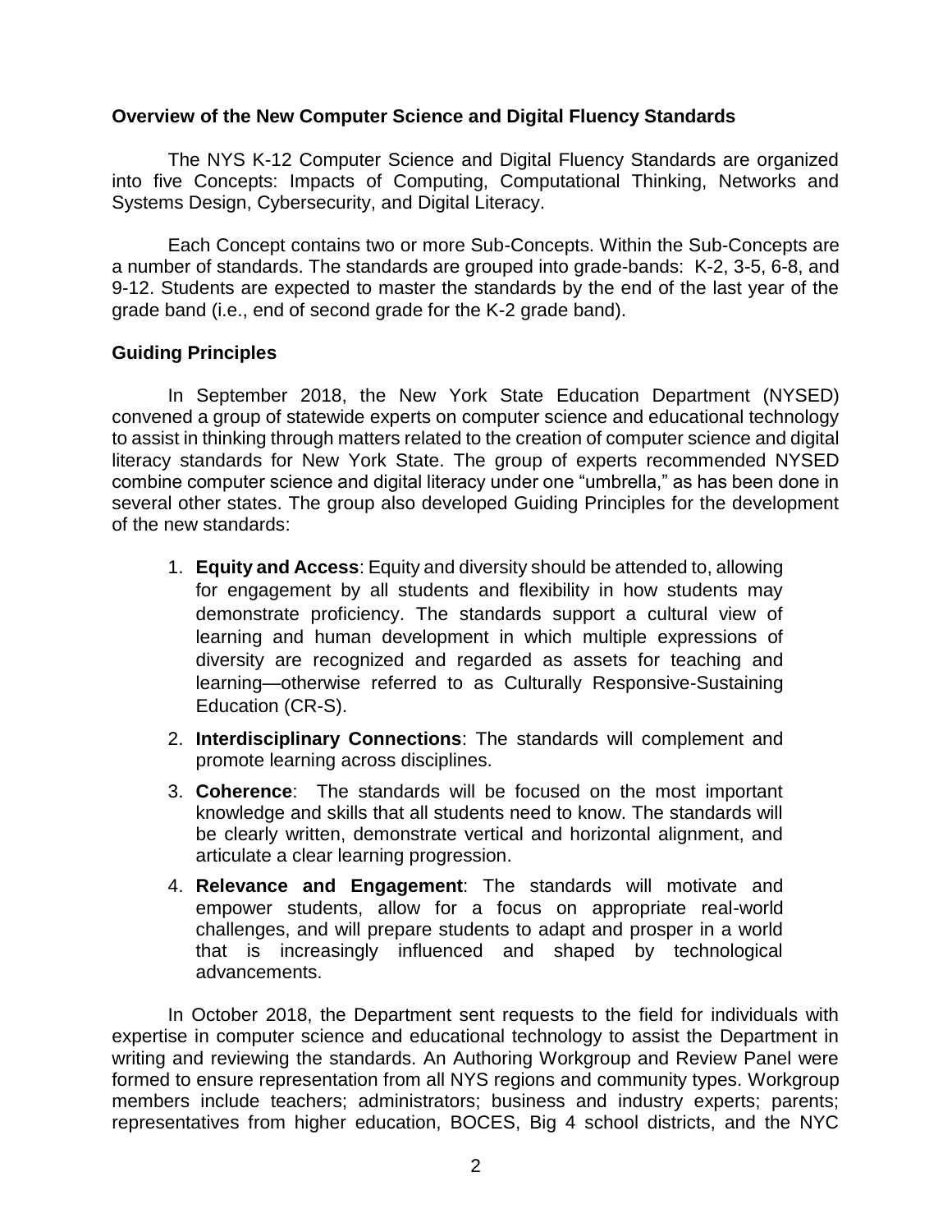## Overview of the New Computer Science and Digital Fluency Standards

The NYS K-12 Computer Science and Digital Fluency Standards are organized into five Concepts: Impacts of Computing, Computational Thinking, Networks and Systems Design, Cybersecurity, and Digital Literacy.

Each Concept contains two or more Sub-Concepts. Within the Sub-Concepts are a number of standards. The standards are grouped into grade-bands: K-2, 3-5, 6-8, and 9-12. Students are expected to master the standards by the end of the last year of the grade band (i.e., end of second grade for the K-2 grade band).

## Guiding Principles

In September 2018, the New York State Education Department (NYSED) convened a group of statewide experts on computer science and educational technology to assist in thinking through matters related to the creation of computer science and digital literacy standards for New York State. The group of experts recommended NYSED combine computer science and digital literacy under one "umbrella," as has been done in several other states. The group also developed Guiding Principles for the development of the new standards:

1. **Equity and Access**: Equity and diversity should be attended to, allowing for engagement by all students and flexibility in how students may demonstrate proficiency. The standards support a cultural view of learning and human development in which multiple expressions of diversity are recognized and regarded as assets for teaching and learning—otherwise referred to as Culturally Responsive-Sustaining Education (CR-S).
2. **Interdisciplinary Connections**: The standards will complement and promote learning across disciplines.
3. **Coherence**: The standards will be focused on the most important knowledge and skills that all students need to know. The standards will be clearly written, demonstrate vertical and horizontal alignment, and articulate a clear learning progression.
4. **Relevance and Engagement**: The standards will motivate and empower students, allow for a focus on appropriate real-world challenges, and will prepare students to adapt and prosper in a world that is increasingly influenced and shaped by technological advancements.

In October 2018, the Department sent requests to the field for individuals with expertise in computer science and educational technology to assist the Department in writing and reviewing the standards. An Authoring Workgroup and Review Panel were formed to ensure representation from all NYS regions and community types. Workgroup members include teachers; administrators; business and industry experts; parents; representatives from higher education, BOCES, Big 4 school districts, and the NYC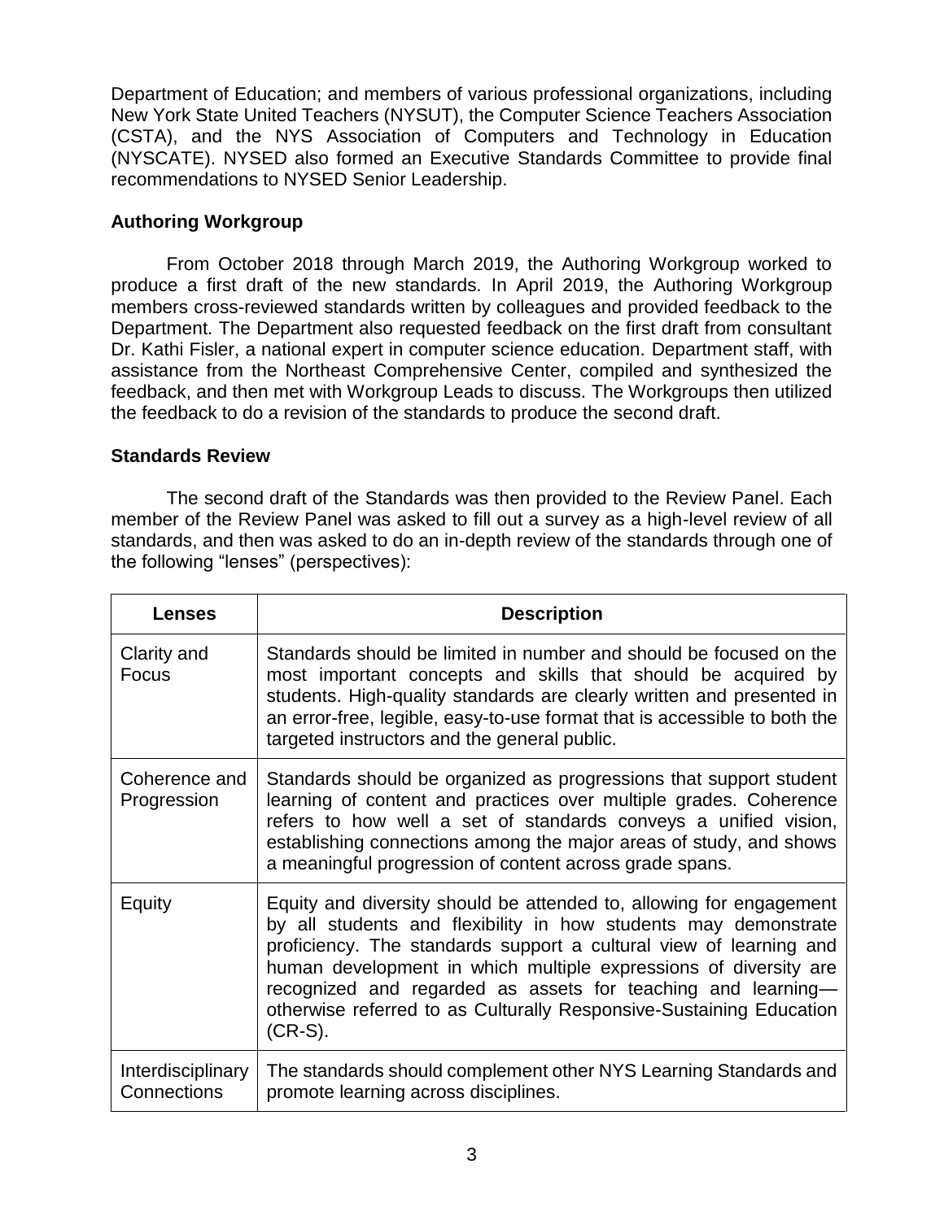Department of Education; and members of various professional organizations, including New York State United Teachers (NYSUT), the Computer Science Teachers Association (CSTA), and the NYS Association of Computers and Technology in Education (NYSCATE). NYSED also formed an Executive Standards Committee to provide final recommendations to NYSED Senior Leadership.

### Authoring Workgroup

From October 2018 through March 2019, the Authoring Workgroup worked to produce a first draft of the new standards. In April 2019, the Authoring Workgroup members cross-reviewed standards written by colleagues and provided feedback to the Department. The Department also requested feedback on the first draft from consultant Dr. Kathi Fisler, a national expert in computer science education. Department staff, with assistance from the Northeast Comprehensive Center, compiled and synthesized the feedback, and then met with Workgroup Leads to discuss. The Workgroups then utilized the feedback to do a revision of the standards to produce the second draft.

### Standards Review

The second draft of the Standards was then provided to the Review Panel. Each member of the Review Panel was asked to fill out a survey as a high-level review of all standards, and then was asked to do an in-depth review of the standards through one of the following "lenses" (perspectives):

| Lenses | Description |
|---|---|
| Clarity and Focus | Standards should be limited in number and should be focused on the most important concepts and skills that should be acquired by students. High-quality standards are clearly written and presented in an error-free, legible, easy-to-use format that is accessible to both the targeted instructors and the general public. |
| Coherence and Progression | Standards should be organized as progressions that support student learning of content and practices over multiple grades. Coherence refers to how well a set of standards conveys a unified vision, establishing connections among the major areas of study, and shows a meaningful progression of content across grade spans. |
| Equity | Equity and diversity should be attended to, allowing for engagement by all students and flexibility in how students may demonstrate proficiency. The standards support a cultural view of learning and human development in which multiple expressions of diversity are recognized and regarded as assets for teaching and learning—otherwise referred to as Culturally Responsive-Sustaining Education (CR-S). |
| Interdisciplinary Connections | The standards should complement other NYS Learning Standards and promote learning across disciplines. |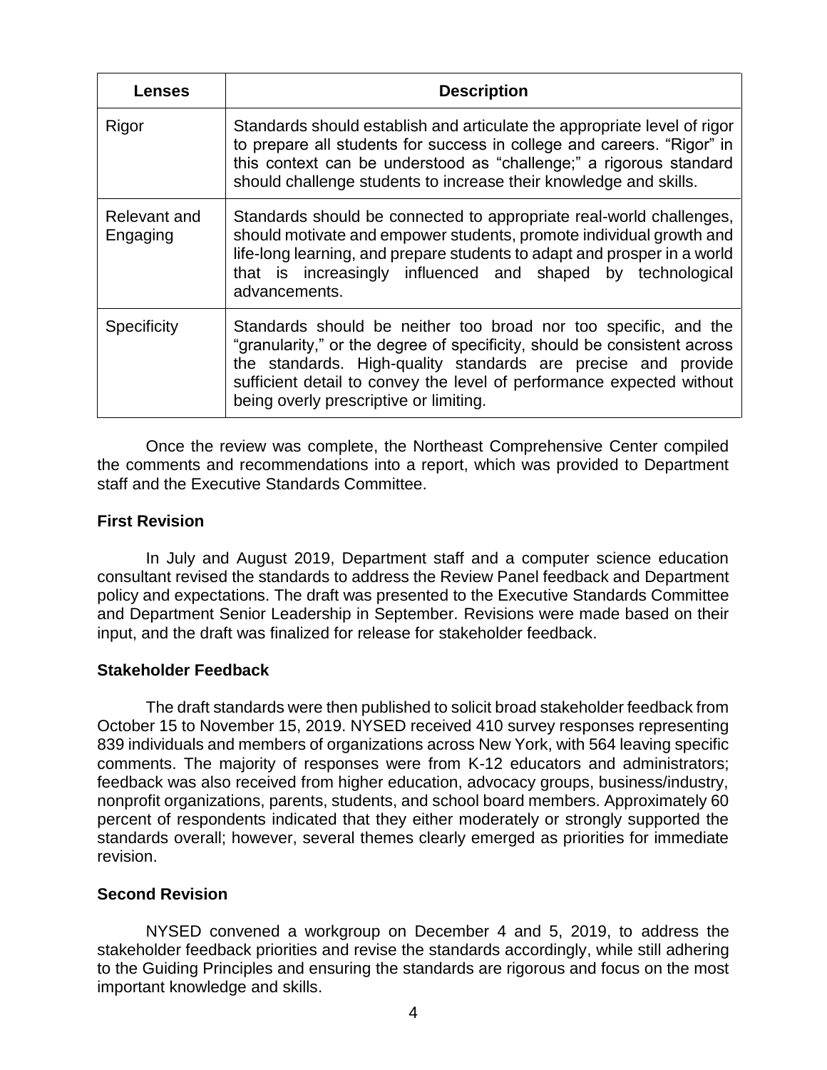| Lenses | Description |
| --- | --- |
| Rigor | Standards should establish and articulate the appropriate level of rigor to prepare all students for success in college and careers. "Rigor" in this context can be understood as "challenge;" a rigorous standard should challenge students to increase their knowledge and skills. |
| Relevant and Engaging | Standards should be connected to appropriate real-world challenges, should motivate and empower students, promote individual growth and life-long learning, and prepare students to adapt and prosper in a world that is increasingly influenced and shaped by technological advancements. |
| Specificity | Standards should be neither too broad nor too specific, and the "granularity," or the degree of specificity, should be consistent across the standards. High-quality standards are precise and provide sufficient detail to convey the level of performance expected without being overly prescriptive or limiting. |

Once the review was complete, the Northeast Comprehensive Center compiled the comments and recommendations into a report, which was provided to Department staff and the Executive Standards Committee.

### First Revision

In July and August 2019, Department staff and a computer science education consultant revised the standards to address the Review Panel feedback and Department policy and expectations. The draft was presented to the Executive Standards Committee and Department Senior Leadership in September. Revisions were made based on their input, and the draft was finalized for release for stakeholder feedback.

### Stakeholder Feedback

The draft standards were then published to solicit broad stakeholder feedback from October 15 to November 15, 2019. NYSED received 410 survey responses representing 839 individuals and members of organizations across New York, with 564 leaving specific comments. The majority of responses were from K-12 educators and administrators; feedback was also received from higher education, advocacy groups, business/industry, nonprofit organizations, parents, students, and school board members. Approximately 60 percent of respondents indicated that they either moderately or strongly supported the standards overall; however, several themes clearly emerged as priorities for immediate revision.

### Second Revision

NYSED convened a workgroup on December 4 and 5, 2019, to address the stakeholder feedback priorities and revise the standards accordingly, while still adhering to the Guiding Principles and ensuring the standards are rigorous and focus on the most important knowledge and skills.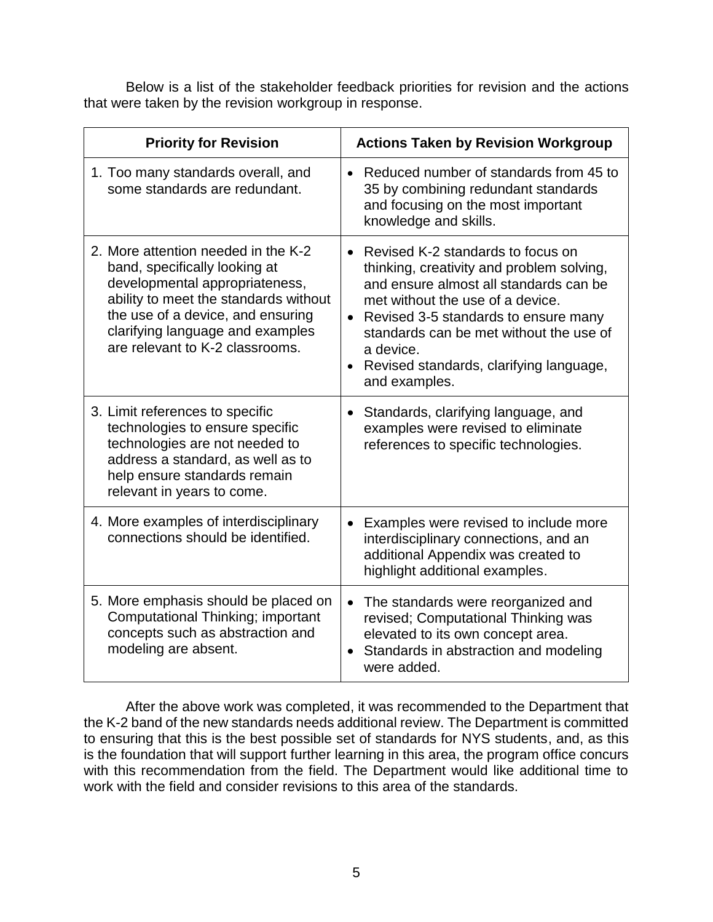Below is a list of the stakeholder feedback priorities for revision and the actions that were taken by the revision workgroup in response.

| Priority for Revision | Actions Taken by Revision Workgroup |
| --- | --- |
| 1. Too many standards overall, and some standards are redundant. | • Reduced number of standards from 45 to 35 by combining redundant standards and focusing on the most important knowledge and skills. |
| 2. More attention needed in the K-2 band, specifically looking at developmental appropriateness, ability to meet the standards without the use of a device, and ensuring clarifying language and examples are relevant to K-2 classrooms. | • Revised K-2 standards to focus on thinking, creativity and problem solving, and ensure almost all standards can be met without the use of a device.<br>• Revised 3-5 standards to ensure many standards can be met without the use of a device.<br>• Revised standards, clarifying language, and examples. |
| 3. Limit references to specific technologies to ensure specific technologies are not needed to address a standard, as well as to help ensure standards remain relevant in years to come. | • Standards, clarifying language, and examples were revised to eliminate references to specific technologies. |
| 4. More examples of interdisciplinary connections should be identified. | • Examples were revised to include more interdisciplinary connections, and an additional Appendix was created to highlight additional examples. |
| 5. More emphasis should be placed on Computational Thinking; important concepts such as abstraction and modeling are absent. | • The standards were reorganized and revised; Computational Thinking was elevated to its own concept area.<br>• Standards in abstraction and modeling were added. |

After the above work was completed, it was recommended to the Department that the K-2 band of the new standards needs additional review. The Department is committed to ensuring that this is the best possible set of standards for NYS students, and, as this is the foundation that will support further learning in this area, the program office concurs with this recommendation from the field. The Department would like additional time to work with the field and consider revisions to this area of the standards.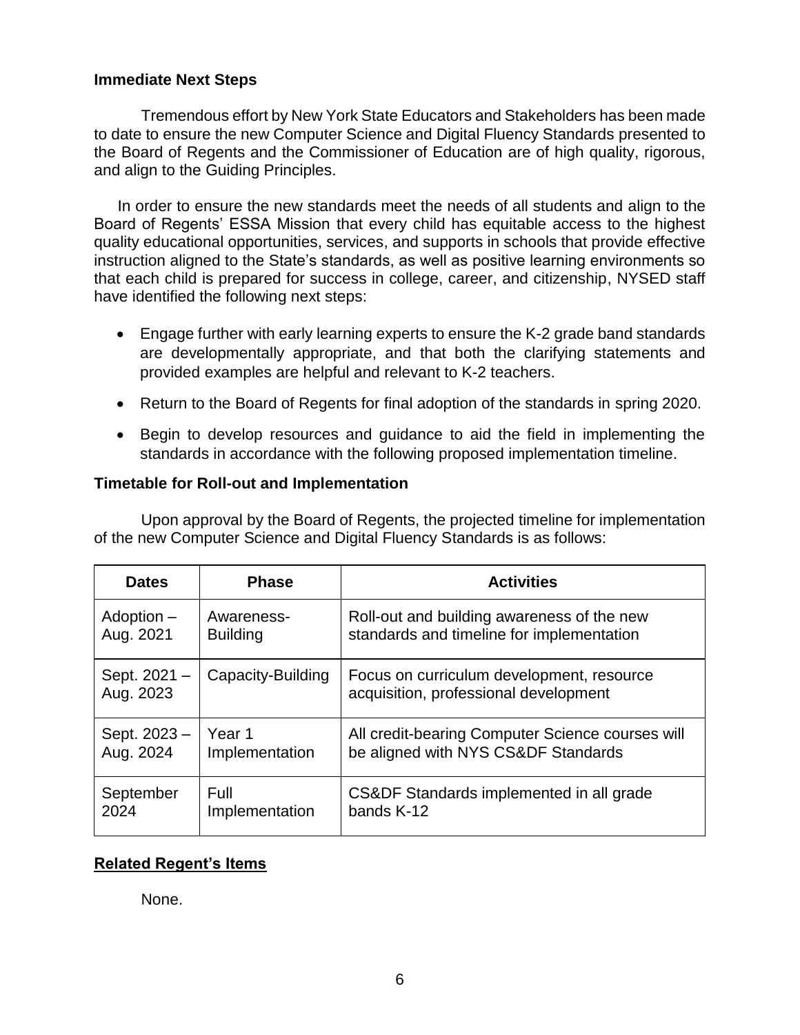### Immediate Next Steps

Tremendous effort by New York State Educators and Stakeholders has been made to date to ensure the new Computer Science and Digital Fluency Standards presented to the Board of Regents and the Commissioner of Education are of high quality, rigorous, and align to the Guiding Principles.

In order to ensure the new standards meet the needs of all students and align to the Board of Regents' ESSA Mission that every child has equitable access to the highest quality educational opportunities, services, and supports in schools that provide effective instruction aligned to the State's standards, as well as positive learning environments so that each child is prepared for success in college, career, and citizenship, NYSED staff have identified the following next steps:

- Engage further with early learning experts to ensure the K-2 grade band standards are developmentally appropriate, and that both the clarifying statements and provided examples are helpful and relevant to K-2 teachers.
- Return to the Board of Regents for final adoption of the standards in spring 2020.
- Begin to develop resources and guidance to aid the field in implementing the standards in accordance with the following proposed implementation timeline.

### Timetable for Roll-out and Implementation

Upon approval by the Board of Regents, the projected timeline for implementation of the new Computer Science and Digital Fluency Standards is as follows:

| Dates | Phase | Activities |
|---|---|---|
| Adoption – Aug. 2021 | Awareness-Building | Roll-out and building awareness of the new standards and timeline for implementation |
| Sept. 2021 – Aug. 2023 | Capacity-Building | Focus on curriculum development, resource acquisition, professional development |
| Sept. 2023 – Aug. 2024 | Year 1 Implementation | All credit-bearing Computer Science courses will be aligned with NYS CS&DF Standards |
| September 2024 | Full Implementation | CS&DF Standards implemented in all grade bands K-12 |

### Related Regent's Items

None.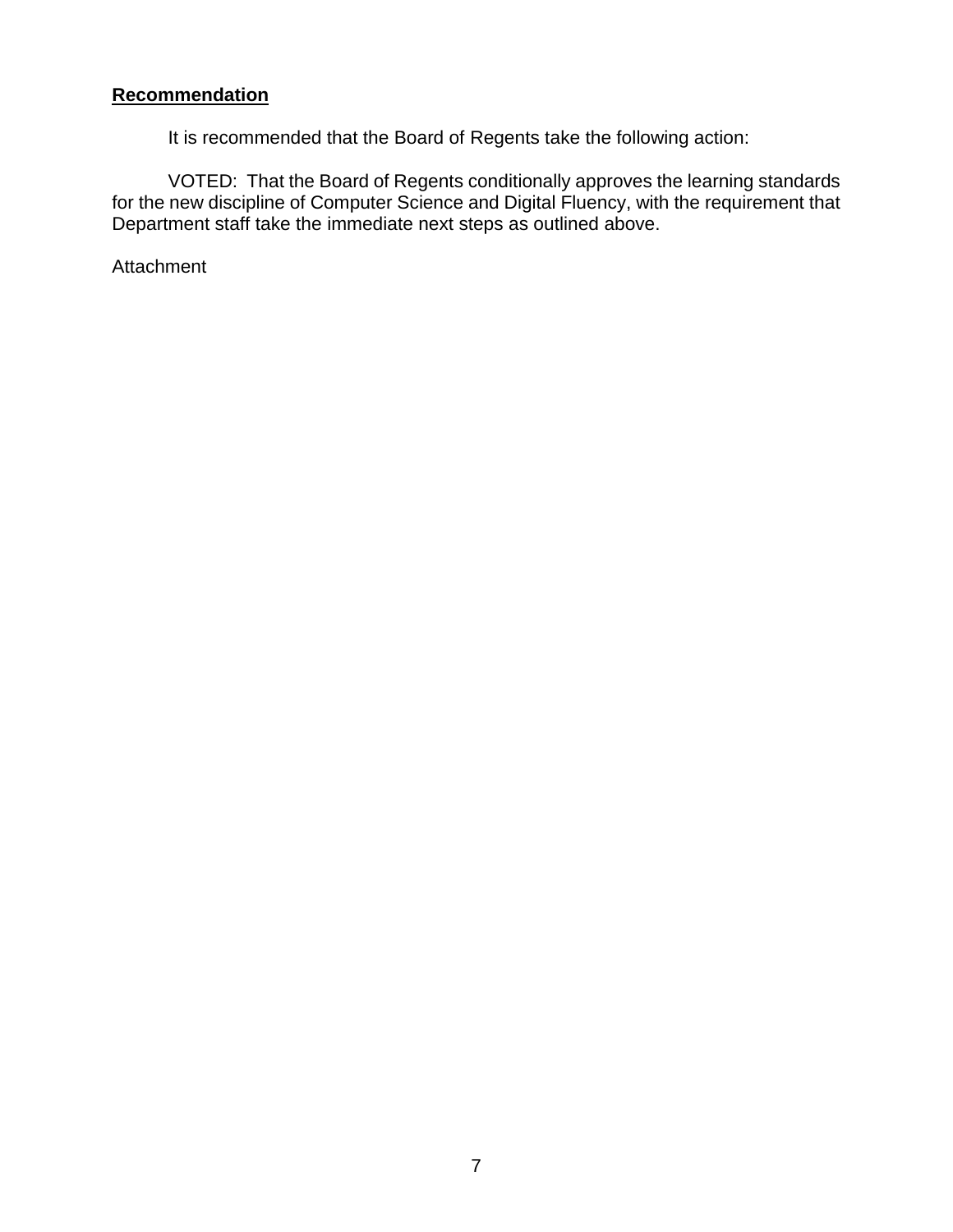## **Recommendation**

It is recommended that the Board of Regents take the following action:

VOTED: That the Board of Regents conditionally approves the learning standards for the new discipline of Computer Science and Digital Fluency, with the requirement that Department staff take the immediate next steps as outlined above.

Attachment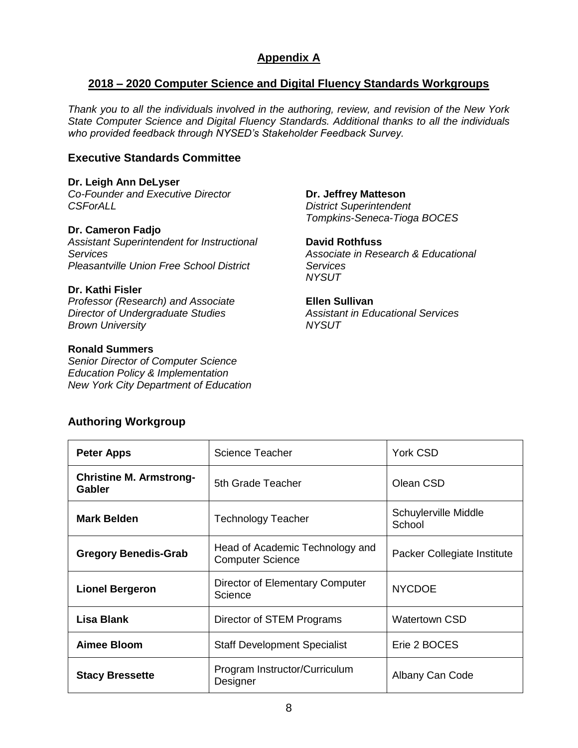## Appendix A

## 2018 – 2020 Computer Science and Digital Fluency Standards Workgroups

*Thank you to all the individuals involved in the authoring, review, and revision of the New York State Computer Science and Digital Fluency Standards. Additional thanks to all the individuals who provided feedback through NYSED's Stakeholder Feedback Survey.*

### Executive Standards Committee

**Dr. Leigh Ann DeLyser**
*Co-Founder and Executive Director*
*CSForALL*

**Dr. Cameron Fadjo**
*Assistant Superintendent for Instructional Services*
*Pleasantville Union Free School District*

**Dr. Kathi Fisler**
*Professor (Research) and Associate Director of Undergraduate Studies*
*Brown University*

**Ronald Summers**
*Senior Director of Computer Science Education Policy & Implementation*
*New York City Department of Education*

**Dr. Jeffrey Matteson**
*District Superintendent*
*Tompkins-Seneca-Tioga BOCES*

**David Rothfuss**
*Associate in Research & Educational Services*
*NYSUT*

**Ellen Sullivan**
*Assistant in Educational Services*
*NYSUT*

### Authoring Workgroup

| | | |
|---|---|---|
| **Peter Apps** | Science Teacher | York CSD |
| **Christine M. Armstrong-Gabler** | 5th Grade Teacher | Olean CSD |
| **Mark Belden** | Technology Teacher | Schuylerville Middle School |
| **Gregory Benedis-Grab** | Head of Academic Technology and Computer Science | Packer Collegiate Institute |
| **Lionel Bergeron** | Director of Elementary Computer Science | NYCDOE |
| **Lisa Blank** | Director of STEM Programs | Watertown CSD |
| **Aimee Bloom** | Staff Development Specialist | Erie 2 BOCES |
| **Stacy Bressette** | Program Instructor/Curriculum Designer | Albany Can Code |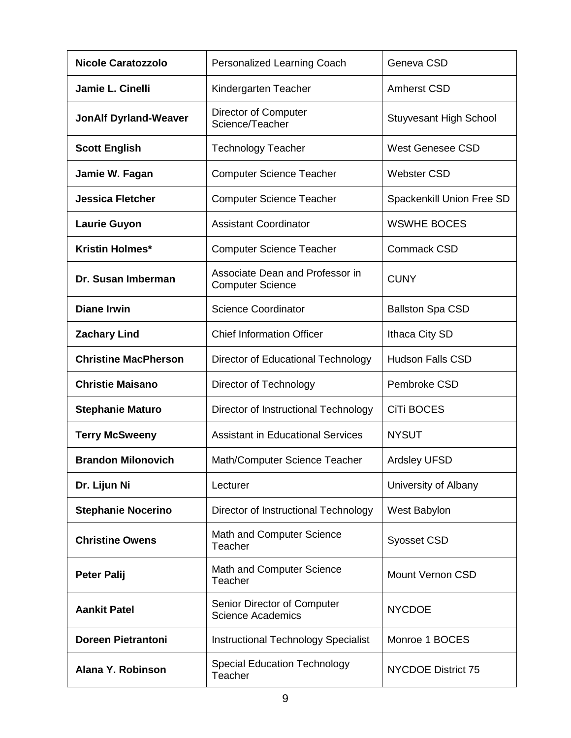| **Nicole Caratozzolo** | Personalized Learning Coach | Geneva CSD |
|---|---|---|
| **Jamie L. Cinelli** | Kindergarten Teacher | Amherst CSD |
| **JonAlf Dyrland-Weaver** | Director of Computer Science/Teacher | Stuyvesant High School |
| **Scott English** | Technology Teacher | West Genesee CSD |
| **Jamie W. Fagan** | Computer Science Teacher | Webster CSD |
| **Jessica Fletcher** | Computer Science Teacher | Spackenkill Union Free SD |
| **Laurie Guyon** | Assistant Coordinator | WSWHE BOCES |
| **Kristin Holmes*** | Computer Science Teacher | Commack CSD |
| **Dr. Susan Imberman** | Associate Dean and Professor in Computer Science | CUNY |
| **Diane Irwin** | Science Coordinator | Ballston Spa CSD |
| **Zachary Lind** | Chief Information Officer | Ithaca City SD |
| **Christine MacPherson** | Director of Educational Technology | Hudson Falls CSD |
| **Christie Maisano** | Director of Technology | Pembroke CSD |
| **Stephanie Maturo** | Director of Instructional Technology | CiTi BOCES |
| **Terry McSweeny** | Assistant in Educational Services | NYSUT |
| **Brandon Milonovich** | Math/Computer Science Teacher | Ardsley UFSD |
| **Dr. Lijun Ni** | Lecturer | University of Albany |
| **Stephanie Nocerino** | Director of Instructional Technology | West Babylon |
| **Christine Owens** | Math and Computer Science Teacher | Syosset CSD |
| **Peter Palij** | Math and Computer Science Teacher | Mount Vernon CSD |
| **Aankit Patel** | Senior Director of Computer Science Academics | NYCDOE |
| **Doreen Pietrantoni** | Instructional Technology Specialist | Monroe 1 BOCES |
| **Alana Y. Robinson** | Special Education Technology Teacher | NYCDOE District 75 |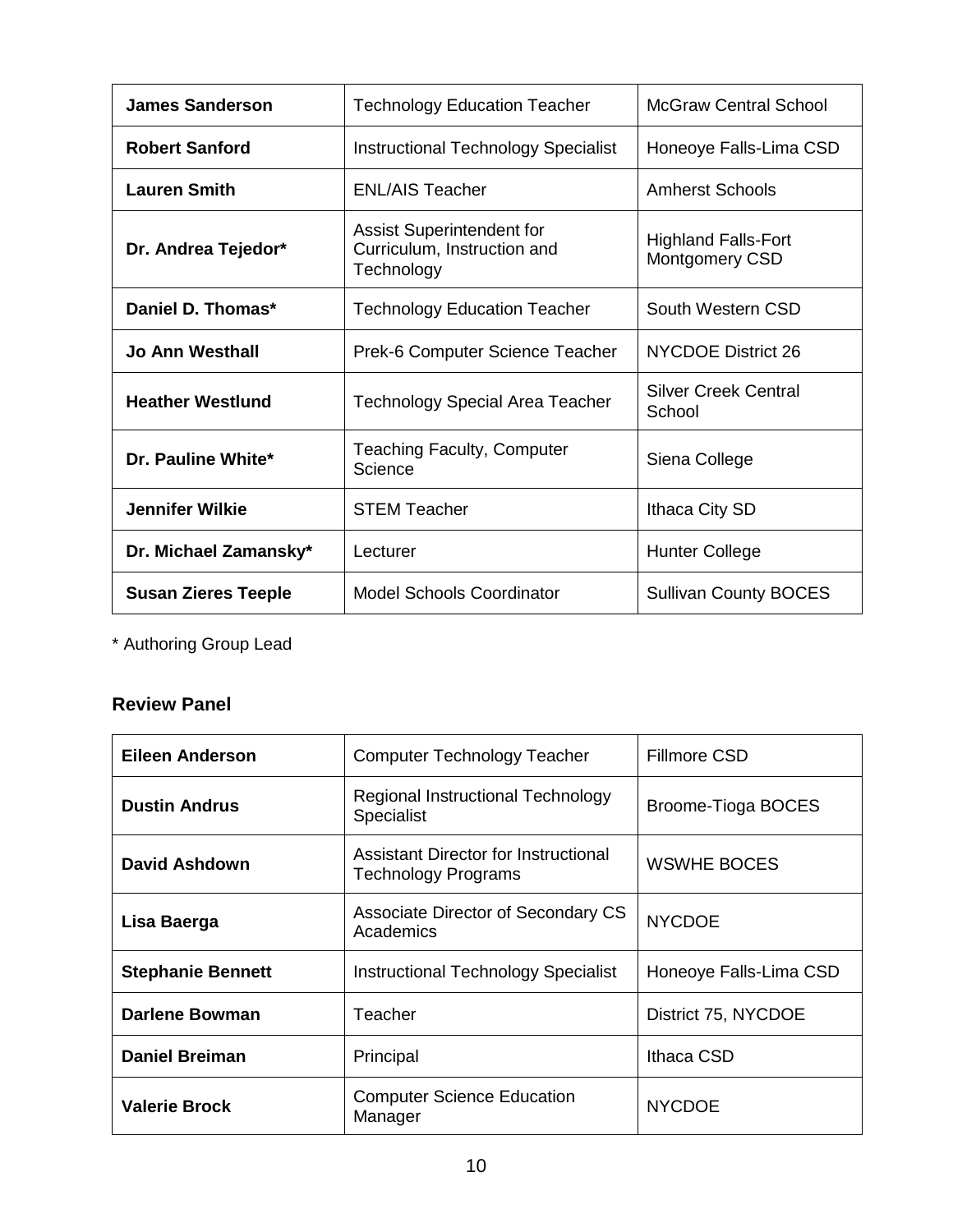| | | |
|---|---|---|
| **James Sanderson** | Technology Education Teacher | McGraw Central School |
| **Robert Sanford** | Instructional Technology Specialist | Honeoye Falls-Lima CSD |
| **Lauren Smith** | ENL/AIS Teacher | Amherst Schools |
| **Dr. Andrea Tejedor*** | Assist Superintendent for Curriculum, Instruction and Technology | Highland Falls-Fort Montgomery CSD |
| **Daniel D. Thomas*** | Technology Education Teacher | South Western CSD |
| **Jo Ann Westhall** | Prek-6 Computer Science Teacher | NYCDOE District 26 |
| **Heather Westlund** | Technology Special Area Teacher | Silver Creek Central School |
| **Dr. Pauline White*** | Teaching Faculty, Computer Science | Siena College |
| **Jennifer Wilkie** | STEM Teacher | Ithaca City SD |
| **Dr. Michael Zamansky*** | Lecturer | Hunter College |
| **Susan Zieres Teeple** | Model Schools Coordinator | Sullivan County BOCES |

* Authoring Group Lead

### Review Panel

| | | |
|---|---|---|
| **Eileen Anderson** | Computer Technology Teacher | Fillmore CSD |
| **Dustin Andrus** | Regional Instructional Technology Specialist | Broome-Tioga BOCES |
| **David Ashdown** | Assistant Director for Instructional Technology Programs | WSWHE BOCES |
| **Lisa Baerga** | Associate Director of Secondary CS Academics | NYCDOE |
| **Stephanie Bennett** | Instructional Technology Specialist | Honeoye Falls-Lima CSD |
| **Darlene Bowman** | Teacher | District 75, NYCDOE |
| **Daniel Breiman** | Principal | Ithaca CSD |
| **Valerie Brock** | Computer Science Education Manager | NYCDOE |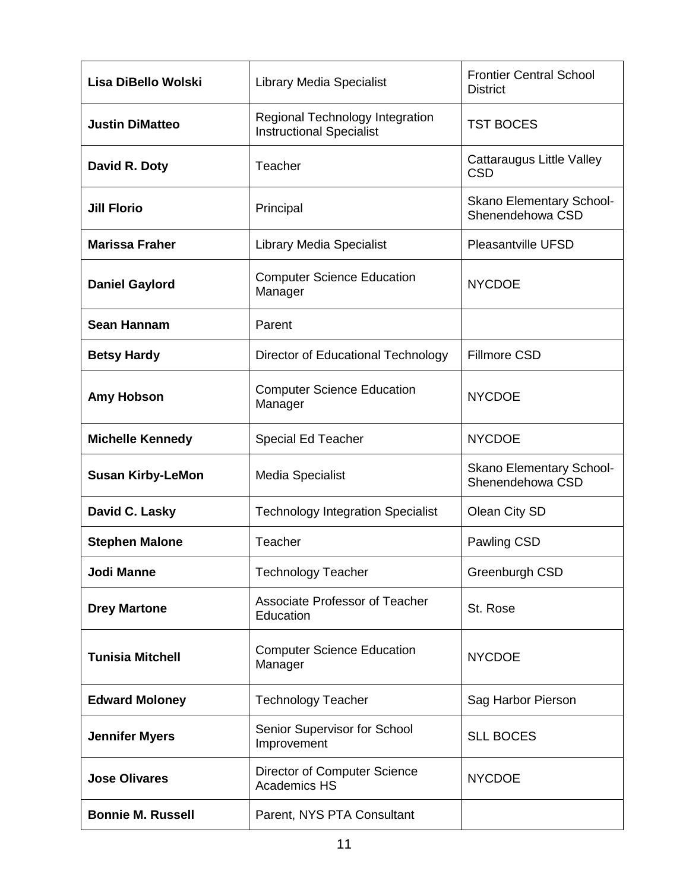| | | |
|---|---|---|
| **Lisa DiBello Wolski** | Library Media Specialist | Frontier Central School District |
| **Justin DiMatteo** | Regional Technology Integration Instructional Specialist | TST BOCES |
| **David R. Doty** | Teacher | Cattaraugus Little Valley CSD |
| **Jill Florio** | Principal | Skano Elementary School-Shenendehowa CSD |
| **Marissa Fraher** | Library Media Specialist | Pleasantville UFSD |
| **Daniel Gaylord** | Computer Science Education Manager | NYCDOE |
| **Sean Hannam** | Parent | |
| **Betsy Hardy** | Director of Educational Technology | Fillmore CSD |
| **Amy Hobson** | Computer Science Education Manager | NYCDOE |
| **Michelle Kennedy** | Special Ed Teacher | NYCDOE |
| **Susan Kirby-LeMon** | Media Specialist | Skano Elementary School-Shenendehowa CSD |
| **David C. Lasky** | Technology Integration Specialist | Olean City SD |
| **Stephen Malone** | Teacher | Pawling CSD |
| **Jodi Manne** | Technology Teacher | Greenburgh CSD |
| **Drey Martone** | Associate Professor of Teacher Education | St. Rose |
| **Tunisia Mitchell** | Computer Science Education Manager | NYCDOE |
| **Edward Moloney** | Technology Teacher | Sag Harbor Pierson |
| **Jennifer Myers** | Senior Supervisor for School Improvement | SLL BOCES |
| **Jose Olivares** | Director of Computer Science Academics HS | NYCDOE |
| **Bonnie M. Russell** | Parent, NYS PTA Consultant | |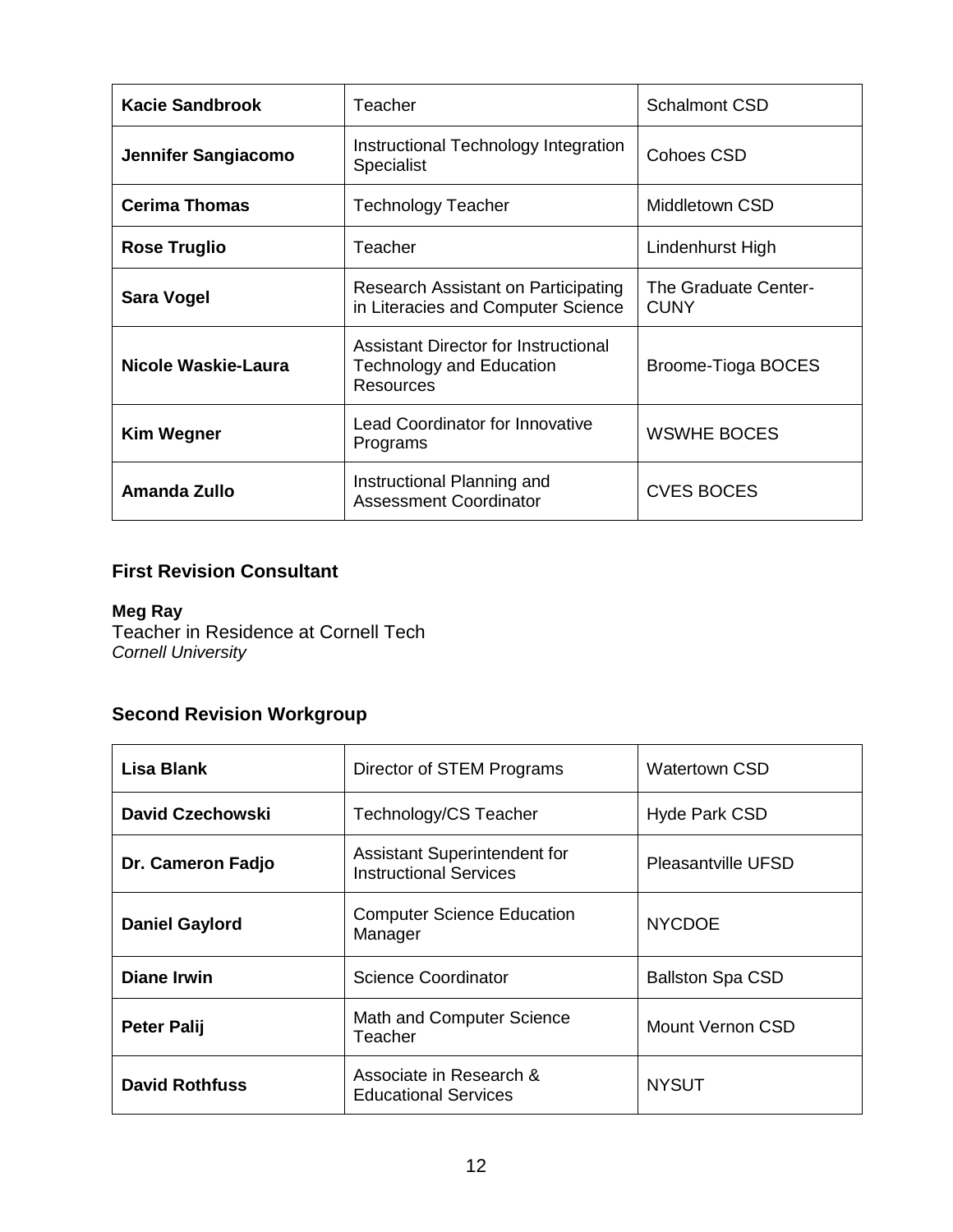| | | |
|---|---|---|
| **Kacie Sandbrook** | Teacher | Schalmont CSD |
| **Jennifer Sangiacomo** | Instructional Technology Integration Specialist | Cohoes CSD |
| **Cerima Thomas** | Technology Teacher | Middletown CSD |
| **Rose Truglio** | Teacher | Lindenhurst High |
| **Sara Vogel** | Research Assistant on Participating in Literacies and Computer Science | The Graduate Center-CUNY |
| **Nicole Waskie-Laura** | Assistant Director for Instructional Technology and Education Resources | Broome-Tioga BOCES |
| **Kim Wegner** | Lead Coordinator for Innovative Programs | WSWHE BOCES |
| **Amanda Zullo** | Instructional Planning and Assessment Coordinator | CVES BOCES |

### First Revision Consultant

**Meg Ray**
Teacher in Residence at Cornell Tech
*Cornell University*

### Second Revision Workgroup

| | | |
|---|---|---|
| **Lisa Blank** | Director of STEM Programs | Watertown CSD |
| **David Czechowski** | Technology/CS Teacher | Hyde Park CSD |
| **Dr. Cameron Fadjo** | Assistant Superintendent for Instructional Services | Pleasantville UFSD |
| **Daniel Gaylord** | Computer Science Education Manager | NYCDOE |
| **Diane Irwin** | Science Coordinator | Ballston Spa CSD |
| **Peter Palij** | Math and Computer Science Teacher | Mount Vernon CSD |
| **David Rothfuss** | Associate in Research & Educational Services | NYSUT |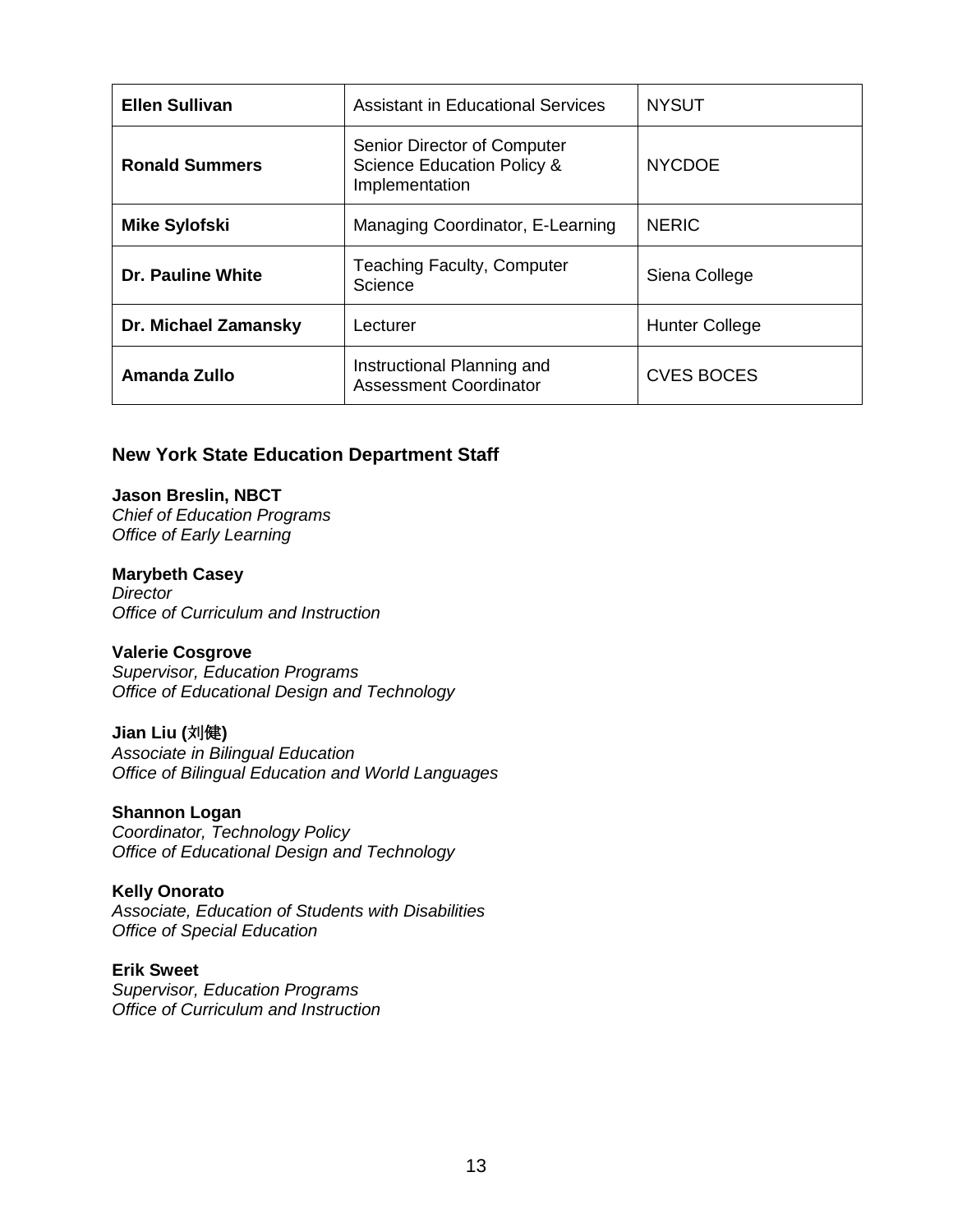| **Ellen Sullivan** | Assistant in Educational Services | NYSUT |
|---|---|---|
| **Ronald Summers** | Senior Director of Computer Science Education Policy & Implementation | NYCDOE |
| **Mike Sylofski** | Managing Coordinator, E-Learning | NERIC |
| **Dr. Pauline White** | Teaching Faculty, Computer Science | Siena College |
| **Dr. Michael Zamansky** | Lecturer | Hunter College |
| **Amanda Zullo** | Instructional Planning and Assessment Coordinator | CVES BOCES |

### New York State Education Department Staff

**Jason Breslin, NBCT**
*Chief of Education Programs*
*Office of Early Learning*

**Marybeth Casey**
*Director*
*Office of Curriculum and Instruction*

**Valerie Cosgrove**
*Supervisor, Education Programs*
*Office of Educational Design and Technology*

**Jian Liu (刘健)**
*Associate in Bilingual Education*
*Office of Bilingual Education and World Languages*

**Shannon Logan**
*Coordinator, Technology Policy*
*Office of Educational Design and Technology*

**Kelly Onorato**
*Associate, Education of Students with Disabilities*
*Office of Special Education*

**Erik Sweet**
*Supervisor, Education Programs*
*Office of Curriculum and Instruction*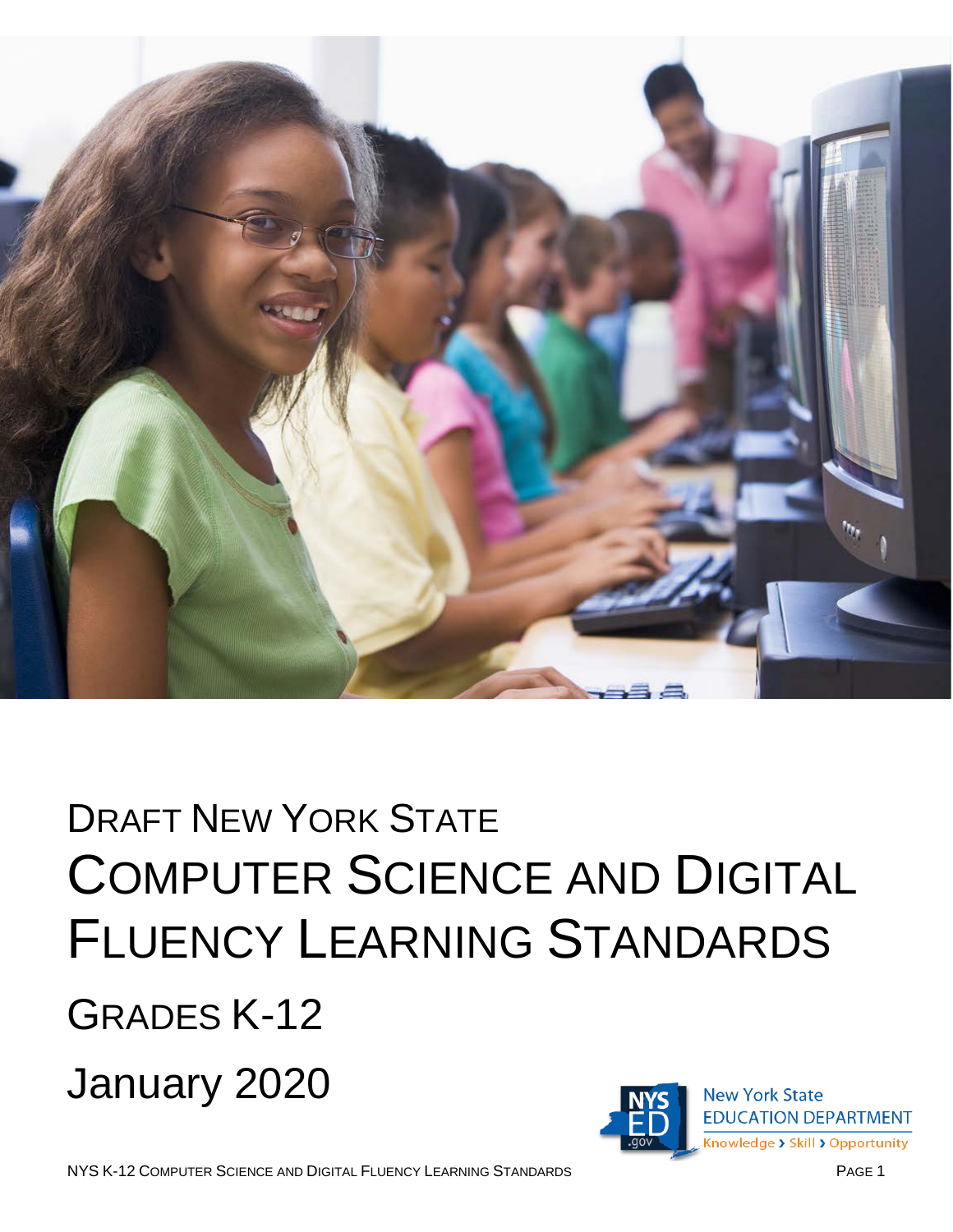# Draft New York State

# Computer Science and Digital Fluency Learning Standards

## Grades K-12

## January 2020

New York State
EDUCATION DEPARTMENT
Knowledge › Skill › Opportunity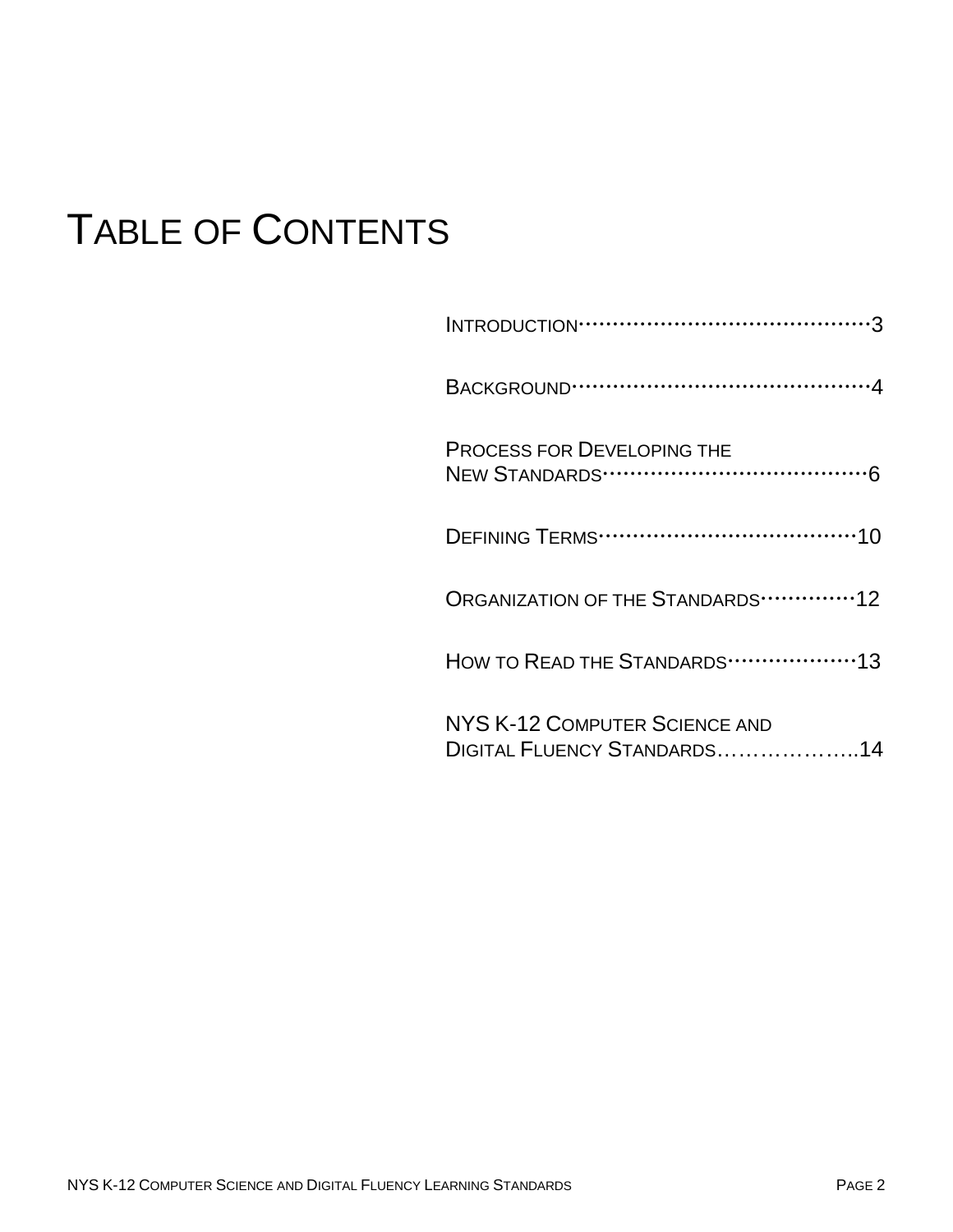# Table of Contents

Introduction………………………………………3

Background………………………………………4

Process for Developing the New Standards………………………………6

Defining Terms…………………………………10

Organization of the Standards……………12

How to Read the Standards………………13

NYS K-12 Computer Science and Digital Fluency Standards………………..14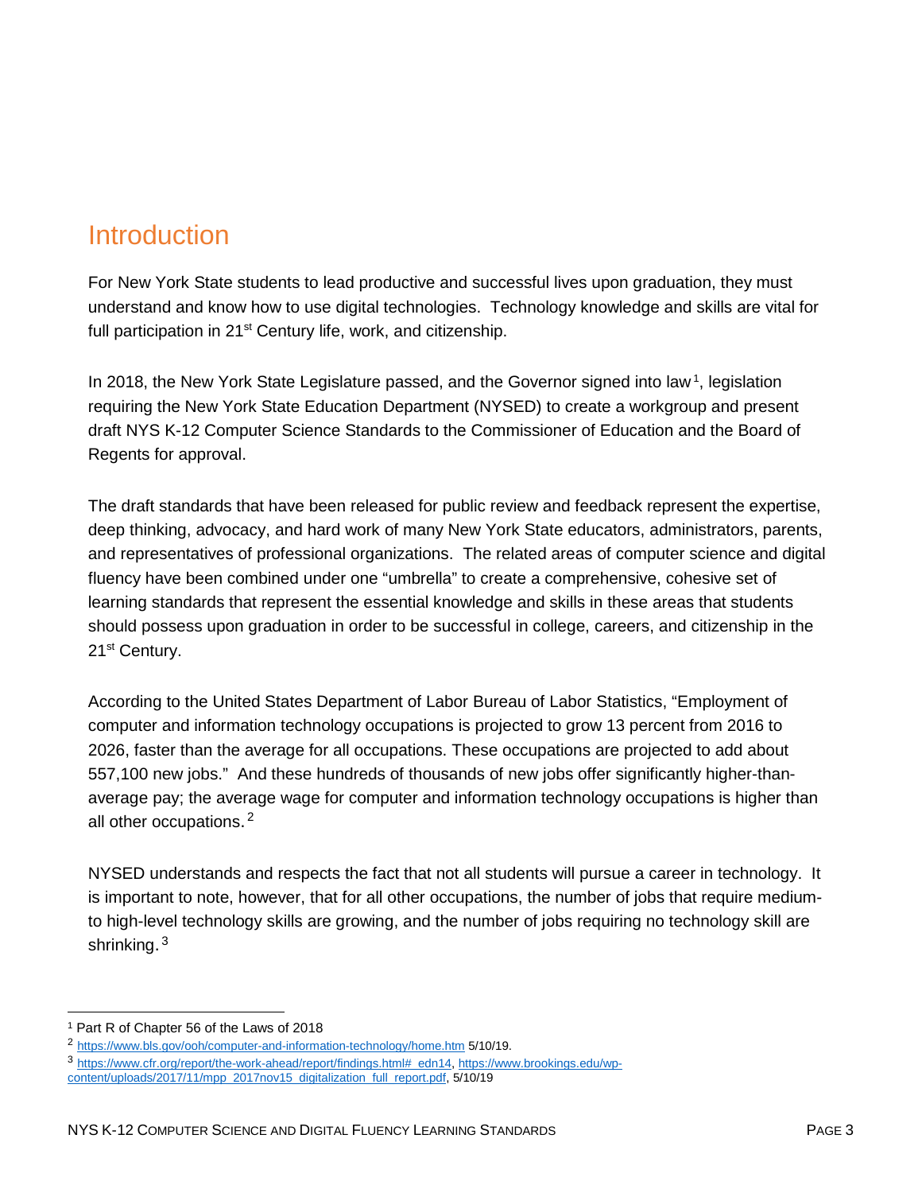# Introduction

For New York State students to lead productive and successful lives upon graduation, they must understand and know how to use digital technologies. Technology knowledge and skills are vital for full participation in 21st Century life, work, and citizenship.

In 2018, the New York State Legislature passed, and the Governor signed into law[1], legislation requiring the New York State Education Department (NYSED) to create a workgroup and present draft NYS K-12 Computer Science Standards to the Commissioner of Education and the Board of Regents for approval.

The draft standards that have been released for public review and feedback represent the expertise, deep thinking, advocacy, and hard work of many New York State educators, administrators, parents, and representatives of professional organizations. The related areas of computer science and digital fluency have been combined under one "umbrella" to create a comprehensive, cohesive set of learning standards that represent the essential knowledge and skills in these areas that students should possess upon graduation in order to be successful in college, careers, and citizenship in the 21st Century.

According to the United States Department of Labor Bureau of Labor Statistics, "Employment of computer and information technology occupations is projected to grow 13 percent from 2016 to 2026, faster than the average for all occupations. These occupations are projected to add about 557,100 new jobs." And these hundreds of thousands of new jobs offer significantly higher-than-average pay; the average wage for computer and information technology occupations is higher than all other occupations.[2]

NYSED understands and respects the fact that not all students will pursue a career in technology. It is important to note, however, that for all other occupations, the number of jobs that require medium- to high-level technology skills are growing, and the number of jobs requiring no technology skill are shrinking.[3]

---

[1] Part R of Chapter 56 of the Laws of 2018

[2] https://www.bls.gov/ooh/computer-and-information-technology/home.htm 5/10/19.

[3] https://www.cfr.org/report/the-work-ahead/report/findings.html#_edn14, https://www.brookings.edu/wp-content/uploads/2017/11/mpp_2017nov15_digitalization_full_report.pdf, 5/10/19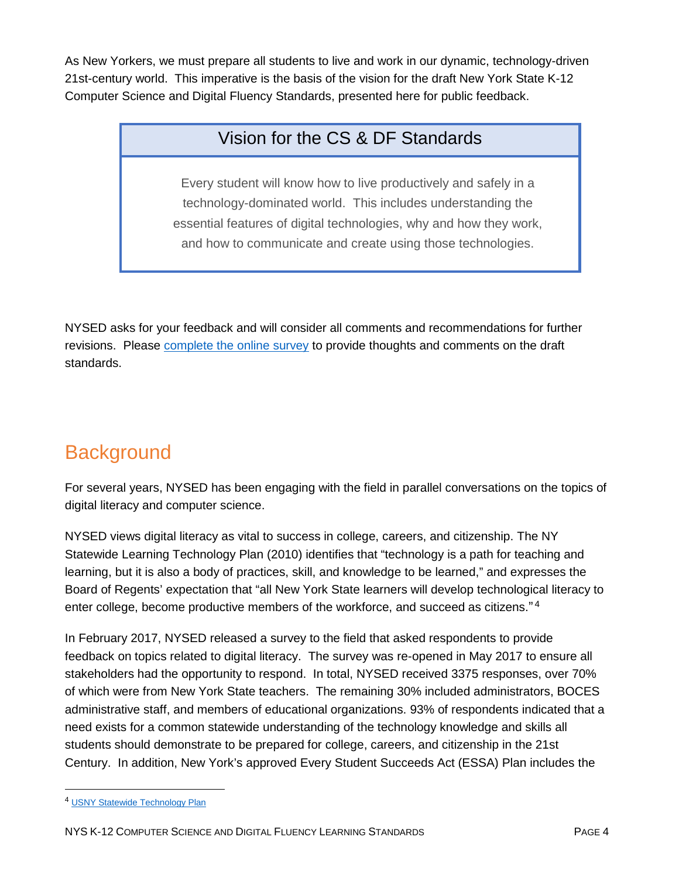As New Yorkers, we must prepare all students to live and work in our dynamic, technology-driven 21st-century world. This imperative is the basis of the vision for the draft New York State K-12 Computer Science and Digital Fluency Standards, presented here for public feedback.

| Vision for the CS & DF Standards |
| --- |
| Every student will know how to live productively and safely in a technology-dominated world. This includes understanding the essential features of digital technologies, why and how they work, and how to communicate and create using those technologies. |

NYSED asks for your feedback and will consider all comments and recommendations for further revisions. Please complete the online survey to provide thoughts and comments on the draft standards.

## Background

For several years, NYSED has been engaging with the field in parallel conversations on the topics of digital literacy and computer science.

NYSED views digital literacy as vital to success in college, careers, and citizenship. The NY Statewide Learning Technology Plan (2010) identifies that "technology is a path for teaching and learning, but it is also a body of practices, skill, and knowledge to be learned," and expresses the Board of Regents' expectation that "all New York State learners will develop technological literacy to enter college, become productive members of the workforce, and succeed as citizens."[4]

In February 2017, NYSED released a survey to the field that asked respondents to provide feedback on topics related to digital literacy. The survey was re-opened in May 2017 to ensure all stakeholders had the opportunity to respond. In total, NYSED received 3375 responses, over 70% of which were from New York State teachers. The remaining 30% included administrators, BOCES administrative staff, and members of educational organizations. 93% of respondents indicated that a need exists for a common statewide understanding of the technology knowledge and skills all students should demonstrate to be prepared for college, careers, and citizenship in the 21st Century. In addition, New York's approved Every Student Succeeds Act (ESSA) Plan includes the

[4] USNY Statewide Technology Plan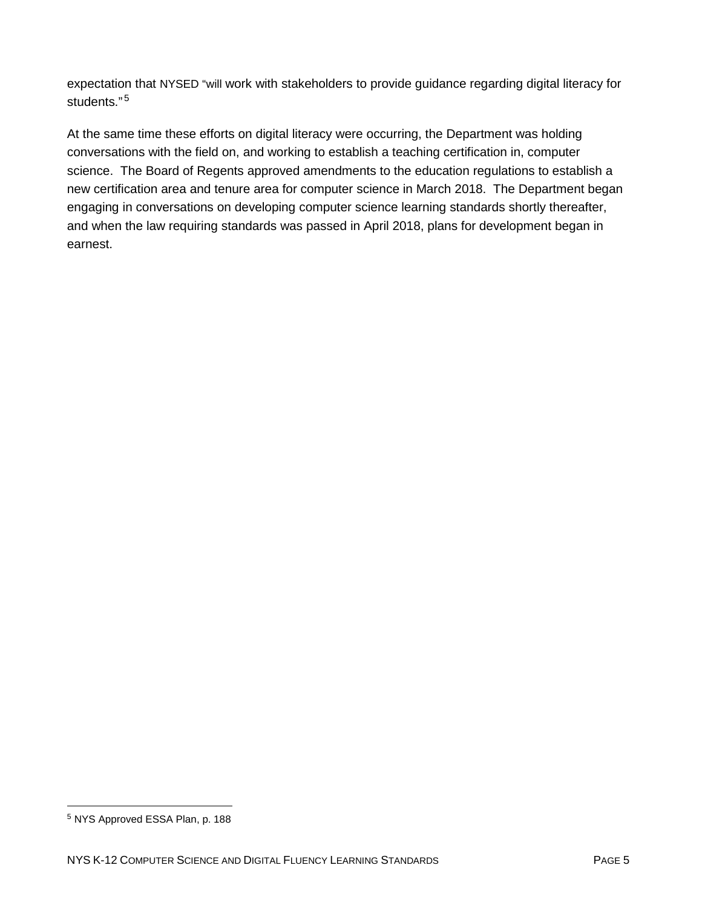expectation that NYSED "will work with stakeholders to provide guidance regarding digital literacy for students."[5]

At the same time these efforts on digital literacy were occurring, the Department was holding conversations with the field on, and working to establish a teaching certification in, computer science. The Board of Regents approved amendments to the education regulations to establish a new certification area and tenure area for computer science in March 2018. The Department began engaging in conversations on developing computer science learning standards shortly thereafter, and when the law requiring standards was passed in April 2018, plans for development began in earnest.

[5] NYS Approved ESSA Plan, p. 188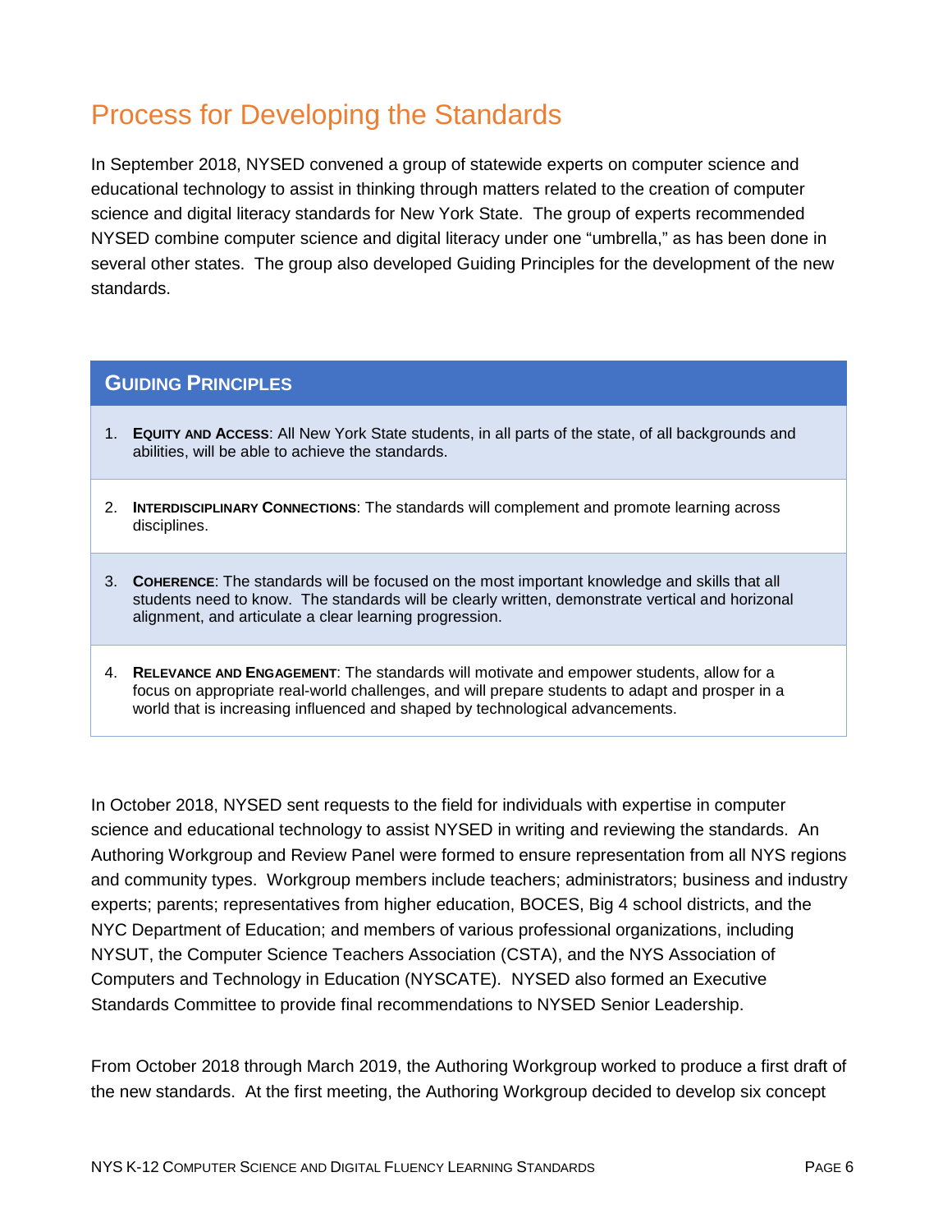# Process for Developing the Standards

In September 2018, NYSED convened a group of statewide experts on computer science and educational technology to assist in thinking through matters related to the creation of computer science and digital literacy standards for New York State. The group of experts recommended NYSED combine computer science and digital literacy under one "umbrella," as has been done in several other states. The group also developed Guiding Principles for the development of the new standards.

## Guiding Principles

1. **Equity and Access**: All New York State students, in all parts of the state, of all backgrounds and abilities, will be able to achieve the standards.
2. **Interdisciplinary Connections**: The standards will complement and promote learning across disciplines.
3. **Coherence**: The standards will be focused on the most important knowledge and skills that all students need to know. The standards will be clearly written, demonstrate vertical and horizonal alignment, and articulate a clear learning progression.
4. **Relevance and Engagement**: The standards will motivate and empower students, allow for a focus on appropriate real-world challenges, and will prepare students to adapt and prosper in a world that is increasing influenced and shaped by technological advancements.

In October 2018, NYSED sent requests to the field for individuals with expertise in computer science and educational technology to assist NYSED in writing and reviewing the standards. An Authoring Workgroup and Review Panel were formed to ensure representation from all NYS regions and community types. Workgroup members include teachers; administrators; business and industry experts; parents; representatives from higher education, BOCES, Big 4 school districts, and the NYC Department of Education; and members of various professional organizations, including NYSUT, the Computer Science Teachers Association (CSTA), and the NYS Association of Computers and Technology in Education (NYSCATE). NYSED also formed an Executive Standards Committee to provide final recommendations to NYSED Senior Leadership.

From October 2018 through March 2019, the Authoring Workgroup worked to produce a first draft of the new standards. At the first meeting, the Authoring Workgroup decided to develop six concept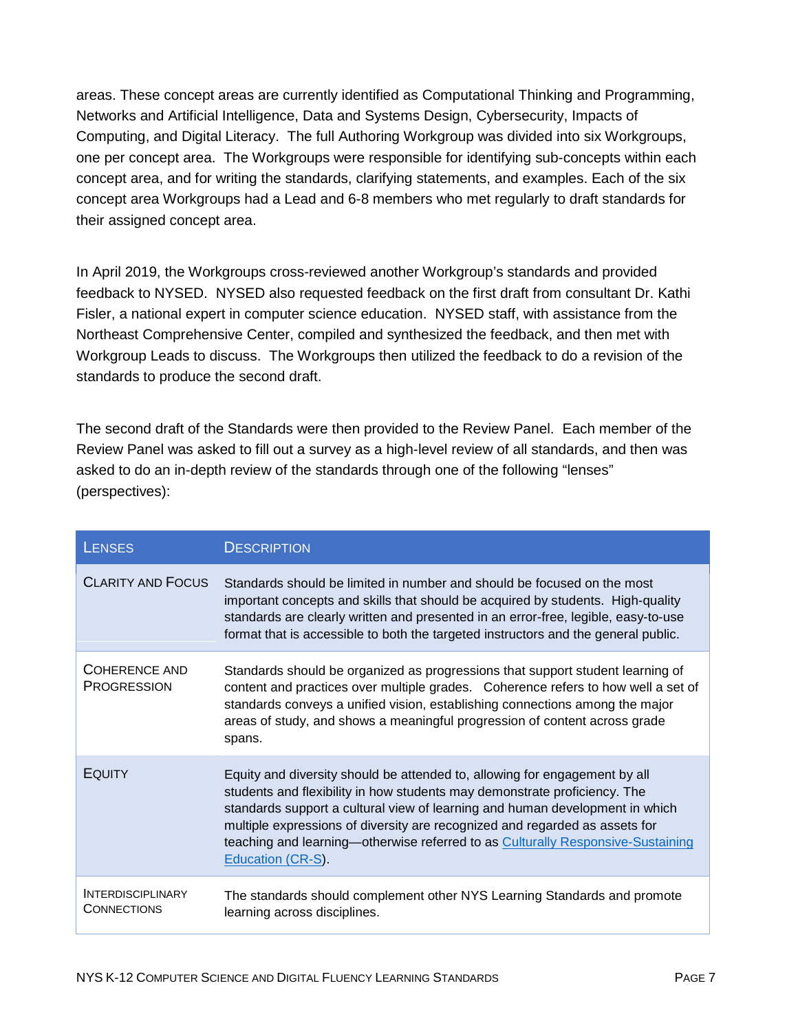areas. These concept areas are currently identified as Computational Thinking and Programming, Networks and Artificial Intelligence, Data and Systems Design, Cybersecurity, Impacts of Computing, and Digital Literacy. The full Authoring Workgroup was divided into six Workgroups, one per concept area. The Workgroups were responsible for identifying sub-concepts within each concept area, and for writing the standards, clarifying statements, and examples. Each of the six concept area Workgroups had a Lead and 6-8 members who met regularly to draft standards for their assigned concept area.

In April 2019, the Workgroups cross-reviewed another Workgroup's standards and provided feedback to NYSED. NYSED also requested feedback on the first draft from consultant Dr. Kathi Fisler, a national expert in computer science education. NYSED staff, with assistance from the Northeast Comprehensive Center, compiled and synthesized the feedback, and then met with Workgroup Leads to discuss. The Workgroups then utilized the feedback to do a revision of the standards to produce the second draft.

The second draft of the Standards were then provided to the Review Panel. Each member of the Review Panel was asked to fill out a survey as a high-level review of all standards, and then was asked to do an in-depth review of the standards through one of the following "lenses" (perspectives):

| Lenses | Description |
|---|---|
| Clarity and Focus | Standards should be limited in number and should be focused on the most important concepts and skills that should be acquired by students. High-quality standards are clearly written and presented in an error-free, legible, easy-to-use format that is accessible to both the targeted instructors and the general public. |
| Coherence and Progression | Standards should be organized as progressions that support student learning of content and practices over multiple grades. Coherence refers to how well a set of standards conveys a unified vision, establishing connections among the major areas of study, and shows a meaningful progression of content across grade spans. |
| Equity | Equity and diversity should be attended to, allowing for engagement by all students and flexibility in how students may demonstrate proficiency. The standards support a cultural view of learning and human development in which multiple expressions of diversity are recognized and regarded as assets for teaching and learning—otherwise referred to as Culturally Responsive-Sustaining Education (CR-S). |
| Interdisciplinary Connections | The standards should complement other NYS Learning Standards and promote learning across disciplines. |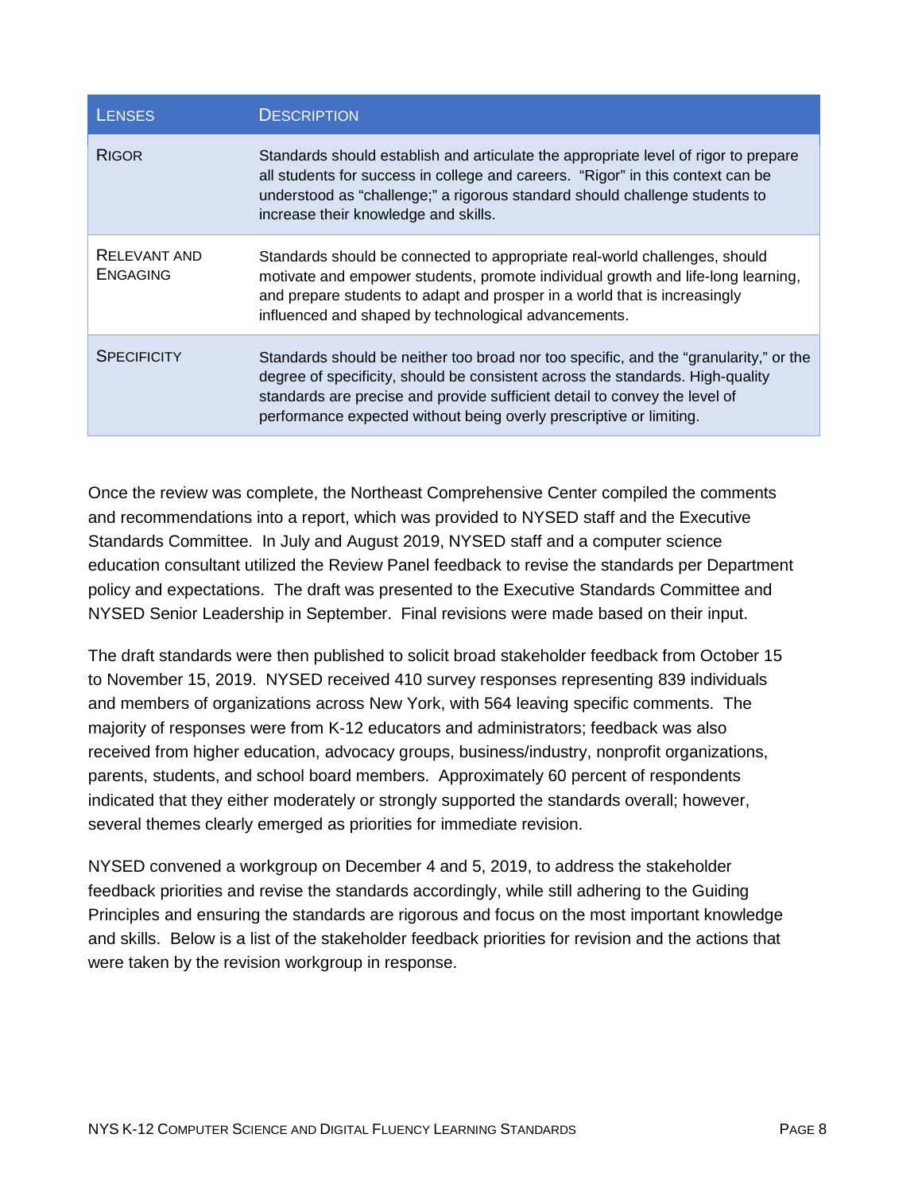| Lenses | Description |
|---|---|
| Rigor | Standards should establish and articulate the appropriate level of rigor to prepare all students for success in college and careers. "Rigor" in this context can be understood as "challenge;" a rigorous standard should challenge students to increase their knowledge and skills. |
| Relevant and Engaging | Standards should be connected to appropriate real-world challenges, should motivate and empower students, promote individual growth and life-long learning, and prepare students to adapt and prosper in a world that is increasingly influenced and shaped by technological advancements. |
| Specificity | Standards should be neither too broad nor too specific, and the "granularity," or the degree of specificity, should be consistent across the standards. High-quality standards are precise and provide sufficient detail to convey the level of performance expected without being overly prescriptive or limiting. |

Once the review was complete, the Northeast Comprehensive Center compiled the comments and recommendations into a report, which was provided to NYSED staff and the Executive Standards Committee. In July and August 2019, NYSED staff and a computer science education consultant utilized the Review Panel feedback to revise the standards per Department policy and expectations. The draft was presented to the Executive Standards Committee and NYSED Senior Leadership in September. Final revisions were made based on their input.

The draft standards were then published to solicit broad stakeholder feedback from October 15 to November 15, 2019. NYSED received 410 survey responses representing 839 individuals and members of organizations across New York, with 564 leaving specific comments. The majority of responses were from K-12 educators and administrators; feedback was also received from higher education, advocacy groups, business/industry, nonprofit organizations, parents, students, and school board members. Approximately 60 percent of respondents indicated that they either moderately or strongly supported the standards overall; however, several themes clearly emerged as priorities for immediate revision.

NYSED convened a workgroup on December 4 and 5, 2019, to address the stakeholder feedback priorities and revise the standards accordingly, while still adhering to the Guiding Principles and ensuring the standards are rigorous and focus on the most important knowledge and skills. Below is a list of the stakeholder feedback priorities for revision and the actions that were taken by the revision workgroup in response.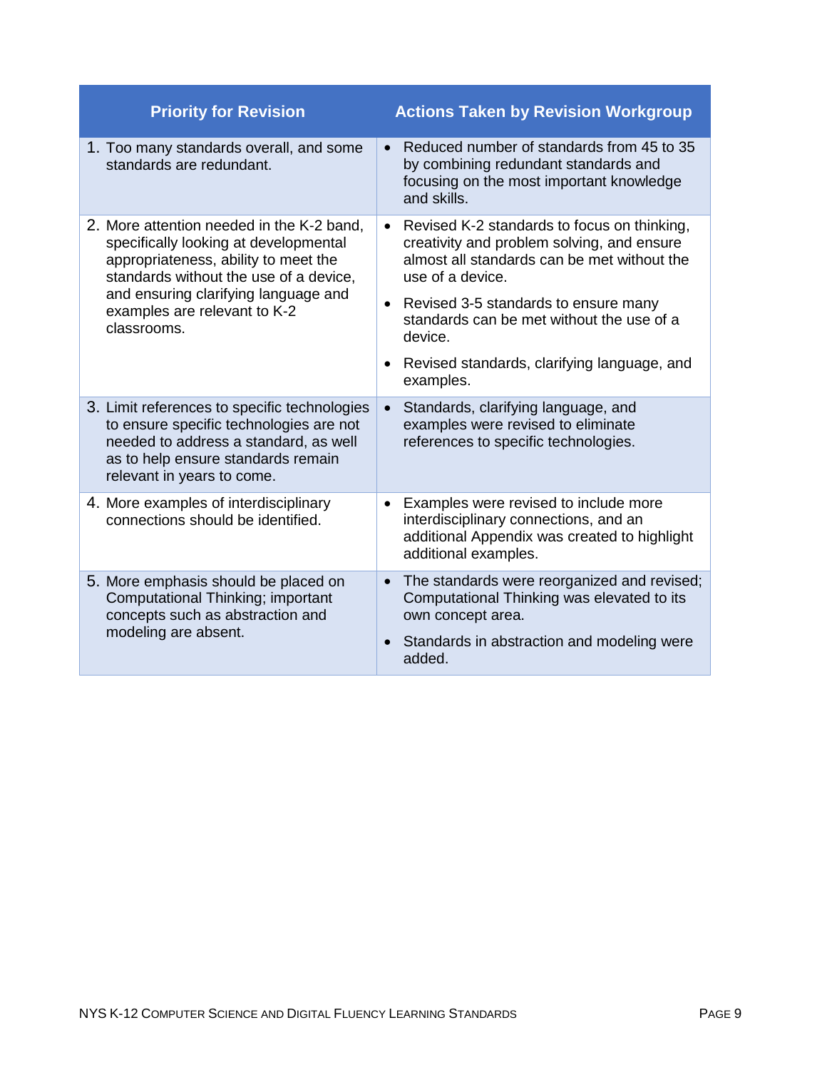| Priority for Revision | Actions Taken by Revision Workgroup |
| --- | --- |
| 1. Too many standards overall, and some standards are redundant. | • Reduced number of standards from 45 to 35 by combining redundant standards and focusing on the most important knowledge and skills. |
| 2. More attention needed in the K-2 band, specifically looking at developmental appropriateness, ability to meet the standards without the use of a device, and ensuring clarifying language and examples are relevant to K-2 classrooms. | • Revised K-2 standards to focus on thinking, creativity and problem solving, and ensure almost all standards can be met without the use of a device.<br>• Revised 3-5 standards to ensure many standards can be met without the use of a device.<br>• Revised standards, clarifying language, and examples. |
| 3. Limit references to specific technologies to ensure specific technologies are not needed to address a standard, as well as to help ensure standards remain relevant in years to come. | • Standards, clarifying language, and examples were revised to eliminate references to specific technologies. |
| 4. More examples of interdisciplinary connections should be identified. | • Examples were revised to include more interdisciplinary connections, and an additional Appendix was created to highlight additional examples. |
| 5. More emphasis should be placed on Computational Thinking; important concepts such as abstraction and modeling are absent. | • The standards were reorganized and revised; Computational Thinking was elevated to its own concept area.<br>• Standards in abstraction and modeling were added. |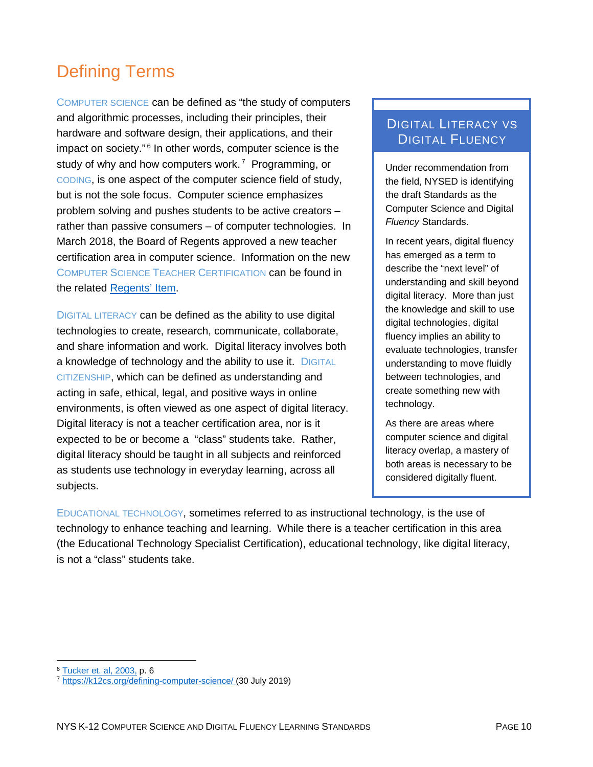# Defining Terms

COMPUTER SCIENCE can be defined as "the study of computers and algorithmic processes, including their principles, their hardware and software design, their applications, and their impact on society."[6] In other words, computer science is the study of why and how computers work.[7] Programming, or CODING, is one aspect of the computer science field of study, but is not the sole focus. Computer science emphasizes problem solving and pushes students to be active creators – rather than passive consumers – of computer technologies. In March 2018, the Board of Regents approved a new teacher certification area in computer science. Information on the new COMPUTER SCIENCE TEACHER CERTIFICATION can be found in the related Regents' Item.

DIGITAL LITERACY can be defined as the ability to use digital technologies to create, research, communicate, collaborate, and share information and work. Digital literacy involves both a knowledge of technology and the ability to use it. DIGITAL CITIZENSHIP, which can be defined as understanding and acting in safe, ethical, legal, and positive ways in online environments, is often viewed as one aspect of digital literacy. Digital literacy is not a teacher certification area, nor is it expected to be or become a "class" students take. Rather, digital literacy should be taught in all subjects and reinforced as students use technology in everyday learning, across all subjects.

> **DIGITAL LITERACY VS DIGITAL FLUENCY**
>
> Under recommendation from the field, NYSED is identifying the draft Standards as the Computer Science and Digital *Fluency* Standards.
>
> In recent years, digital fluency has emerged as a term to describe the "next level" of understanding and skill beyond digital literacy. More than just the knowledge and skill to use digital technologies, digital fluency implies an ability to evaluate technologies, transfer understanding to move fluidly between technologies, and create something new with technology.
>
> As there are areas where computer science and digital literacy overlap, a mastery of both areas is necessary to be considered digitally fluent.

EDUCATIONAL TECHNOLOGY, sometimes referred to as instructional technology, is the use of technology to enhance teaching and learning. While there is a teacher certification in this area (the Educational Technology Specialist Certification), educational technology, like digital literacy, is not a "class" students take.

---

[6] Tucker et. al, 2003, p. 6

[7] https://k12cs.org/defining-computer-science/ (30 July 2019)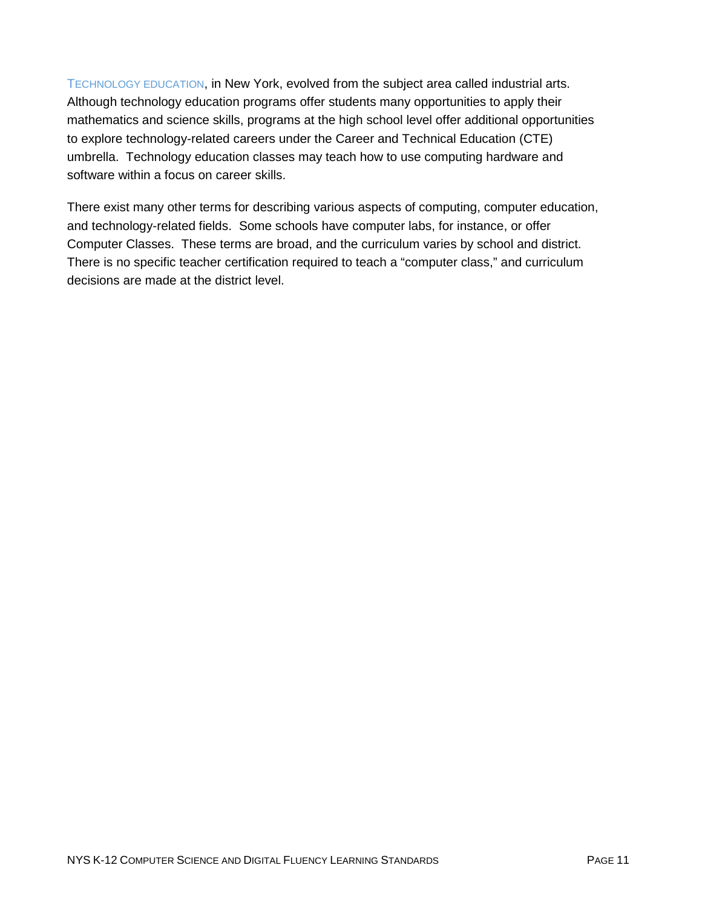TECHNOLOGY EDUCATION, in New York, evolved from the subject area called industrial arts. Although technology education programs offer students many opportunities to apply their mathematics and science skills, programs at the high school level offer additional opportunities to explore technology-related careers under the Career and Technical Education (CTE) umbrella. Technology education classes may teach how to use computing hardware and software within a focus on career skills.

There exist many other terms for describing various aspects of computing, computer education, and technology-related fields. Some schools have computer labs, for instance, or offer Computer Classes. These terms are broad, and the curriculum varies by school and district. There is no specific teacher certification required to teach a "computer class," and curriculum decisions are made at the district level.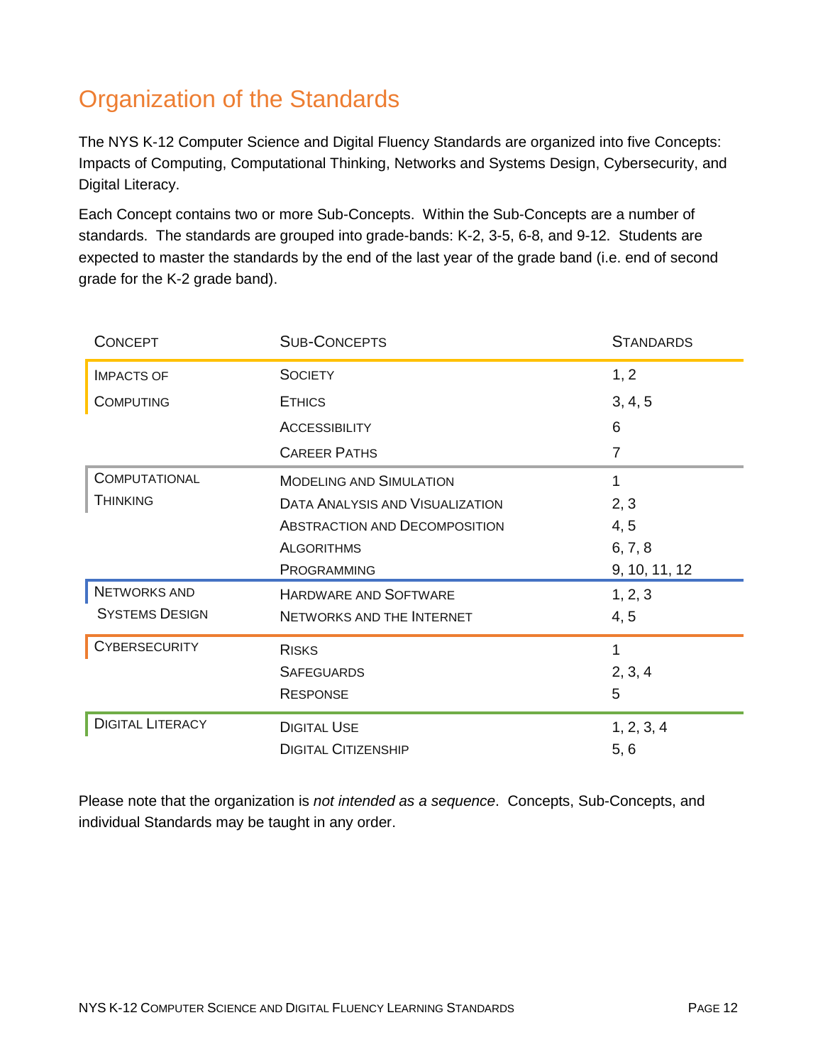## Organization of the Standards

The NYS K-12 Computer Science and Digital Fluency Standards are organized into five Concepts: Impacts of Computing, Computational Thinking, Networks and Systems Design, Cybersecurity, and Digital Literacy.

Each Concept contains two or more Sub-Concepts. Within the Sub-Concepts are a number of standards. The standards are grouped into grade-bands: K-2, 3-5, 6-8, and 9-12. Students are expected to master the standards by the end of the last year of the grade band (i.e. end of second grade for the K-2 grade band).

| Concept | Sub-Concepts | Standards |
|---|---|---|
| Impacts of Computing | Society | 1, 2 |
| | Ethics | 3, 4, 5 |
| | Accessibility | 6 |
| | Career Paths | 7 |
| Computational Thinking | Modeling and Simulation | 1 |
| | Data Analysis and Visualization | 2, 3 |
| | Abstraction and Decomposition | 4, 5 |
| | Algorithms | 6, 7, 8 |
| | Programming | 9, 10, 11, 12 |
| Networks and Systems Design | Hardware and Software | 1, 2, 3 |
| | Networks and the Internet | 4, 5 |
| Cybersecurity | Risks | 1 |
| | Safeguards | 2, 3, 4 |
| | Response | 5 |
| Digital Literacy | Digital Use | 1, 2, 3, 4 |
| | Digital Citizenship | 5, 6 |

Please note that the organization is *not intended as a sequence*. Concepts, Sub-Concepts, and individual Standards may be taught in any order.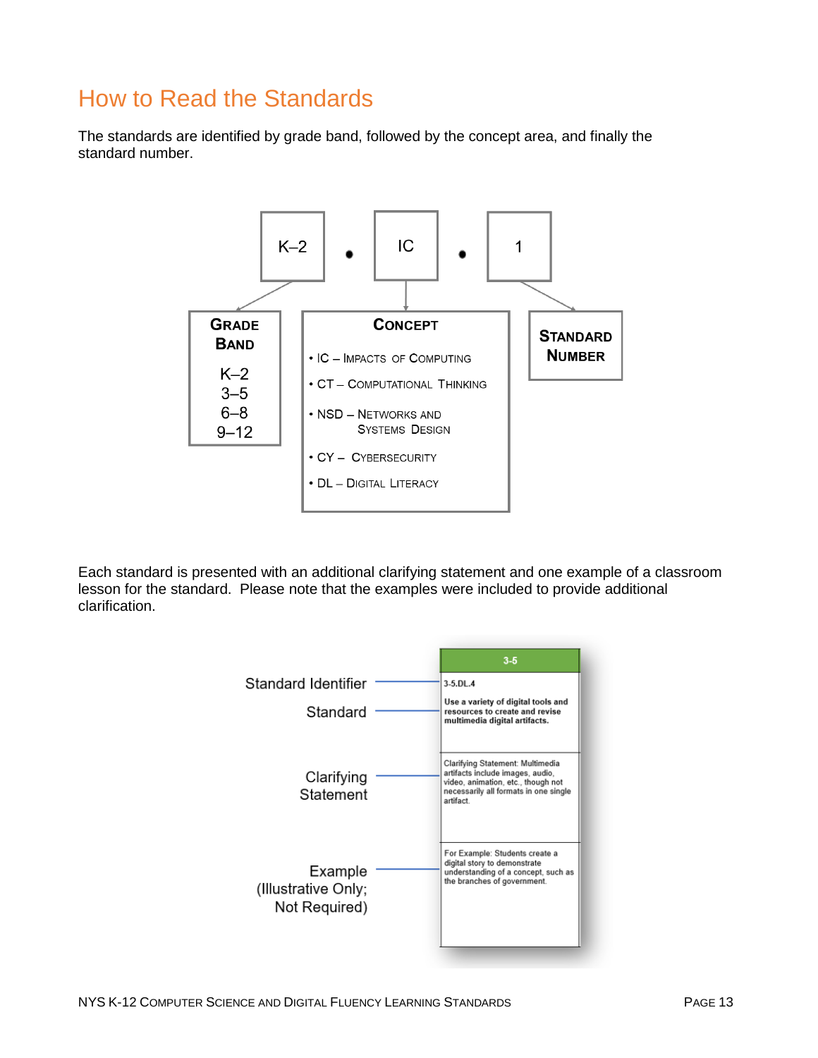# How to Read the Standards

The standards are identified by grade band, followed by the concept area, and finally the standard number.

K–2 • IC • 1

**Grade Band**

- K–2
- 3–5
- 6–8
- 9–12

**Concept**

- IC – Impacts of Computing
- CT – Computational Thinking
- NSD – Networks and Systems Design
- CY – Cybersecurity
- DL – Digital Literacy

**Standard Number**

Each standard is presented with an additional clarifying statement and one example of a classroom lesson for the standard. Please note that the examples were included to provide additional clarification.

| 3-5 |
|---|
| 3-5.DL.4 |
| **Use a variety of digital tools and resources to create and revise multimedia digital artifacts.** |
| Clarifying Statement: Multimedia artifacts include images, audio, video, animation, etc., though not necessarily all formats in one single artifact. |
| For Example: Students create a digital story to demonstrate understanding of a concept, such as the branches of government. |

- Standard Identifier
- Standard
- Clarifying Statement
- Example (Illustrative Only; Not Required)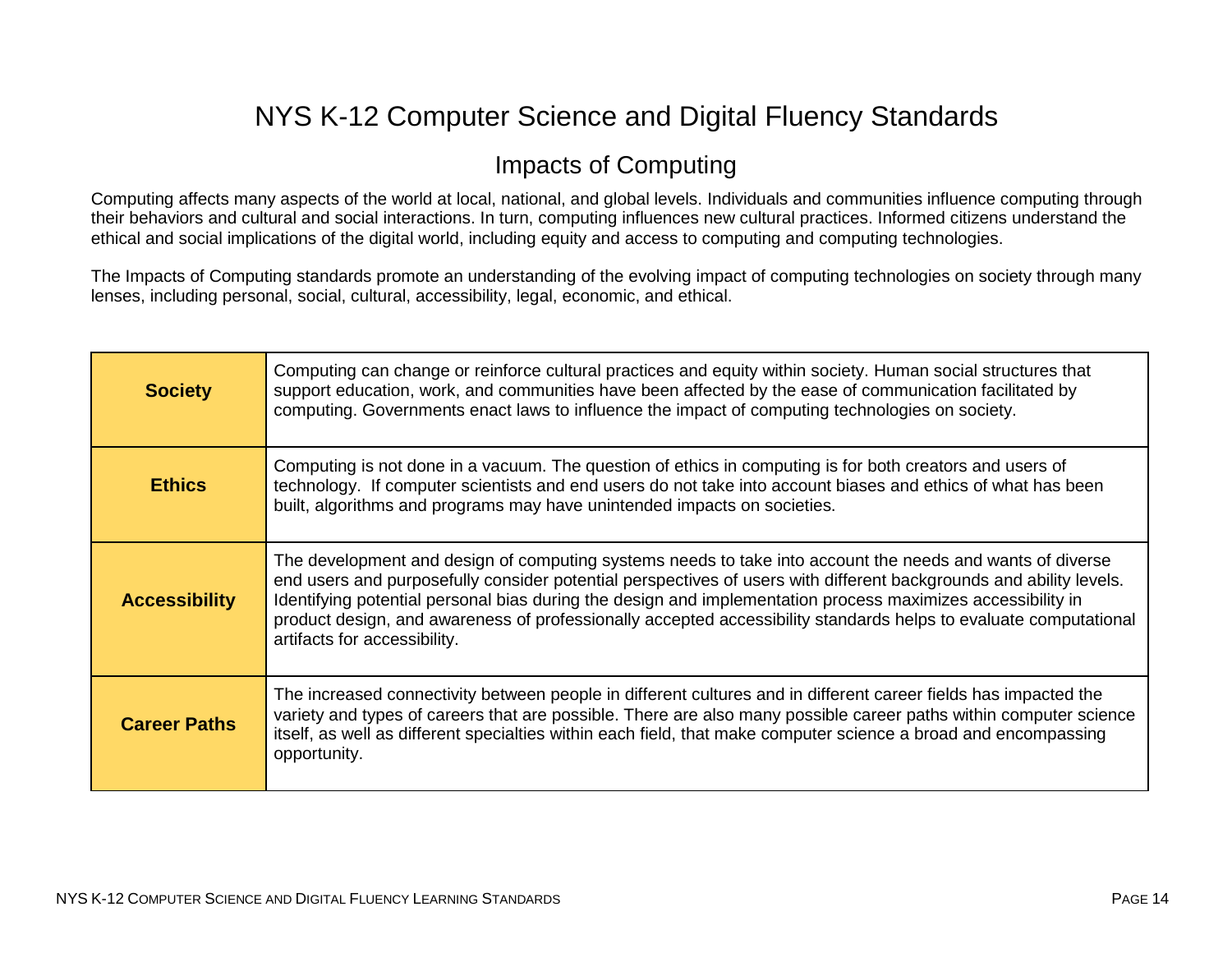# NYS K-12 Computer Science and Digital Fluency Standards

## Impacts of Computing

Computing affects many aspects of the world at local, national, and global levels. Individuals and communities influence computing through their behaviors and cultural and social interactions. In turn, computing influences new cultural practices. Informed citizens understand the ethical and social implications of the digital world, including equity and access to computing and computing technologies.

The Impacts of Computing standards promote an understanding of the evolving impact of computing technologies on society through many lenses, including personal, social, cultural, accessibility, legal, economic, and ethical.

| | |
|---|---|
| **Society** | Computing can change or reinforce cultural practices and equity within society. Human social structures that support education, work, and communities have been affected by the ease of communication facilitated by computing. Governments enact laws to influence the impact of computing technologies on society. |
| **Ethics** | Computing is not done in a vacuum. The question of ethics in computing is for both creators and users of technology. If computer scientists and end users do not take into account biases and ethics of what has been built, algorithms and programs may have unintended impacts on societies. |
| **Accessibility** | The development and design of computing systems needs to take into account the needs and wants of diverse end users and purposefully consider potential perspectives of users with different backgrounds and ability levels. Identifying potential personal bias during the design and implementation process maximizes accessibility in product design, and awareness of professionally accepted accessibility standards helps to evaluate computational artifacts for accessibility. |
| **Career Paths** | The increased connectivity between people in different cultures and in different career fields has impacted the variety and types of careers that are possible. There are also many possible career paths within computer science itself, as well as different specialties within each field, that make computer science a broad and encompassing opportunity. |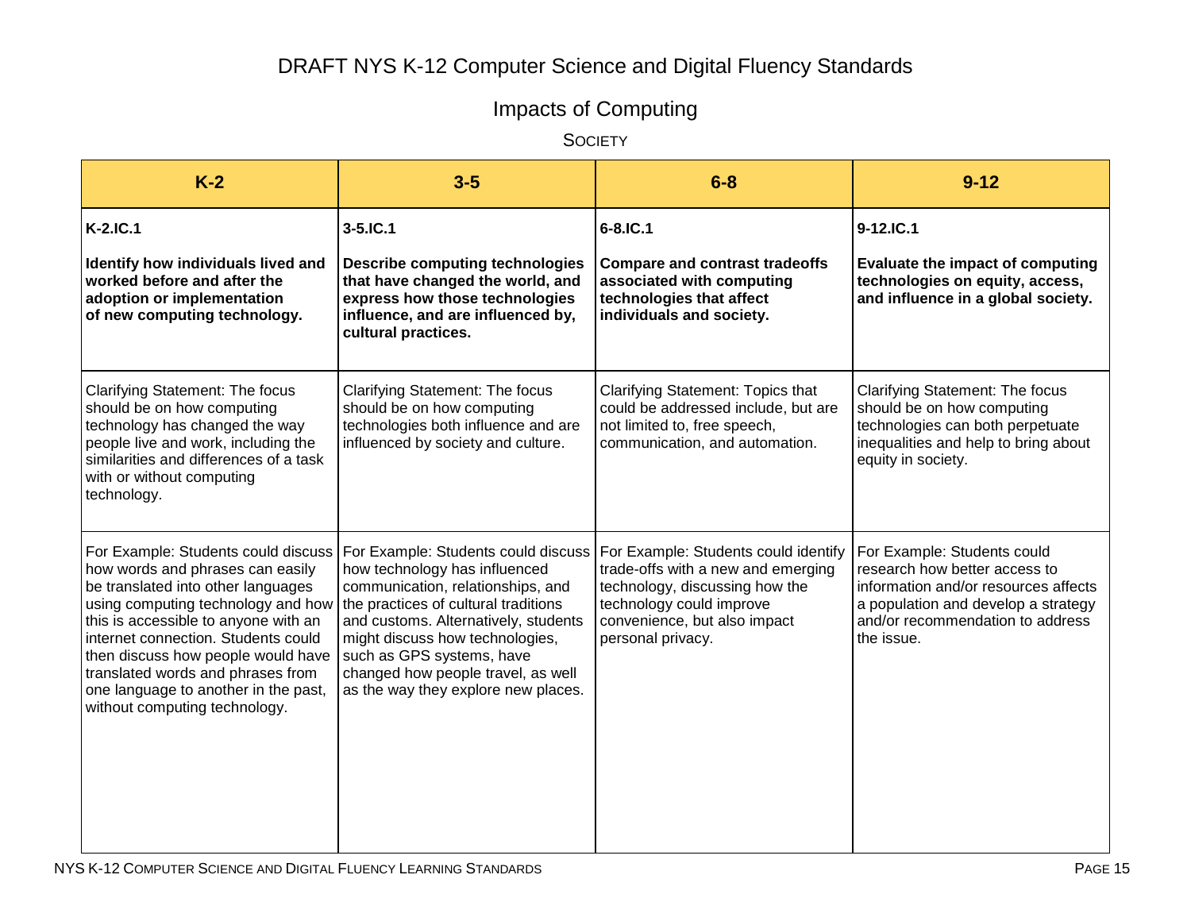# DRAFT NYS K-12 Computer Science and Digital Fluency Standards

## Impacts of Computing

### Society

| K-2 | 3-5 | 6-8 | 9-12 |
|---|---|---|---|
| **K-2.IC.1**<br><br>**Identify how individuals lived and worked before and after the adoption or implementation of new computing technology.** | **3-5.IC.1**<br><br>**Describe computing technologies that have changed the world, and express how those technologies influence, and are influenced by, cultural practices.** | **6-8.IC.1**<br><br>**Compare and contrast tradeoffs associated with computing technologies that affect individuals and society.** | **9-12.IC.1**<br><br>**Evaluate the impact of computing technologies on equity, access, and influence in a global society.** |
| Clarifying Statement: The focus should be on how computing technology has changed the way people live and work, including the similarities and differences of a task with or without computing technology. | Clarifying Statement: The focus should be on how computing technologies both influence and are influenced by society and culture. | Clarifying Statement: Topics that could be addressed include, but are not limited to, free speech, communication, and automation. | Clarifying Statement: The focus should be on how computing technologies can both perpetuate inequalities and help to bring about equity in society. |
| For Example: Students could discuss how words and phrases can easily be translated into other languages using computing technology and how this is accessible to anyone with an internet connection. Students could then discuss how people would have translated words and phrases from one language to another in the past, without computing technology. | For Example: Students could discuss how technology has influenced communication, relationships, and the practices of cultural traditions and customs. Alternatively, students might discuss how technologies, such as GPS systems, have changed how people travel, as well as the way they explore new places. | For Example: Students could identify trade-offs with a new and emerging technology, discussing how the technology could improve convenience, but also impact personal privacy. | For Example: Students could research how better access to information and/or resources affects a population and develop a strategy and/or recommendation to address the issue. |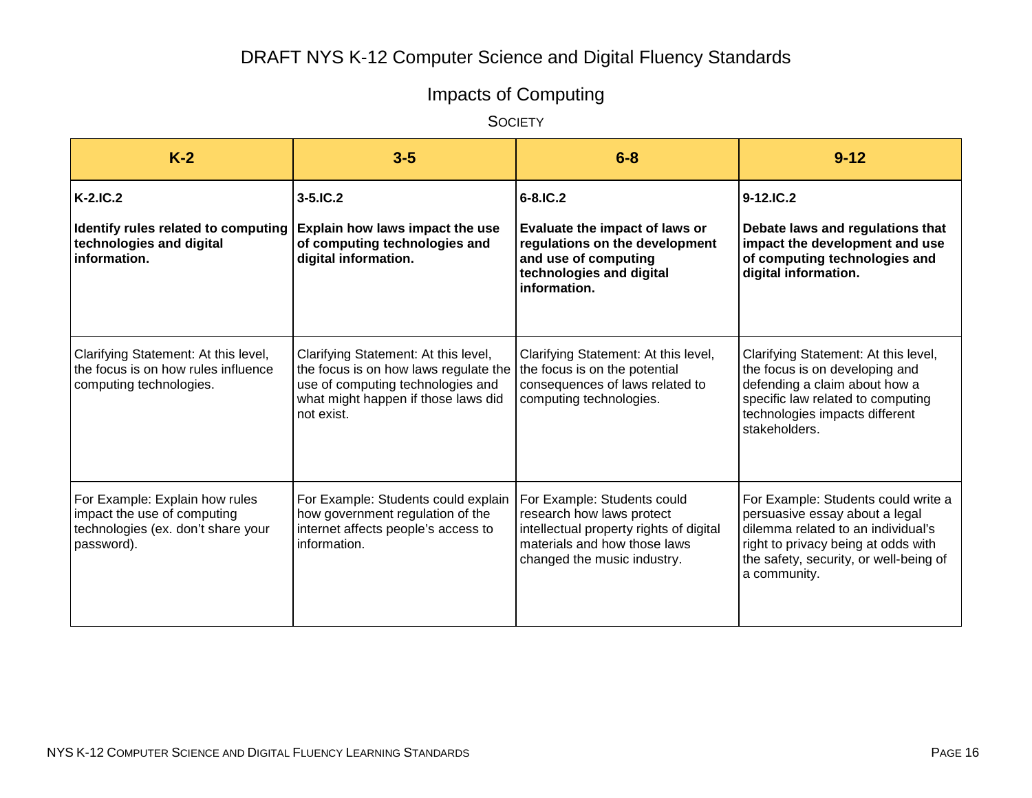# DRAFT NYS K-12 Computer Science and Digital Fluency Standards

## Impacts of Computing

### Society

| K-2 | 3-5 | 6-8 | 9-12 |
|---|---|---|---|
| **K-2.IC.2**<br><br>**Identify rules related to computing technologies and digital information.** | **3-5.IC.2**<br><br>**Explain how laws impact the use of computing technologies and digital information.** | **6-8.IC.2**<br><br>**Evaluate the impact of laws or regulations on the development and use of computing technologies and digital information.** | **9-12.IC.2**<br><br>**Debate laws and regulations that impact the development and use of computing technologies and digital information.** |
| Clarifying Statement: At this level, the focus is on how rules influence computing technologies. | Clarifying Statement: At this level, the focus is on how laws regulate the use of computing technologies and what might happen if those laws did not exist. | Clarifying Statement: At this level, the focus is on the potential consequences of laws related to computing technologies. | Clarifying Statement: At this level, the focus is on developing and defending a claim about how a specific law related to computing technologies impacts different stakeholders. |
| For Example: Explain how rules impact the use of computing technologies (ex. don't share your password). | For Example: Students could explain how government regulation of the internet affects people's access to information. | For Example: Students could research how laws protect intellectual property rights of digital materials and how those laws changed the music industry. | For Example: Students could write a persuasive essay about a legal dilemma related to an individual's right to privacy being at odds with the safety, security, or well-being of a community. |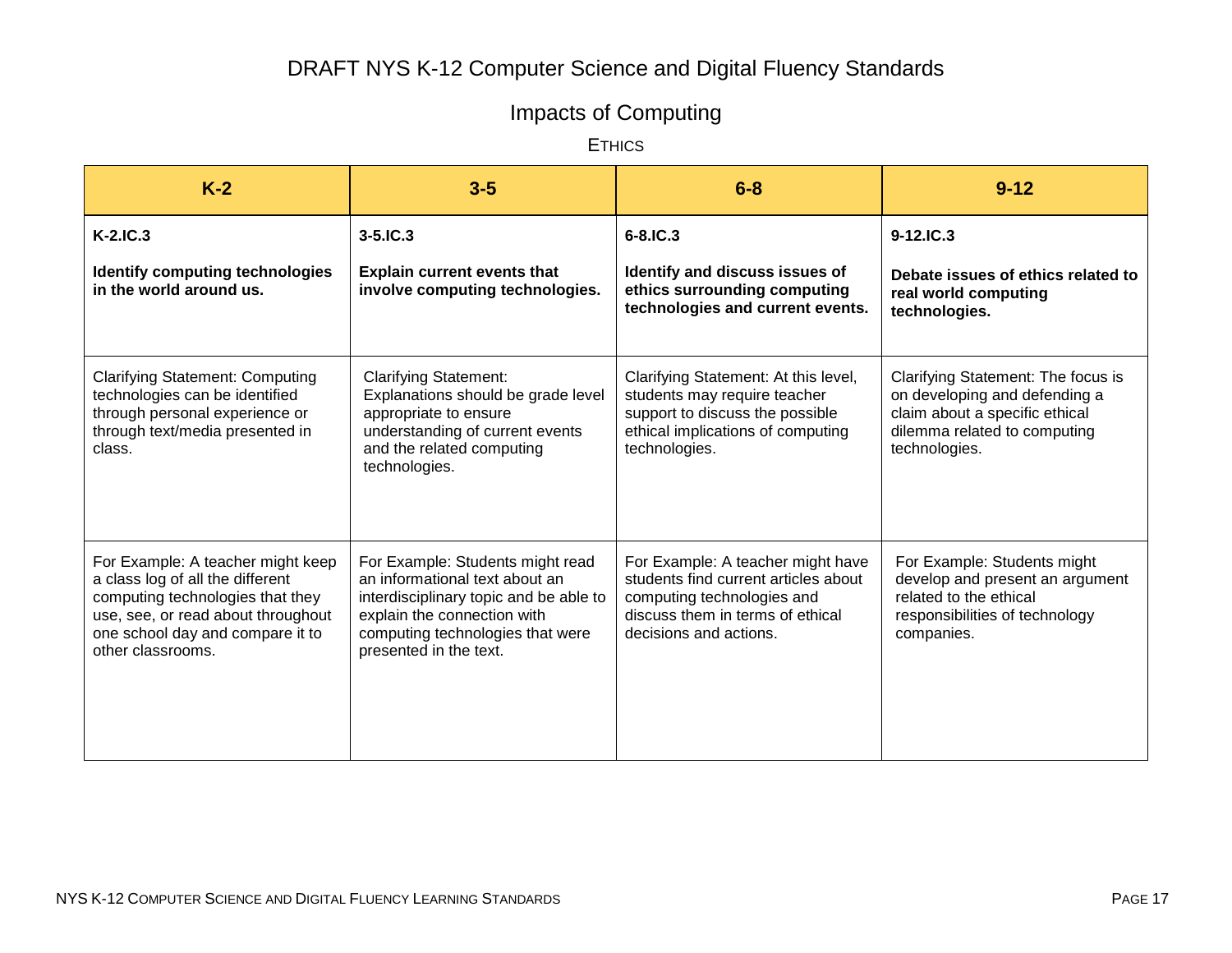# DRAFT NYS K-12 Computer Science and Digital Fluency Standards

## Impacts of Computing

### Ethics

| K-2 | 3-5 | 6-8 | 9-12 |
|---|---|---|---|
| **K-2.IC.3**<br><br>**Identify computing technologies in the world around us.** | **3-5.IC.3**<br><br>**Explain current events that involve computing technologies.** | **6-8.IC.3**<br><br>**Identify and discuss issues of ethics surrounding computing technologies and current events.** | **9-12.IC.3**<br><br>**Debate issues of ethics related to real world computing technologies.** |
| Clarifying Statement: Computing technologies can be identified through personal experience or through text/media presented in class. | Clarifying Statement: Explanations should be grade level appropriate to ensure understanding of current events and the related computing technologies. | Clarifying Statement: At this level, students may require teacher support to discuss the possible ethical implications of computing technologies. | Clarifying Statement: The focus is on developing and defending a claim about a specific ethical dilemma related to computing technologies. |
| For Example: A teacher might keep a class log of all the different computing technologies that they use, see, or read about throughout one school day and compare it to other classrooms. | For Example: Students might read an informational text about an interdisciplinary topic and be able to explain the connection with computing technologies that were presented in the text. | For Example: A teacher might have students find current articles about computing technologies and discuss them in terms of ethical decisions and actions. | For Example: Students might develop and present an argument related to the ethical responsibilities of technology companies. |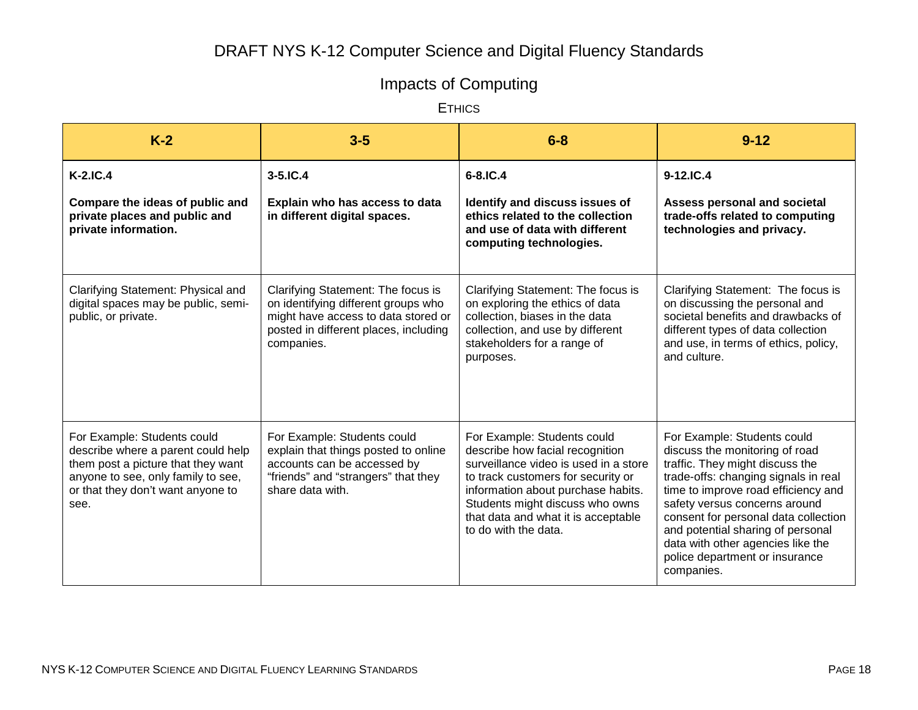# DRAFT NYS K-12 Computer Science and Digital Fluency Standards

## Impacts of Computing

### Ethics

| K-2 | 3-5 | 6-8 | 9-12 |
|---|---|---|---|
| **K-2.IC.4**<br><br>**Compare the ideas of public and private places and public and private information.** | **3-5.IC.4**<br><br>**Explain who has access to data in different digital spaces.** | **6-8.IC.4**<br><br>**Identify and discuss issues of ethics related to the collection and use of data with different computing technologies.** | **9-12.IC.4**<br><br>**Assess personal and societal trade-offs related to computing technologies and privacy.** |
| Clarifying Statement: Physical and digital spaces may be public, semi-public, or private. | Clarifying Statement: The focus is on identifying different groups who might have access to data stored or posted in different places, including companies. | Clarifying Statement: The focus is on exploring the ethics of data collection, biases in the data collection, and use by different stakeholders for a range of purposes. | Clarifying Statement: The focus is on discussing the personal and societal benefits and drawbacks of different types of data collection and use, in terms of ethics, policy, and culture. |
| For Example: Students could describe where a parent could help them post a picture that they want anyone to see, only family to see, or that they don't want anyone to see. | For Example: Students could explain that things posted to online accounts can be accessed by "friends" and "strangers" that they share data with. | For Example: Students could describe how facial recognition surveillance video is used in a store to track customers for security or information about purchase habits. Students might discuss who owns that data and what it is acceptable to do with the data. | For Example: Students could discuss the monitoring of road traffic. They might discuss the trade-offs: changing signals in real time to improve road efficiency and safety versus concerns around consent for personal data collection and potential sharing of personal data with other agencies like the police department or insurance companies. |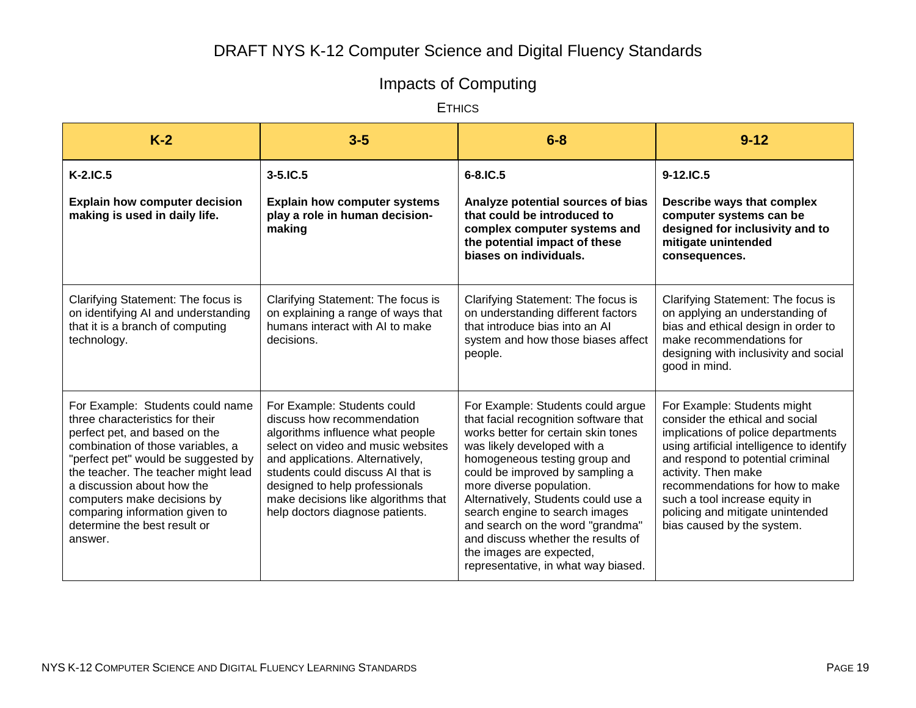# DRAFT NYS K-12 Computer Science and Digital Fluency Standards

## Impacts of Computing

### Ethics

| K-2 | 3-5 | 6-8 | 9-12 |
|---|---|---|---|
| **K-2.IC.5**<br><br>**Explain how computer decision making is used in daily life.** | **3-5.IC.5**<br><br>**Explain how computer systems play a role in human decision-making** | **6-8.IC.5**<br><br>**Analyze potential sources of bias that could be introduced to complex computer systems and the potential impact of these biases on individuals.** | **9-12.IC.5**<br><br>**Describe ways that complex computer systems can be designed for inclusivity and to mitigate unintended consequences.** |
| Clarifying Statement: The focus is on identifying AI and understanding that it is a branch of computing technology. | Clarifying Statement: The focus is on explaining a range of ways that humans interact with AI to make decisions. | Clarifying Statement: The focus is on understanding different factors that introduce bias into an AI system and how those biases affect people. | Clarifying Statement: The focus is on applying an understanding of bias and ethical design in order to make recommendations for designing with inclusivity and social good in mind. |
| For Example: Students could name three characteristics for their perfect pet, and based on the combination of those variables, a "perfect pet" would be suggested by the teacher. The teacher might lead a discussion about how the computers make decisions by comparing information given to determine the best result or answer. | For Example: Students could discuss how recommendation algorithms influence what people select on video and music websites and applications. Alternatively, students could discuss AI that is designed to help professionals make decisions like algorithms that help doctors diagnose patients. | For Example: Students could argue that facial recognition software that works better for certain skin tones was likely developed with a homogeneous testing group and could be improved by sampling a more diverse population. Alternatively, Students could use a search engine to search images and search on the word "grandma" and discuss whether the results of the images are expected, representative, in what way biased. | For Example: Students might consider the ethical and social implications of police departments using artificial intelligence to identify and respond to potential criminal activity. Then make recommendations for how to make such a tool increase equity in policing and mitigate unintended bias caused by the system. |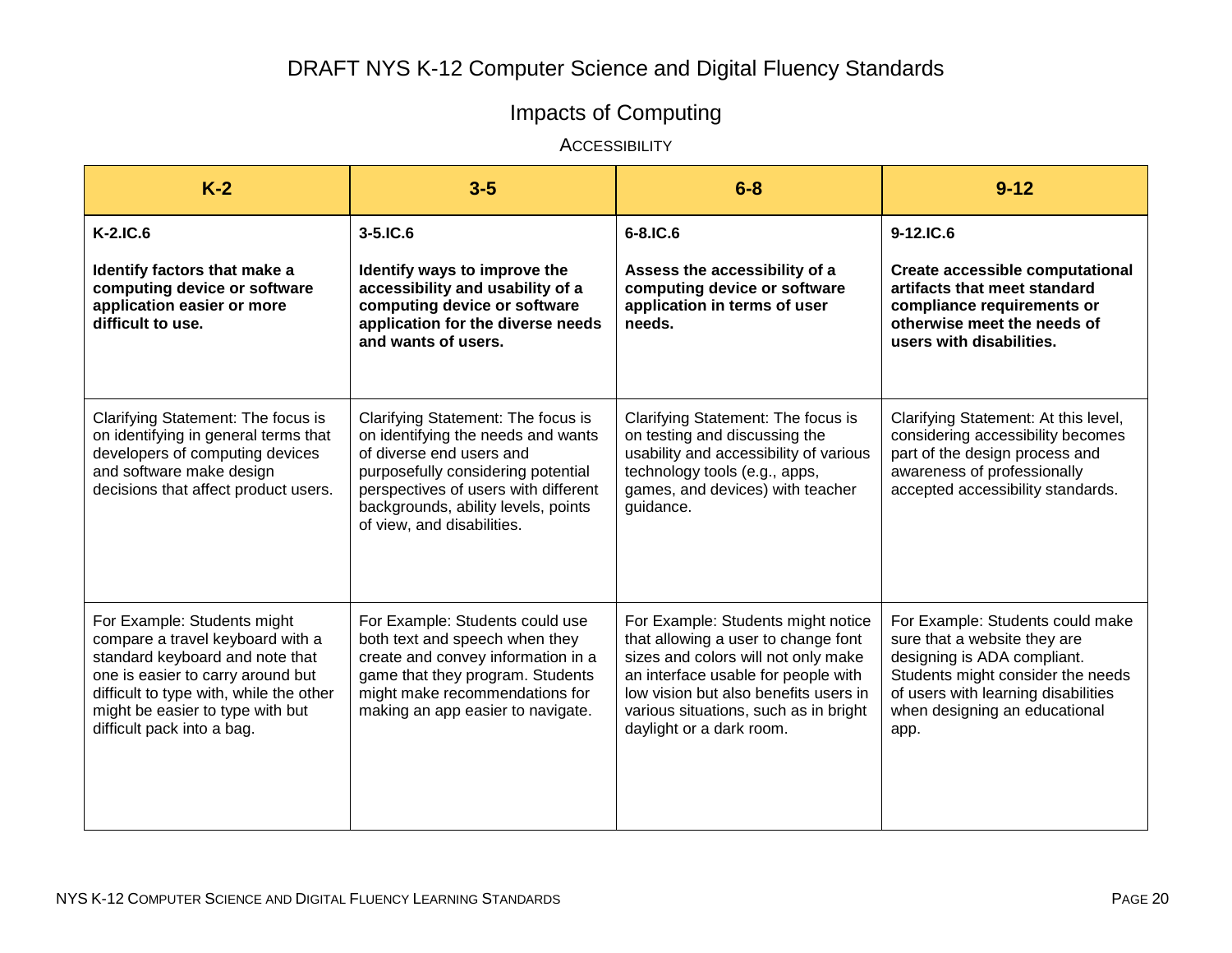# DRAFT NYS K-12 Computer Science and Digital Fluency Standards

## Impacts of Computing

### Accessibility

| K-2 | 3-5 | 6-8 | 9-12 |
|---|---|---|---|
| **K-2.IC.6**<br><br>**Identify factors that make a computing device or software application easier or more difficult to use.** | **3-5.IC.6**<br><br>**Identify ways to improve the accessibility and usability of a computing device or software application for the diverse needs and wants of users.** | **6-8.IC.6**<br><br>**Assess the accessibility of a computing device or software application in terms of user needs.** | **9-12.IC.6**<br><br>**Create accessible computational artifacts that meet standard compliance requirements or otherwise meet the needs of users with disabilities.** |
| Clarifying Statement: The focus is on identifying in general terms that developers of computing devices and software make design decisions that affect product users. | Clarifying Statement: The focus is on identifying the needs and wants of diverse end users and purposefully considering potential perspectives of users with different backgrounds, ability levels, points of view, and disabilities. | Clarifying Statement: The focus is on testing and discussing the usability and accessibility of various technology tools (e.g., apps, games, and devices) with teacher guidance. | Clarifying Statement: At this level, considering accessibility becomes part of the design process and awareness of professionally accepted accessibility standards. |
| For Example: Students might compare a travel keyboard with a standard keyboard and note that one is easier to carry around but difficult to type with, while the other might be easier to type with but difficult pack into a bag. | For Example: Students could use both text and speech when they create and convey information in a game that they program. Students might make recommendations for making an app easier to navigate. | For Example: Students might notice that allowing a user to change font sizes and colors will not only make an interface usable for people with low vision but also benefits users in various situations, such as in bright daylight or a dark room. | For Example: Students could make sure that a website they are designing is ADA compliant. Students might consider the needs of users with learning disabilities when designing an educational app. |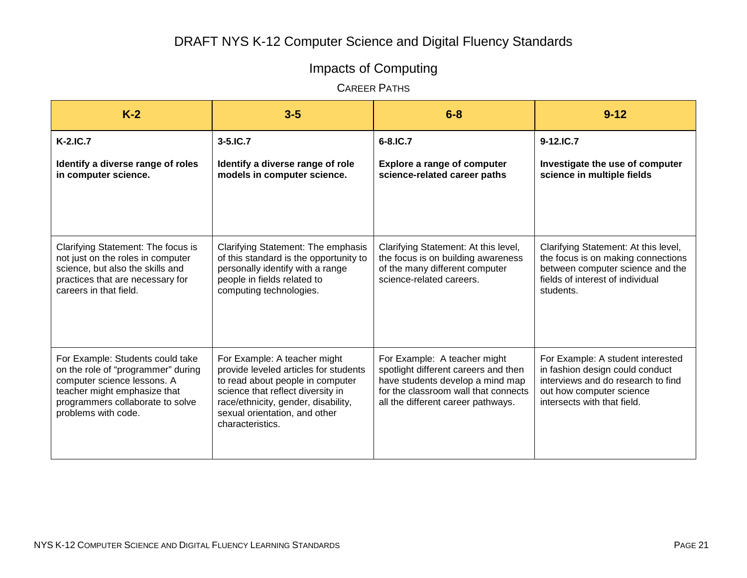# DRAFT NYS K-12 Computer Science and Digital Fluency Standards

## Impacts of Computing

### Career Paths

| K-2 | 3-5 | 6-8 | 9-12 |
|---|---|---|---|
| **K-2.IC.7**<br><br>**Identify a diverse range of roles in computer science.** | **3-5.IC.7**<br><br>**Identify a diverse range of role models in computer science.** | **6-8.IC.7**<br><br>**Explore a range of computer science-related career paths** | **9-12.IC.7**<br><br>**Investigate the use of computer science in multiple fields** |
| Clarifying Statement: The focus is not just on the roles in computer science, but also the skills and practices that are necessary for careers in that field. | Clarifying Statement: The emphasis of this standard is the opportunity to personally identify with a range people in fields related to computing technologies. | Clarifying Statement: At this level, the focus is on building awareness of the many different computer science-related careers. | Clarifying Statement: At this level, the focus is on making connections between computer science and the fields of interest of individual students. |
| For Example: Students could take on the role of "programmer" during computer science lessons. A teacher might emphasize that programmers collaborate to solve problems with code. | For Example: A teacher might provide leveled articles for students to read about people in computer science that reflect diversity in race/ethnicity, gender, disability, sexual orientation, and other characteristics. | For Example: A teacher might spotlight different careers and then have students develop a mind map for the classroom wall that connects all the different career pathways. | For Example: A student interested in fashion design could conduct interviews and do research to find out how computer science intersects with that field. |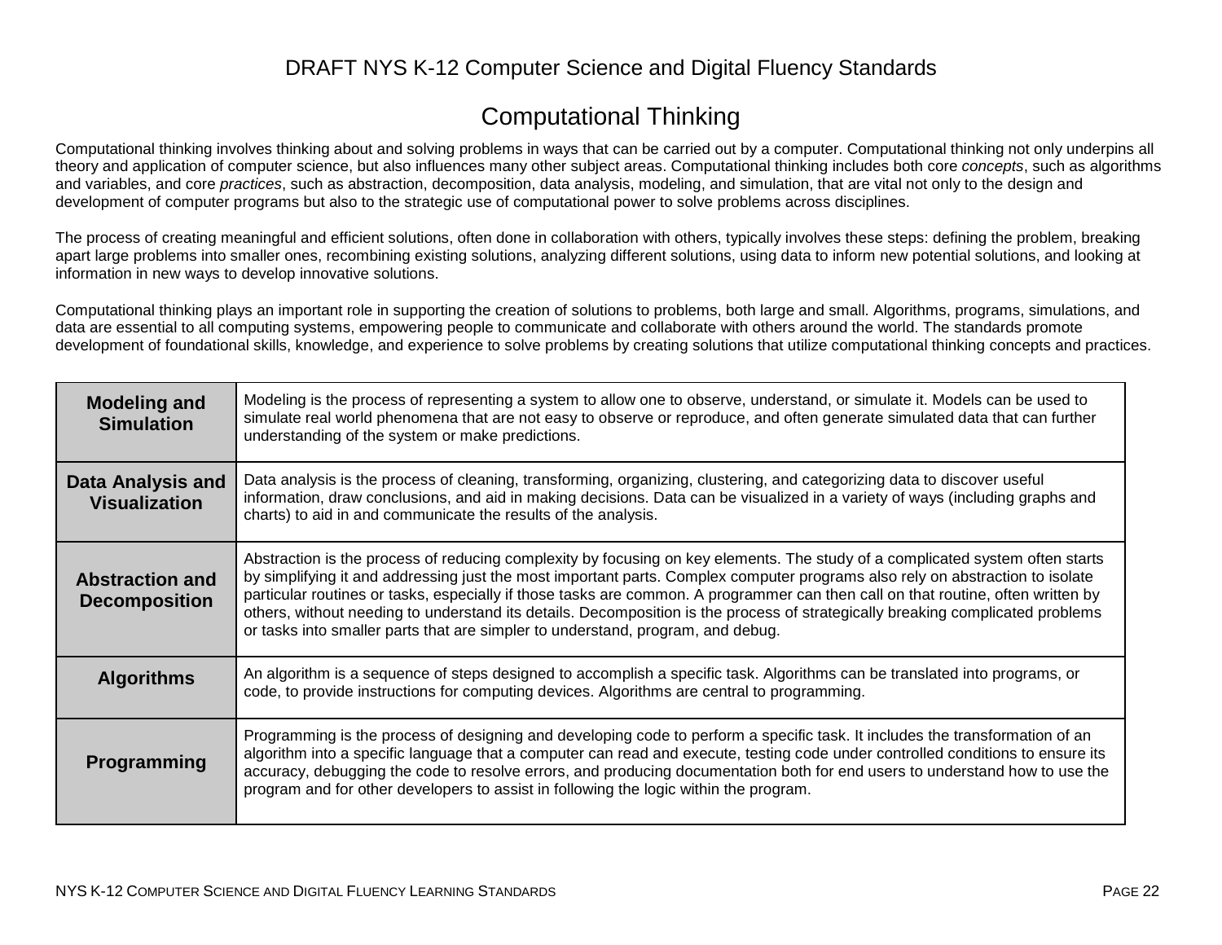# DRAFT NYS K-12 Computer Science and Digital Fluency Standards

## Computational Thinking

Computational thinking involves thinking about and solving problems in ways that can be carried out by a computer. Computational thinking not only underpins all theory and application of computer science, but also influences many other subject areas. Computational thinking includes both core *concepts*, such as algorithms and variables, and core *practices*, such as abstraction, decomposition, data analysis, modeling, and simulation, that are vital not only to the design and development of computer programs but also to the strategic use of computational power to solve problems across disciplines.

The process of creating meaningful and efficient solutions, often done in collaboration with others, typically involves these steps: defining the problem, breaking apart large problems into smaller ones, recombining existing solutions, analyzing different solutions, using data to inform new potential solutions, and looking at information in new ways to develop innovative solutions.

Computational thinking plays an important role in supporting the creation of solutions to problems, both large and small. Algorithms, programs, simulations, and data are essential to all computing systems, empowering people to communicate and collaborate with others around the world. The standards promote development of foundational skills, knowledge, and experience to solve problems by creating solutions that utilize computational thinking concepts and practices.

| | |
|---|---|
| **Modeling and Simulation** | Modeling is the process of representing a system to allow one to observe, understand, or simulate it. Models can be used to simulate real world phenomena that are not easy to observe or reproduce, and often generate simulated data that can further understanding of the system or make predictions. |
| **Data Analysis and Visualization** | Data analysis is the process of cleaning, transforming, organizing, clustering, and categorizing data to discover useful information, draw conclusions, and aid in making decisions. Data can be visualized in a variety of ways (including graphs and charts) to aid in and communicate the results of the analysis. |
| **Abstraction and Decomposition** | Abstraction is the process of reducing complexity by focusing on key elements. The study of a complicated system often starts by simplifying it and addressing just the most important parts. Complex computer programs also rely on abstraction to isolate particular routines or tasks, especially if those tasks are common. A programmer can then call on that routine, often written by others, without needing to understand its details. Decomposition is the process of strategically breaking complicated problems or tasks into smaller parts that are simpler to understand, program, and debug. |
| **Algorithms** | An algorithm is a sequence of steps designed to accomplish a specific task. Algorithms can be translated into programs, or code, to provide instructions for computing devices. Algorithms are central to programming. |
| **Programming** | Programming is the process of designing and developing code to perform a specific task. It includes the transformation of an algorithm into a specific language that a computer can read and execute, testing code under controlled conditions to ensure its accuracy, debugging the code to resolve errors, and producing documentation both for end users to understand how to use the program and for other developers to assist in following the logic within the program. |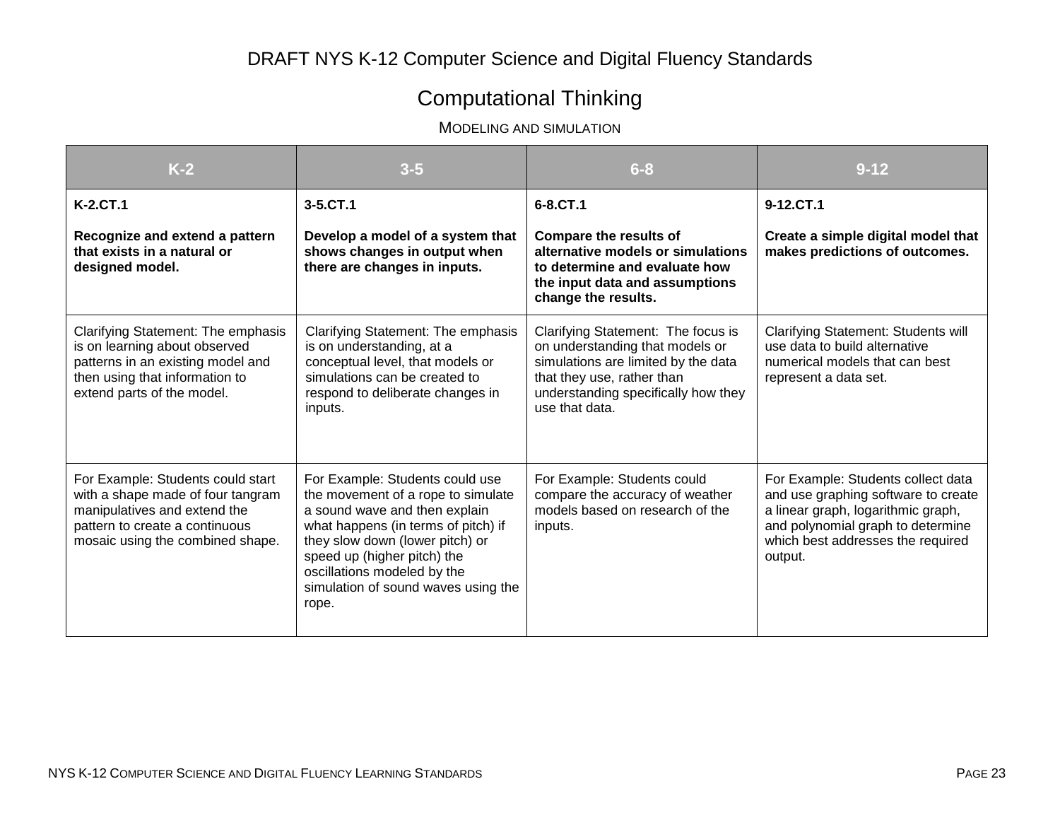DRAFT NYS K-12 Computer Science and Digital Fluency Standards

# Computational Thinking

## Modeling and Simulation

| K-2 | 3-5 | 6-8 | 9-12 |
| --- | --- | --- | --- |
| **K-2.CT.1**<br><br>**Recognize and extend a pattern that exists in a natural or designed model.** | **3-5.CT.1**<br><br>**Develop a model of a system that shows changes in output when there are changes in inputs.** | **6-8.CT.1**<br><br>**Compare the results of alternative models or simulations to determine and evaluate how the input data and assumptions change the results.** | **9-12.CT.1**<br><br>**Create a simple digital model that makes predictions of outcomes.** |
| Clarifying Statement: The emphasis is on learning about observed patterns in an existing model and then using that information to extend parts of the model. | Clarifying Statement: The emphasis is on understanding, at a conceptual level, that models or simulations can be created to respond to deliberate changes in inputs. | Clarifying Statement: The focus is on understanding that models or simulations are limited by the data that they use, rather than understanding specifically how they use that data. | Clarifying Statement: Students will use data to build alternative numerical models that can best represent a data set. |
| For Example: Students could start with a shape made of four tangram manipulatives and extend the pattern to create a continuous mosaic using the combined shape. | For Example: Students could use the movement of a rope to simulate a sound wave and then explain what happens (in terms of pitch) if they slow down (lower pitch) or speed up (higher pitch) the oscillations modeled by the simulation of sound waves using the rope. | For Example: Students could compare the accuracy of weather models based on research of the inputs. | For Example: Students collect data and use graphing software to create a linear graph, logarithmic graph, and polynomial graph to determine which best addresses the required output. |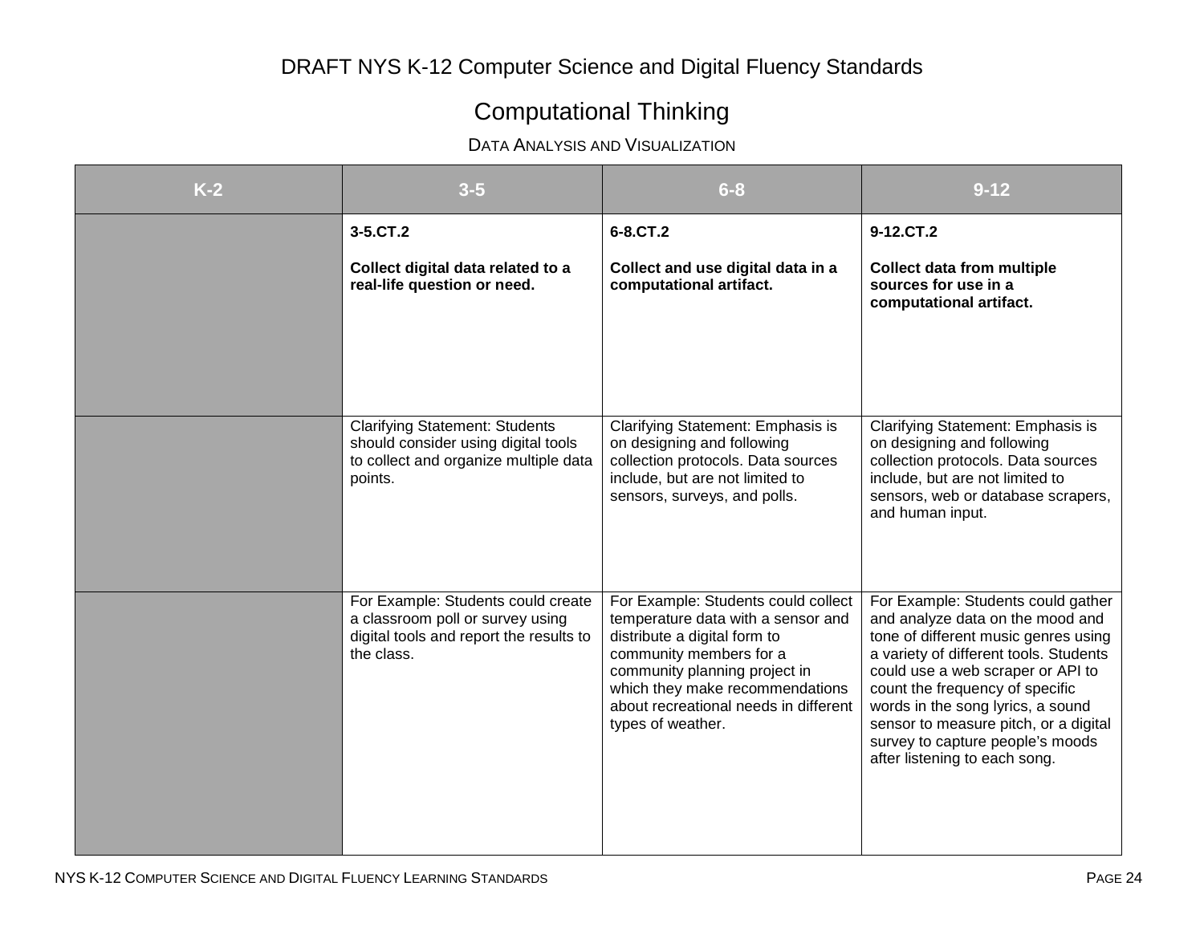# DRAFT NYS K-12 Computer Science and Digital Fluency Standards

## Computational Thinking

### Data Analysis and Visualization

| K-2 | 3-5 | 6-8 | 9-12 |
|---|---|---|---|
| | **3-5.CT.2**<br><br>**Collect digital data related to a real-life question or need.** | **6-8.CT.2**<br><br>**Collect and use digital data in a computational artifact.** | **9-12.CT.2**<br><br>**Collect data from multiple sources for use in a computational artifact.** |
| | Clarifying Statement: Students should consider using digital tools to collect and organize multiple data points. | Clarifying Statement: Emphasis is on designing and following collection protocols. Data sources include, but are not limited to sensors, surveys, and polls. | Clarifying Statement: Emphasis is on designing and following collection protocols. Data sources include, but are not limited to sensors, web or database scrapers, and human input. |
| | For Example: Students could create a classroom poll or survey using digital tools and report the results to the class. | For Example: Students could collect temperature data with a sensor and distribute a digital form to community members for a community planning project in which they make recommendations about recreational needs in different types of weather. | For Example: Students could gather and analyze data on the mood and tone of different music genres using a variety of different tools. Students could use a web scraper or API to count the frequency of specific words in the song lyrics, a sound sensor to measure pitch, or a digital survey to capture people's moods after listening to each song. |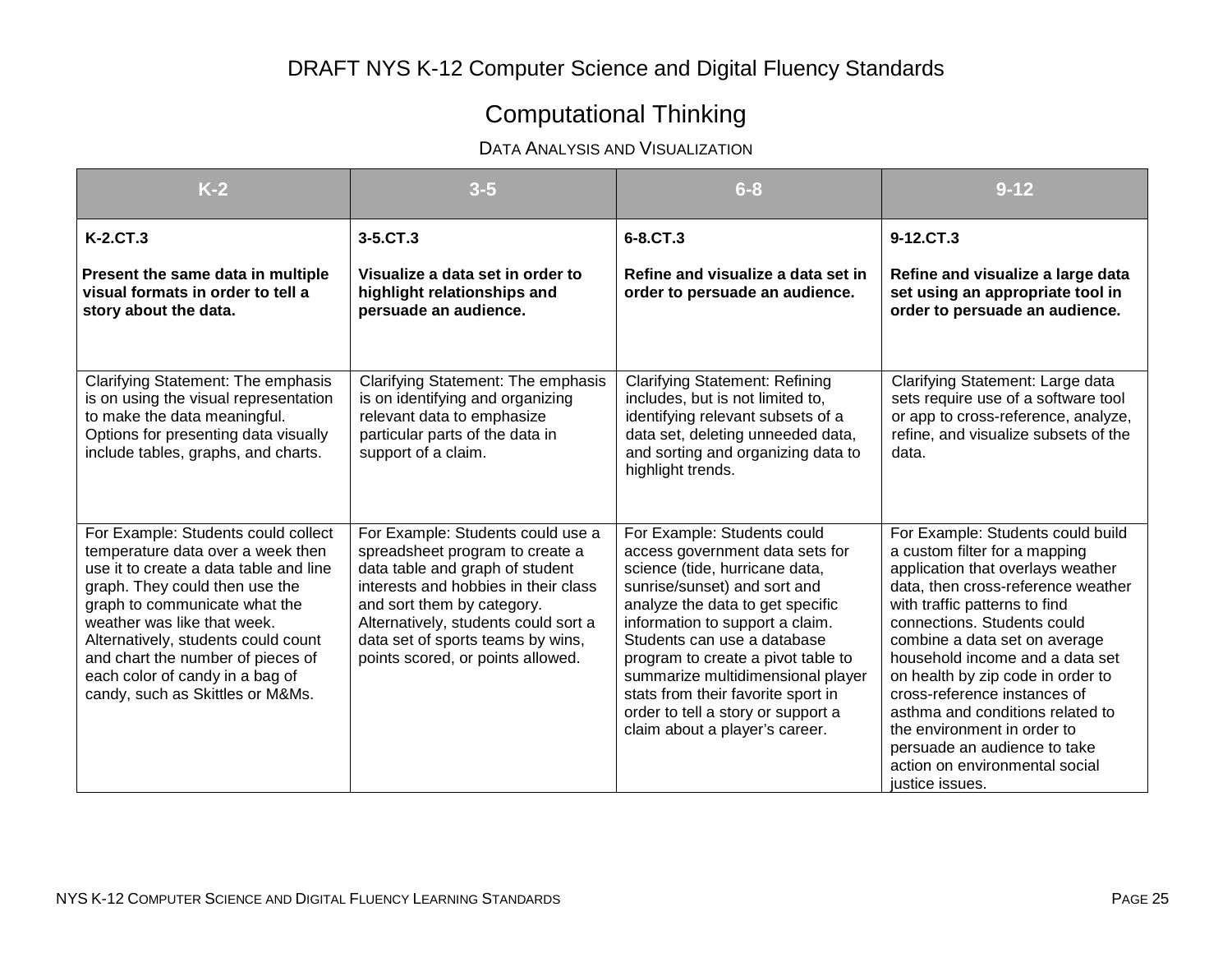# DRAFT NYS K-12 Computer Science and Digital Fluency Standards

## Computational Thinking

### Data Analysis and Visualization

| K-2 | 3-5 | 6-8 | 9-12 |
|---|---|---|---|
| **K-2.CT.3**<br><br>**Present the same data in multiple visual formats in order to tell a story about the data.** | **3-5.CT.3**<br><br>**Visualize a data set in order to highlight relationships and persuade an audience.** | **6-8.CT.3**<br><br>**Refine and visualize a data set in order to persuade an audience.** | **9-12.CT.3**<br><br>**Refine and visualize a large data set using an appropriate tool in order to persuade an audience.** |
| Clarifying Statement: The emphasis is on using the visual representation to make the data meaningful. Options for presenting data visually include tables, graphs, and charts. | Clarifying Statement: The emphasis is on identifying and organizing relevant data to emphasize particular parts of the data in support of a claim. | Clarifying Statement: Refining includes, but is not limited to, identifying relevant subsets of a data set, deleting unneeded data, and sorting and organizing data to highlight trends. | Clarifying Statement: Large data sets require use of a software tool or app to cross-reference, analyze, refine, and visualize subsets of the data. |
| For Example: Students could collect temperature data over a week then use it to create a data table and line graph. They could then use the graph to communicate what the weather was like that week. Alternatively, students could count and chart the number of pieces of each color of candy in a bag of candy, such as Skittles or M&Ms. | For Example: Students could use a spreadsheet program to create a data table and graph of student interests and hobbies in their class and sort them by category. Alternatively, students could sort a data set of sports teams by wins, points scored, or points allowed. | For Example: Students could access government data sets for science (tide, hurricane data, sunrise/sunset) and sort and analyze the data to get specific information to support a claim. Students can use a database program to create a pivot table to summarize multidimensional player stats from their favorite sport in order to tell a story or support a claim about a player's career. | For Example: Students could build a custom filter for a mapping application that overlays weather data, then cross-reference weather with traffic patterns to find connections. Students could combine a data set on average household income and a data set on health by zip code in order to cross-reference instances of asthma and conditions related to the environment in order to persuade an audience to take action on environmental social justice issues. |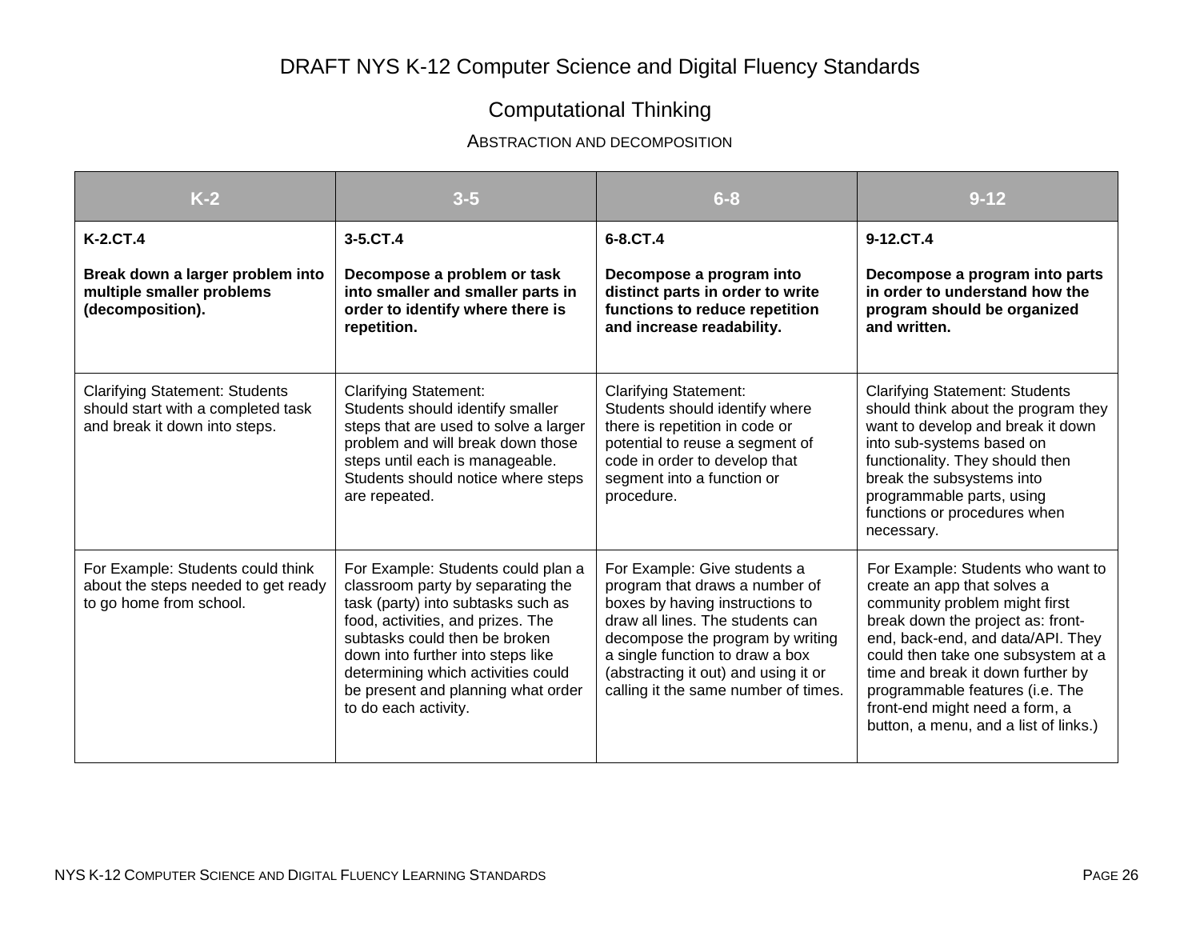# DRAFT NYS K-12 Computer Science and Digital Fluency Standards

## Computational Thinking

### Abstraction and Decomposition

| K-2 | 3-5 | 6-8 | 9-12 |
|---|---|---|---|
| **K-2.CT.4**<br><br>**Break down a larger problem into multiple smaller problems (decomposition).** | **3-5.CT.4**<br><br>**Decompose a problem or task into smaller and smaller parts in order to identify where there is repetition.** | **6-8.CT.4**<br><br>**Decompose a program into distinct parts in order to write functions to reduce repetition and increase readability.** | **9-12.CT.4**<br><br>**Decompose a program into parts in order to understand how the program should be organized and written.** |
| Clarifying Statement: Students should start with a completed task and break it down into steps. | Clarifying Statement: Students should identify smaller steps that are used to solve a larger problem and will break down those steps until each is manageable. Students should notice where steps are repeated. | Clarifying Statement: Students should identify where there is repetition in code or potential to reuse a segment of code in order to develop that segment into a function or procedure. | Clarifying Statement: Students should think about the program they want to develop and break it down into sub-systems based on functionality. They should then break the subsystems into programmable parts, using functions or procedures when necessary. |
| For Example: Students could think about the steps needed to get ready to go home from school. | For Example: Students could plan a classroom party by separating the task (party) into subtasks such as food, activities, and prizes. The subtasks could then be broken down into further into steps like determining which activities could be present and planning what order to do each activity. | For Example: Give students a program that draws a number of boxes by having instructions to draw all lines. The students can decompose the program by writing a single function to draw a box (abstracting it out) and using it or calling it the same number of times. | For Example: Students who want to create an app that solves a community problem might first break down the project as: front-end, back-end, and data/API. They could then take one subsystem at a time and break it down further by programmable features (i.e. The front-end might need a form, a button, a menu, and a list of links.) |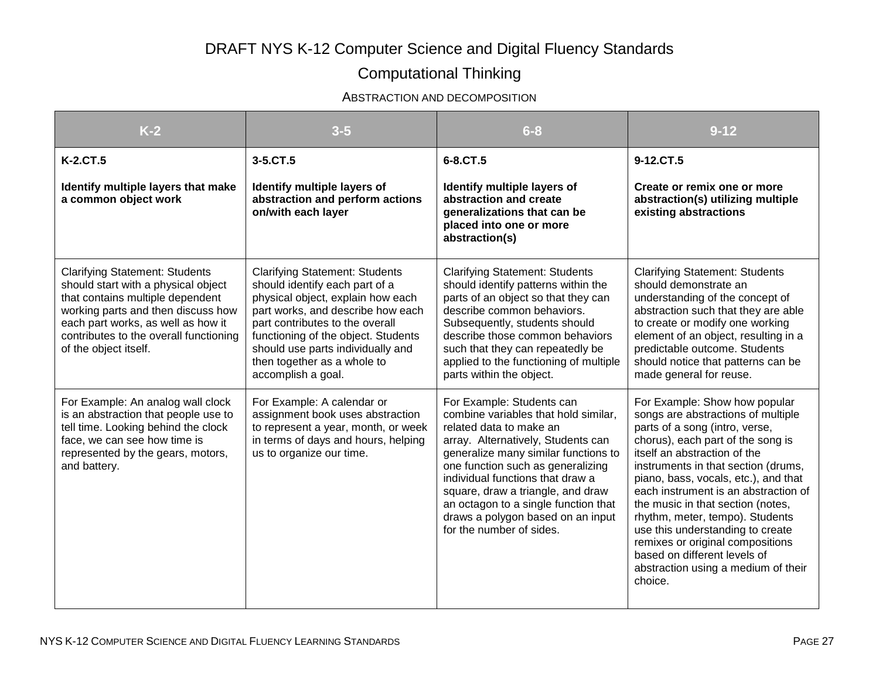# DRAFT NYS K-12 Computer Science and Digital Fluency Standards

## Computational Thinking

### Abstraction and Decomposition

| K-2 | 3-5 | 6-8 | 9-12 |
|---|---|---|---|
| **K-2.CT.5**<br><br>**Identify multiple layers that make a common object work** | **3-5.CT.5**<br><br>**Identify multiple layers of abstraction and perform actions on/with each layer** | **6-8.CT.5**<br><br>**Identify multiple layers of abstraction and create generalizations that can be placed into one or more abstraction(s)** | **9-12.CT.5**<br><br>**Create or remix one or more abstraction(s) utilizing multiple existing abstractions** |
| Clarifying Statement: Students should start with a physical object that contains multiple dependent working parts and then discuss how each part works, as well as how it contributes to the overall functioning of the object itself. | Clarifying Statement: Students should identify each part of a physical object, explain how each part works, and describe how each part contributes to the overall functioning of the object. Students should use parts individually and then together as a whole to accomplish a goal. | Clarifying Statement: Students should identify patterns within the parts of an object so that they can describe common behaviors. Subsequently, students should describe those common behaviors such that they can repeatedly be applied to the functioning of multiple parts within the object. | Clarifying Statement: Students should demonstrate an understanding of the concept of abstraction such that they are able to create or modify one working element of an object, resulting in a predictable outcome. Students should notice that patterns can be made general for reuse. |
| For Example: An analog wall clock is an abstraction that people use to tell time. Looking behind the clock face, we can see how time is represented by the gears, motors, and battery. | For Example: A calendar or assignment book uses abstraction to represent a year, month, or week in terms of days and hours, helping us to organize our time. | For Example: Students can combine variables that hold similar, related data to make an array. Alternatively, Students can generalize many similar functions to one function such as generalizing individual functions that draw a square, draw a triangle, and draw an octagon to a single function that draws a polygon based on an input for the number of sides. | For Example: Show how popular songs are abstractions of multiple parts of a song (intro, verse, chorus), each part of the song is itself an abstraction of the instruments in that section (drums, piano, bass, vocals, etc.), and that each instrument is an abstraction of the music in that section (notes, rhythm, meter, tempo). Students use this understanding to create remixes or original compositions based on different levels of abstraction using a medium of their choice. |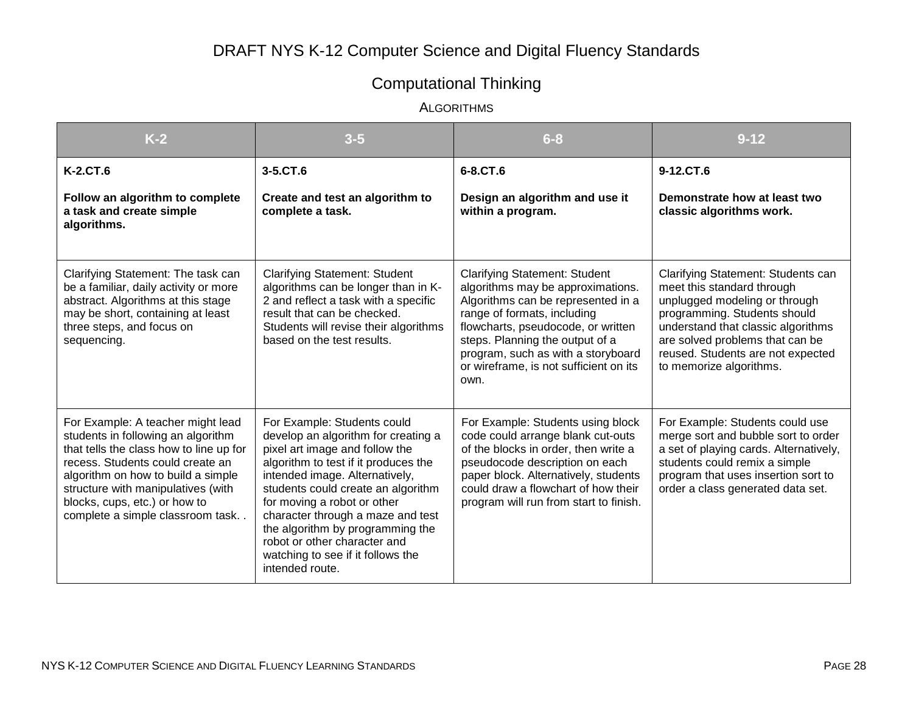# DRAFT NYS K-12 Computer Science and Digital Fluency Standards

## Computational Thinking

### Algorithms

| K-2 | 3-5 | 6-8 | 9-12 |
|---|---|---|---|
| **K-2.CT.6**<br><br>**Follow an algorithm to complete a task and create simple algorithms.** | **3-5.CT.6**<br><br>**Create and test an algorithm to complete a task.** | **6-8.CT.6**<br><br>**Design an algorithm and use it within a program.** | **9-12.CT.6**<br><br>**Demonstrate how at least two classic algorithms work.** |
| Clarifying Statement: The task can be a familiar, daily activity or more abstract. Algorithms at this stage may be short, containing at least three steps, and focus on sequencing. | Clarifying Statement: Student algorithms can be longer than in K-2 and reflect a task with a specific result that can be checked. Students will revise their algorithms based on the test results. | Clarifying Statement: Student algorithms may be approximations. Algorithms can be represented in a range of formats, including flowcharts, pseudocode, or written steps. Planning the output of a program, such as with a storyboard or wireframe, is not sufficient on its own. | Clarifying Statement: Students can meet this standard through unplugged modeling or through programming. Students should understand that classic algorithms are solved problems that can be reused. Students are not expected to memorize algorithms. |
| For Example: A teacher might lead students in following an algorithm that tells the class how to line up for recess. Students could create an algorithm on how to build a simple structure with manipulatives (with blocks, cups, etc.) or how to complete a simple classroom task. . | For Example: Students could develop an algorithm for creating a pixel art image and follow the algorithm to test if it produces the intended image. Alternatively, students could create an algorithm for moving a robot or other character through a maze and test the algorithm by programming the robot or other character and watching to see if it follows the intended route. | For Example: Students using block code could arrange blank cut-outs of the blocks in order, then write a pseudocode description on each paper block. Alternatively, students could draw a flowchart of how their program will run from start to finish. | For Example: Students could use merge sort and bubble sort to order a set of playing cards. Alternatively, students could remix a simple program that uses insertion sort to order a class generated data set. |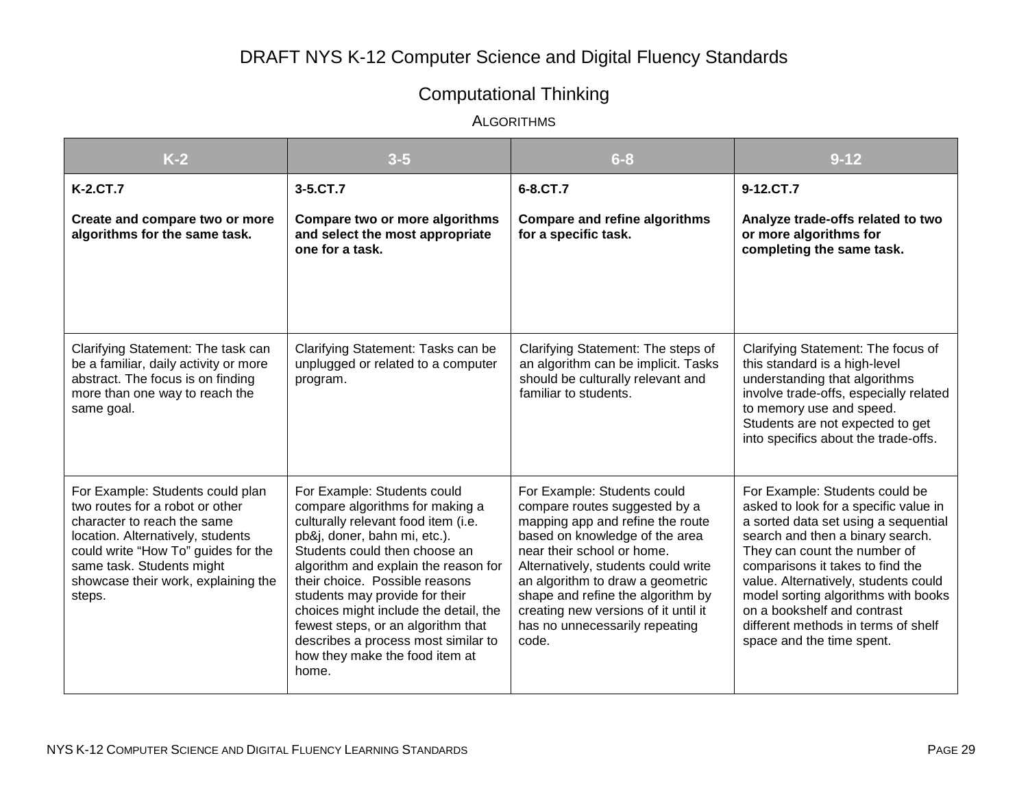# DRAFT NYS K-12 Computer Science and Digital Fluency Standards

## Computational Thinking

### Algorithms

| K-2 | 3-5 | 6-8 | 9-12 |
|---|---|---|---|
| **K-2.CT.7**<br><br>**Create and compare two or more algorithms for the same task.** | **3-5.CT.7**<br><br>**Compare two or more algorithms and select the most appropriate one for a task.** | **6-8.CT.7**<br><br>**Compare and refine algorithms for a specific task.** | **9-12.CT.7**<br><br>**Analyze trade-offs related to two or more algorithms for completing the same task.** |
| Clarifying Statement: The task can be a familiar, daily activity or more abstract. The focus is on finding more than one way to reach the same goal. | Clarifying Statement: Tasks can be unplugged or related to a computer program. | Clarifying Statement: The steps of an algorithm can be implicit. Tasks should be culturally relevant and familiar to students. | Clarifying Statement: The focus of this standard is a high-level understanding that algorithms involve trade-offs, especially related to memory use and speed. Students are not expected to get into specifics about the trade-offs. |
| For Example: Students could plan two routes for a robot or other character to reach the same location. Alternatively, students could write "How To" guides for the same task. Students might showcase their work, explaining the steps. | For Example: Students could compare algorithms for making a culturally relevant food item (i.e. pb&j, doner, bahn mi, etc.). Students could then choose an algorithm and explain the reason for their choice. Possible reasons students may provide for their choices might include the detail, the fewest steps, or an algorithm that describes a process most similar to how they make the food item at home. | For Example: Students could compare routes suggested by a mapping app and refine the route based on knowledge of the area near their school or home. Alternatively, students could write an algorithm to draw a geometric shape and refine the algorithm by creating new versions of it until it has no unnecessarily repeating code. | For Example: Students could be asked to look for a specific value in a sorted data set using a sequential search and then a binary search. They can count the number of comparisons it takes to find the value. Alternatively, students could model sorting algorithms with books on a bookshelf and contrast different methods in terms of shelf space and the time spent. |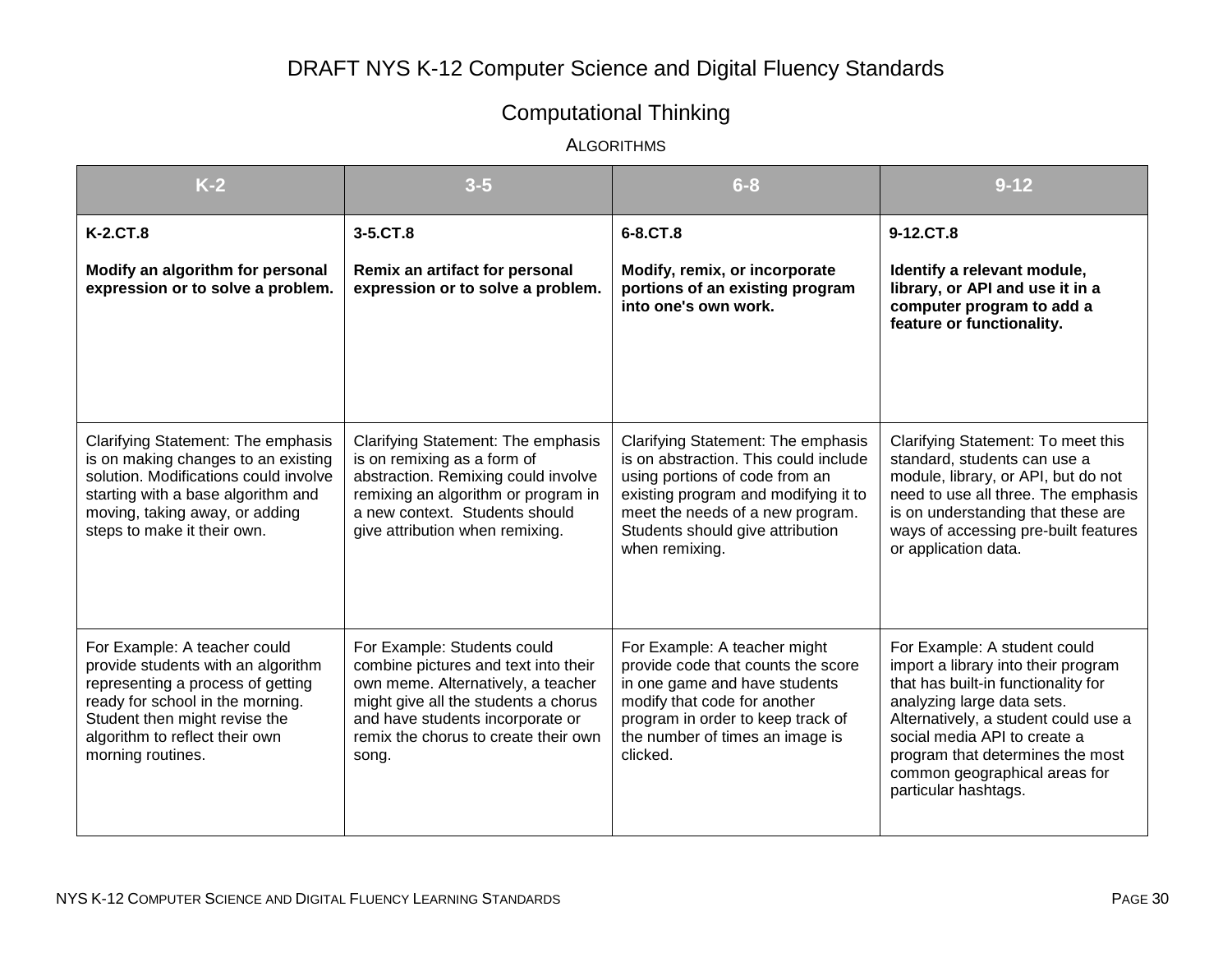# DRAFT NYS K-12 Computer Science and Digital Fluency Standards

## Computational Thinking

### Algorithms

| K-2 | 3-5 | 6-8 | 9-12 |
|---|---|---|---|
| **K-2.CT.8**<br><br>**Modify an algorithm for personal expression or to solve a problem.** | **3-5.CT.8**<br><br>**Remix an artifact for personal expression or to solve a problem.** | **6-8.CT.8**<br><br>**Modify, remix, or incorporate portions of an existing program into one's own work.** | **9-12.CT.8**<br><br>**Identify a relevant module, library, or API and use it in a computer program to add a feature or functionality.** |
| Clarifying Statement: The emphasis is on making changes to an existing solution. Modifications could involve starting with a base algorithm and moving, taking away, or adding steps to make it their own. | Clarifying Statement: The emphasis is on remixing as a form of abstraction. Remixing could involve remixing an algorithm or program in a new context. Students should give attribution when remixing. | Clarifying Statement: The emphasis is on abstraction. This could include using portions of code from an existing program and modifying it to meet the needs of a new program. Students should give attribution when remixing. | Clarifying Statement: To meet this standard, students can use a module, library, or API, but do not need to use all three. The emphasis is on understanding that these are ways of accessing pre-built features or application data. |
| For Example: A teacher could provide students with an algorithm representing a process of getting ready for school in the morning. Student then might revise the algorithm to reflect their own morning routines. | For Example: Students could combine pictures and text into their own meme. Alternatively, a teacher might give all the students a chorus and have students incorporate or remix the chorus to create their own song. | For Example: A teacher might provide code that counts the score in one game and have students modify that code for another program in order to keep track of the number of times an image is clicked. | For Example: A student could import a library into their program that has built-in functionality for analyzing large data sets. Alternatively, a student could use a social media API to create a program that determines the most common geographical areas for particular hashtags. |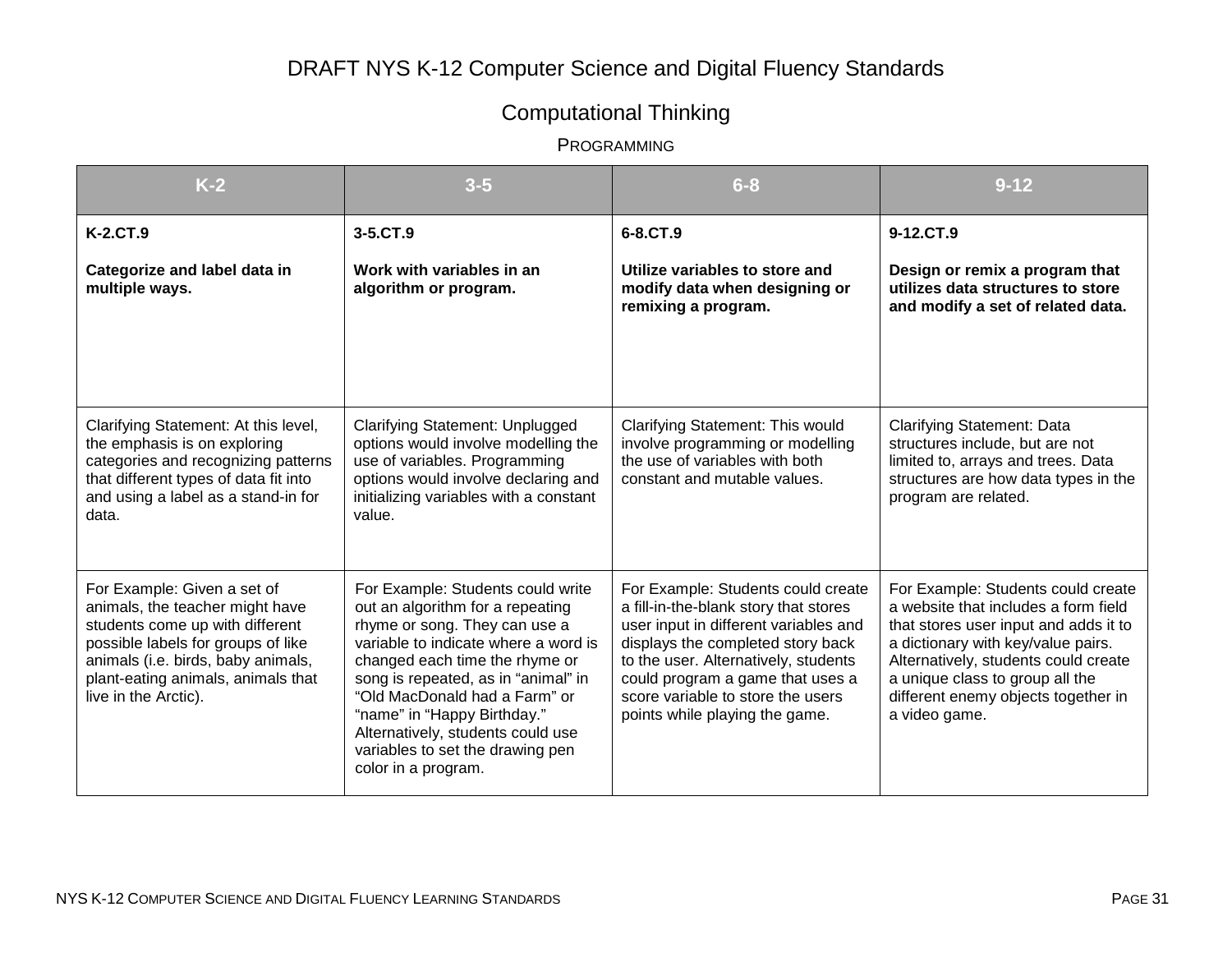# DRAFT NYS K-12 Computer Science and Digital Fluency Standards

## Computational Thinking

### Programming

| K-2 | 3-5 | 6-8 | 9-12 |
|---|---|---|---|
| **K-2.CT.9**<br><br>**Categorize and label data in multiple ways.** | **3-5.CT.9**<br><br>**Work with variables in an algorithm or program.** | **6-8.CT.9**<br><br>**Utilize variables to store and modify data when designing or remixing a program.** | **9-12.CT.9**<br><br>**Design or remix a program that utilizes data structures to store and modify a set of related data.** |
| Clarifying Statement: At this level, the emphasis is on exploring categories and recognizing patterns that different types of data fit into and using a label as a stand-in for data. | Clarifying Statement: Unplugged options would involve modelling the use of variables. Programming options would involve declaring and initializing variables with a constant value. | Clarifying Statement: This would involve programming or modelling the use of variables with both constant and mutable values. | Clarifying Statement: Data structures include, but are not limited to, arrays and trees. Data structures are how data types in the program are related. |
| For Example: Given a set of animals, the teacher might have students come up with different possible labels for groups of like animals (i.e. birds, baby animals, plant-eating animals, animals that live in the Arctic). | For Example: Students could write out an algorithm for a repeating rhyme or song. They can use a variable to indicate where a word is changed each time the rhyme or song is repeated, as in "animal" in "Old MacDonald had a Farm" or "name" in "Happy Birthday." Alternatively, students could use variables to set the drawing pen color in a program. | For Example: Students could create a fill-in-the-blank story that stores user input in different variables and displays the completed story back to the user. Alternatively, students could program a game that uses a score variable to store the users points while playing the game. | For Example: Students could create a website that includes a form field that stores user input and adds it to a dictionary with key/value pairs. Alternatively, students could create a unique class to group all the different enemy objects together in a video game. |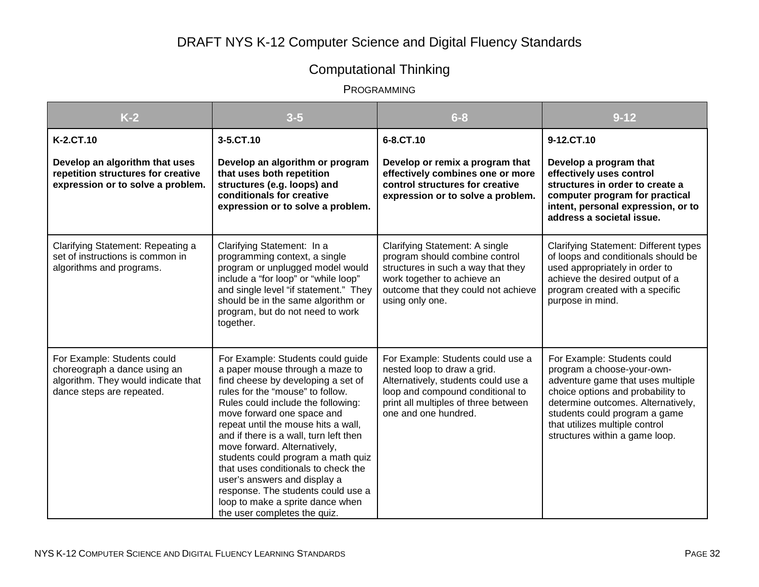# DRAFT NYS K-12 Computer Science and Digital Fluency Standards

## Computational Thinking

### Programming

| K-2 | 3-5 | 6-8 | 9-12 |
|---|---|---|---|
| **K-2.CT.10**<br><br>**Develop an algorithm that uses repetition structures for creative expression or to solve a problem.** | **3-5.CT.10**<br><br>**Develop an algorithm or program that uses both repetition structures (e.g. loops) and conditionals for creative expression or to solve a problem.** | **6-8.CT.10**<br><br>**Develop or remix a program that effectively combines one or more control structures for creative expression or to solve a problem.** | **9-12.CT.10**<br><br>**Develop a program that effectively uses control structures in order to create a computer program for practical intent, personal expression, or to address a societal issue.** |
| Clarifying Statement: Repeating a set of instructions is common in algorithms and programs. | Clarifying Statement: In a programming context, a single program or unplugged model would include a "for loop" or "while loop" and single level "if statement." They should be in the same algorithm or program, but do not need to work together. | Clarifying Statement: A single program should combine control structures in such a way that they work together to achieve an outcome that they could not achieve using only one. | Clarifying Statement: Different types of loops and conditionals should be used appropriately in order to achieve the desired output of a program created with a specific purpose in mind. |
| For Example: Students could choreograph a dance using an algorithm. They would indicate that dance steps are repeated. | For Example: Students could guide a paper mouse through a maze to find cheese by developing a set of rules for the "mouse" to follow. Rules could include the following: move forward one space and repeat until the mouse hits a wall, and if there is a wall, turn left then move forward. Alternatively, students could program a math quiz that uses conditionals to check the user's answers and display a response. The students could use a loop to make a sprite dance when the user completes the quiz. | For Example: Students could use a nested loop to draw a grid. Alternatively, students could use a loop and compound conditional to print all multiples of three between one and one hundred. | For Example: Students could program a choose-your-own-adventure game that uses multiple choice options and probability to determine outcomes. Alternatively, students could program a game that utilizes multiple control structures within a game loop. |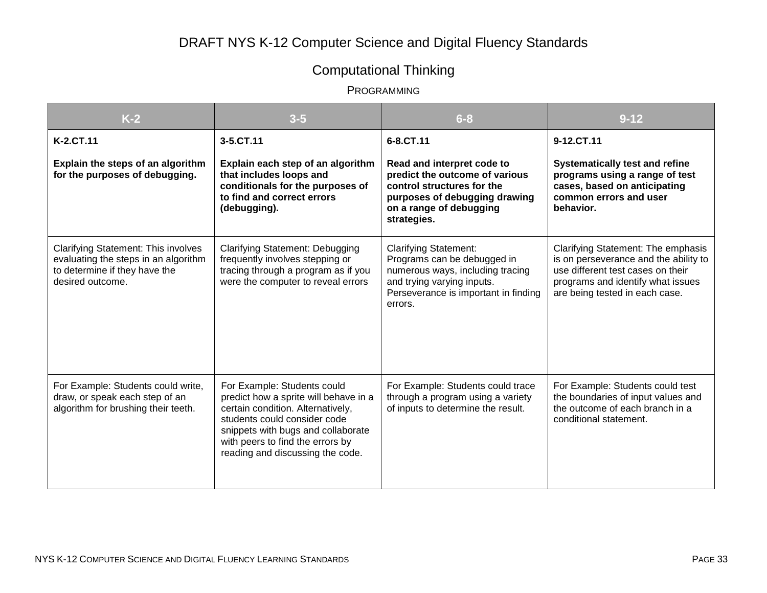# DRAFT NYS K-12 Computer Science and Digital Fluency Standards

## Computational Thinking

### Programming

| K-2 | 3-5 | 6-8 | 9-12 |
|---|---|---|---|
| **K-2.CT.11**<br><br>**Explain the steps of an algorithm for the purposes of debugging.** | **3-5.CT.11**<br><br>**Explain each step of an algorithm that includes loops and conditionals for the purposes of to find and correct errors (debugging).** | **6-8.CT.11**<br><br>**Read and interpret code to predict the outcome of various control structures for the purposes of debugging drawing on a range of debugging strategies.** | **9-12.CT.11**<br><br>**Systematically test and refine programs using a range of test cases, based on anticipating common errors and user behavior.** |
| Clarifying Statement: This involves evaluating the steps in an algorithm to determine if they have the desired outcome. | Clarifying Statement: Debugging frequently involves stepping or tracing through a program as if you were the computer to reveal errors | Clarifying Statement:<br>Programs can be debugged in numerous ways, including tracing and trying varying inputs. Perseverance is important in finding errors. | Clarifying Statement: The emphasis is on perseverance and the ability to use different test cases on their programs and identify what issues are being tested in each case. |
| For Example: Students could write, draw, or speak each step of an algorithm for brushing their teeth. | For Example: Students could predict how a sprite will behave in a certain condition. Alternatively, students could consider code snippets with bugs and collaborate with peers to find the errors by reading and discussing the code. | For Example: Students could trace through a program using a variety of inputs to determine the result. | For Example: Students could test the boundaries of input values and the outcome of each branch in a conditional statement. |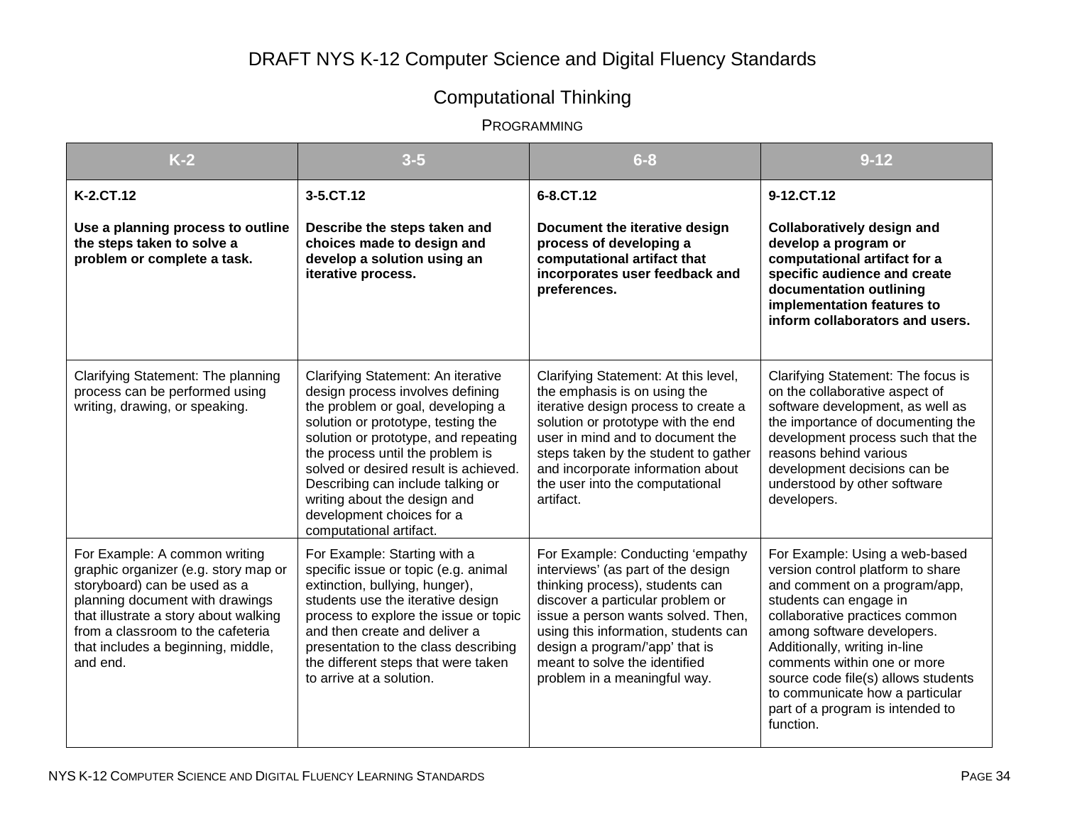# DRAFT NYS K-12 Computer Science and Digital Fluency Standards

## Computational Thinking

### Programming

| K-2 | 3-5 | 6-8 | 9-12 |
| --- | --- | --- | --- |
| **K-2.CT.12**<br><br>**Use a planning process to outline the steps taken to solve a problem or complete a task.** | **3-5.CT.12**<br><br>**Describe the steps taken and choices made to design and develop a solution using an iterative process.** | **6-8.CT.12**<br><br>**Document the iterative design process of developing a computational artifact that incorporates user feedback and preferences.** | **9-12.CT.12**<br><br>**Collaboratively design and develop a program or computational artifact for a specific audience and create documentation outlining implementation features to inform collaborators and users.** |
| Clarifying Statement: The planning process can be performed using writing, drawing, or speaking. | Clarifying Statement: An iterative design process involves defining the problem or goal, developing a solution or prototype, testing the solution or prototype, and repeating the process until the problem is solved or desired result is achieved. Describing can include talking or writing about the design and development choices for a computational artifact. | Clarifying Statement: At this level, the emphasis is on using the iterative design process to create a solution or prototype with the end user in mind and to document the steps taken by the student to gather and incorporate information about the user into the computational artifact. | Clarifying Statement: The focus is on the collaborative aspect of software development, as well as the importance of documenting the development process such that the reasons behind various development decisions can be understood by other software developers. |
| For Example: A common writing graphic organizer (e.g. story map or storyboard) can be used as a planning document with drawings that illustrate a story about walking from a classroom to the cafeteria that includes a beginning, middle, and end. | For Example: Starting with a specific issue or topic (e.g. animal extinction, bullying, hunger), students use the iterative design process to explore the issue or topic and then create and deliver a presentation to the class describing the different steps that were taken to arrive at a solution. | For Example: Conducting 'empathy interviews' (as part of the design thinking process), students can discover a particular problem or issue a person wants solved. Then, using this information, students can design a program/'app' that is meant to solve the identified problem in a meaningful way. | For Example: Using a web-based version control platform to share and comment on a program/app, students can engage in collaborative practices common among software developers. Additionally, writing in-line comments within one or more source code file(s) allows students to communicate how a particular part of a program is intended to function. |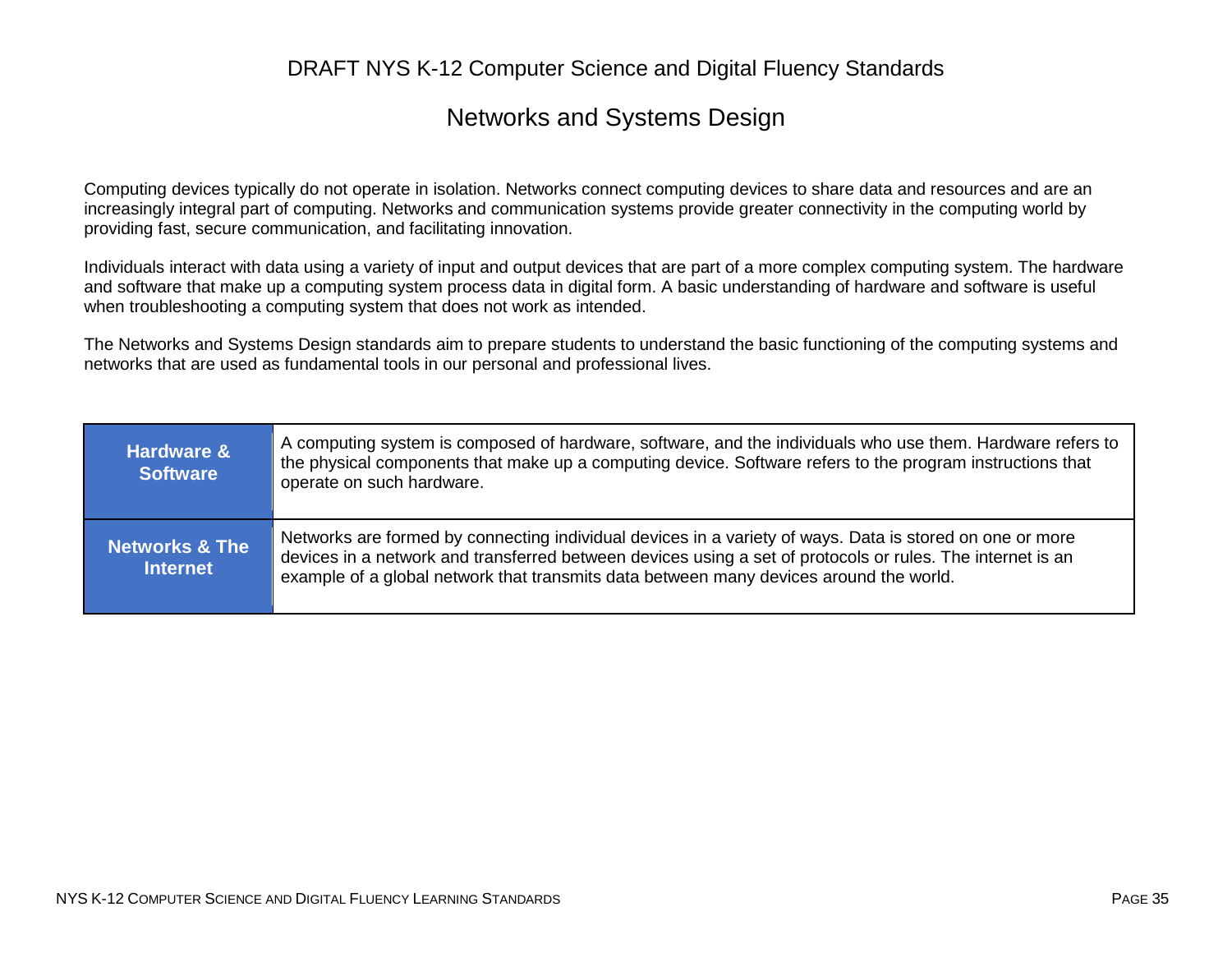# Networks and Systems Design

Computing devices typically do not operate in isolation. Networks connect computing devices to share data and resources and are an increasingly integral part of computing. Networks and communication systems provide greater connectivity in the computing world by providing fast, secure communication, and facilitating innovation.

Individuals interact with data using a variety of input and output devices that are part of a more complex computing system. The hardware and software that make up a computing system process data in digital form. A basic understanding of hardware and software is useful when troubleshooting a computing system that does not work as intended.

The Networks and Systems Design standards aim to prepare students to understand the basic functioning of the computing systems and networks that are used as fundamental tools in our personal and professional lives.

| | |
|---|---|
| **Hardware & Software** | A computing system is composed of hardware, software, and the individuals who use them. Hardware refers to the physical components that make up a computing device. Software refers to the program instructions that operate on such hardware. |
| **Networks & The Internet** | Networks are formed by connecting individual devices in a variety of ways. Data is stored on one or more devices in a network and transferred between devices using a set of protocols or rules. The internet is an example of a global network that transmits data between many devices around the world. |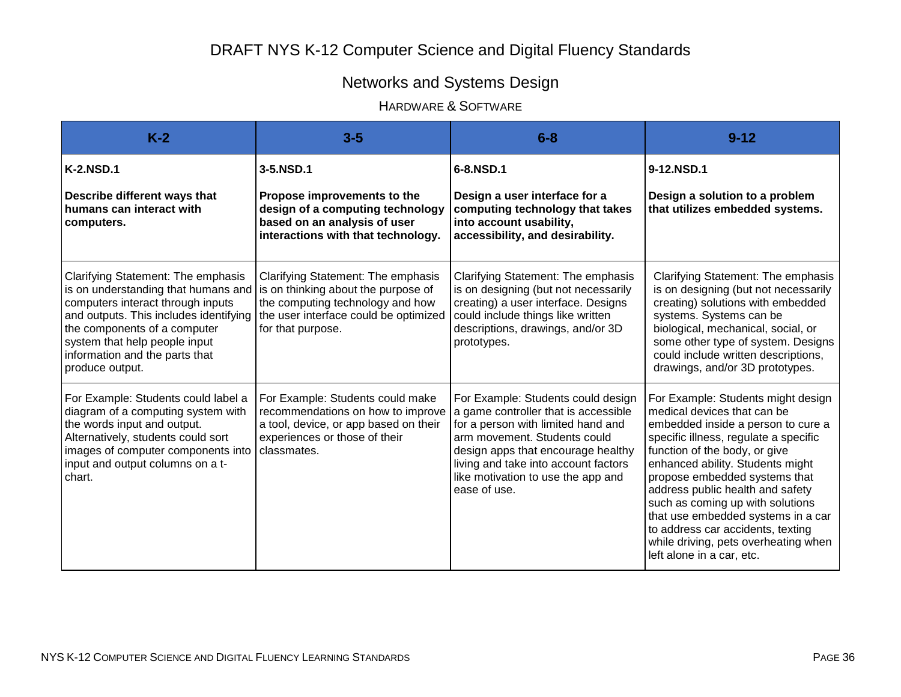# DRAFT NYS K-12 Computer Science and Digital Fluency Standards

## Networks and Systems Design

### Hardware & Software

| K-2 | 3-5 | 6-8 | 9-12 |
|---|---|---|---|
| **K-2.NSD.1**<br><br>**Describe different ways that humans can interact with computers.** | **3-5.NSD.1**<br><br>**Propose improvements to the design of a computing technology based on an analysis of user interactions with that technology.** | **6-8.NSD.1**<br><br>**Design a user interface for a computing technology that takes into account usability, accessibility, and desirability.** | **9-12.NSD.1**<br><br>**Design a solution to a problem that utilizes embedded systems.** |
| Clarifying Statement: The emphasis is on understanding that humans and computers interact through inputs and outputs. This includes identifying the components of a computer system that help people input information and the parts that produce output. | Clarifying Statement: The emphasis is on thinking about the purpose of the computing technology and how the user interface could be optimized for that purpose. | Clarifying Statement: The emphasis is on designing (but not necessarily creating) a user interface. Designs could include things like written descriptions, drawings, and/or 3D prototypes. | Clarifying Statement: The emphasis is on designing (but not necessarily creating) solutions with embedded systems. Systems can be biological, mechanical, social, or some other type of system. Designs could include written descriptions, drawings, and/or 3D prototypes. |
| For Example: Students could label a diagram of a computing system with the words input and output. Alternatively, students could sort images of computer components into input and output columns on a t-chart. | For Example: Students could make recommendations on how to improve a tool, device, or app based on their experiences or those of their classmates. | For Example: Students could design a game controller that is accessible for a person with limited hand and arm movement. Students could design apps that encourage healthy living and take into account factors like motivation to use the app and ease of use. | For Example: Students might design medical devices that can be embedded inside a person to cure a specific illness, regulate a specific function of the body, or give enhanced ability. Students might propose embedded systems that address public health and safety such as coming up with solutions that use embedded systems in a car to address car accidents, texting while driving, pets overheating when left alone in a car, etc. |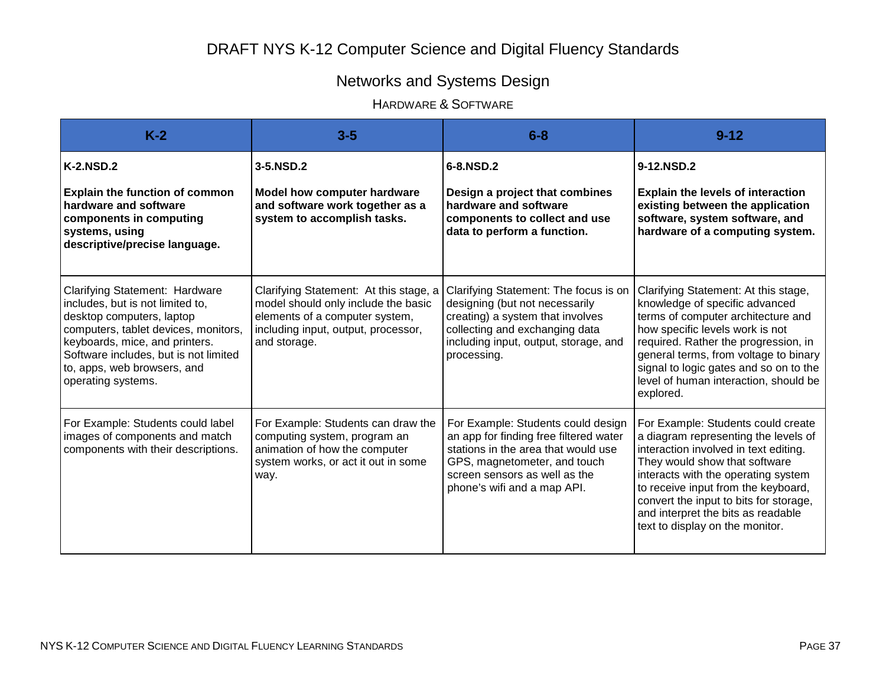# DRAFT NYS K-12 Computer Science and Digital Fluency Standards

## Networks and Systems Design

### Hardware & Software

| K-2 | 3-5 | 6-8 | 9-12 |
|---|---|---|---|
| **K-2.NSD.2**<br><br>**Explain the function of common hardware and software components in computing systems, using descriptive/precise language.** | **3-5.NSD.2**<br><br>**Model how computer hardware and software work together as a system to accomplish tasks.** | **6-8.NSD.2**<br><br>**Design a project that combines hardware and software components to collect and use data to perform a function.** | **9-12.NSD.2**<br><br>**Explain the levels of interaction existing between the application software, system software, and hardware of a computing system.** |
| Clarifying Statement: Hardware includes, but is not limited to, desktop computers, laptop computers, tablet devices, monitors, keyboards, mice, and printers. Software includes, but is not limited to, apps, web browsers, and operating systems. | Clarifying Statement: At this stage, a model should only include the basic elements of a computer system, including input, output, processor, and storage. | Clarifying Statement: The focus is on designing (but not necessarily creating) a system that involves collecting and exchanging data including input, output, storage, and processing. | Clarifying Statement: At this stage, knowledge of specific advanced terms of computer architecture and how specific levels work is not required. Rather the progression, in general terms, from voltage to binary signal to logic gates and so on to the level of human interaction, should be explored. |
| For Example: Students could label images of components and match components with their descriptions. | For Example: Students can draw the computing system, program an animation of how the computer system works, or act it out in some way. | For Example: Students could design an app for finding free filtered water stations in the area that would use GPS, magnetometer, and touch screen sensors as well as the phone's wifi and a map API. | For Example: Students could create a diagram representing the levels of interaction involved in text editing. They would show that software interacts with the operating system to receive input from the keyboard, convert the input to bits for storage, and interpret the bits as readable text to display on the monitor. |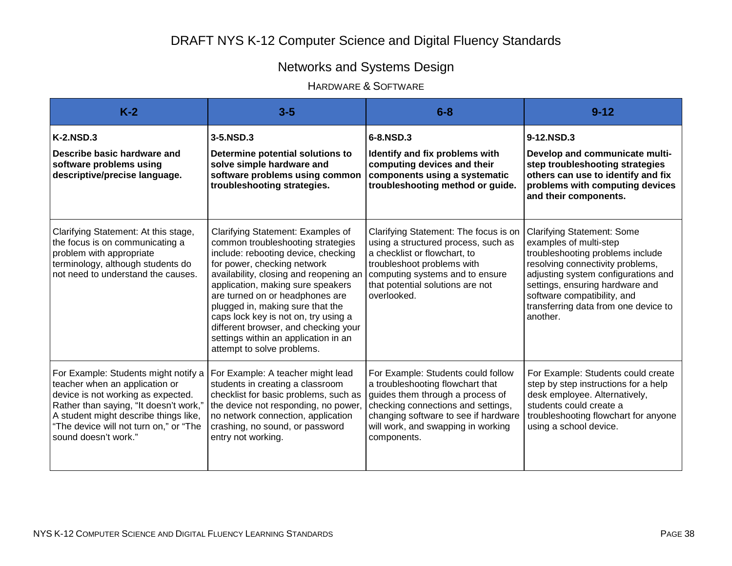# DRAFT NYS K-12 Computer Science and Digital Fluency Standards

## Networks and Systems Design

### Hardware & Software

| K-2 | 3-5 | 6-8 | 9-12 |
|---|---|---|---|
| **K-2.NSD.3**<br><br>**Describe basic hardware and software problems using descriptive/precise language.** | **3-5.NSD.3**<br><br>**Determine potential solutions to solve simple hardware and software problems using common troubleshooting strategies.** | **6-8.NSD.3**<br><br>**Identify and fix problems with computing devices and their components using a systematic troubleshooting method or guide.** | **9-12.NSD.3**<br><br>**Develop and communicate multi-step troubleshooting strategies others can use to identify and fix problems with computing devices and their components.** |
| Clarifying Statement: At this stage, the focus is on communicating a problem with appropriate terminology, although students do not need to understand the causes. | Clarifying Statement: Examples of common troubleshooting strategies include: rebooting device, checking for power, checking network availability, closing and reopening an application, making sure speakers are turned on or headphones are plugged in, making sure that the caps lock key is not on, try using a different browser, and checking your settings within an application in an attempt to solve problems. | Clarifying Statement: The focus is on using a structured process, such as a checklist or flowchart, to troubleshoot problems with computing systems and to ensure that potential solutions are not overlooked. | Clarifying Statement: Some examples of multi-step troubleshooting problems include resolving connectivity problems, adjusting system configurations and settings, ensuring hardware and software compatibility, and transferring data from one device to another. |
| For Example: Students might notify a teacher when an application or device is not working as expected. Rather than saying, "It doesn't work," A student might describe things like, "The device will not turn on," or "The sound doesn't work." | For Example: A teacher might lead students in creating a classroom checklist for basic problems, such as the device not responding, no power, no network connection, application crashing, no sound, or password entry not working. | For Example: Students could follow a troubleshooting flowchart that guides them through a process of checking connections and settings, changing software to see if hardware will work, and swapping in working components. | For Example: Students could create step by step instructions for a help desk employee. Alternatively, students could create a troubleshooting flowchart for anyone using a school device. |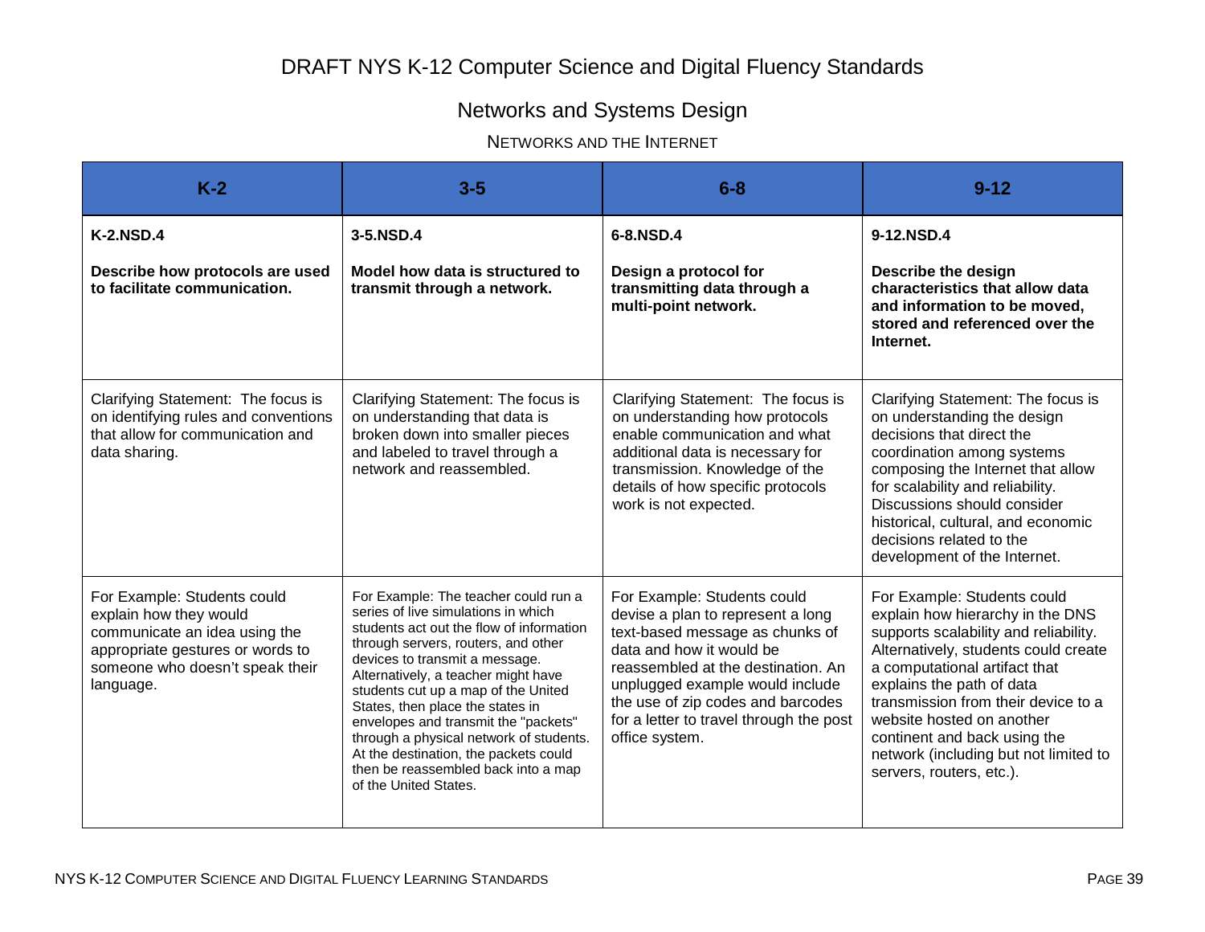# DRAFT NYS K-12 Computer Science and Digital Fluency Standards

## Networks and Systems Design

### Networks and the Internet

| K-2 | 3-5 | 6-8 | 9-12 |
|---|---|---|---|
| **K-2.NSD.4**<br><br>**Describe how protocols are used to facilitate communication.** | **3-5.NSD.4**<br><br>**Model how data is structured to transmit through a network.** | **6-8.NSD.4**<br><br>**Design a protocol for transmitting data through a multi-point network.** | **9-12.NSD.4**<br><br>**Describe the design characteristics that allow data and information to be moved, stored and referenced over the Internet.** |
| Clarifying Statement: The focus is on identifying rules and conventions that allow for communication and data sharing. | Clarifying Statement: The focus is on understanding that data is broken down into smaller pieces and labeled to travel through a network and reassembled. | Clarifying Statement: The focus is on understanding how protocols enable communication and what additional data is necessary for transmission. Knowledge of the details of how specific protocols work is not expected. | Clarifying Statement: The focus is on understanding the design decisions that direct the coordination among systems composing the Internet that allow for scalability and reliability. Discussions should consider historical, cultural, and economic decisions related to the development of the Internet. |
| For Example: Students could explain how they would communicate an idea using the appropriate gestures or words to someone who doesn't speak their language. | For Example: The teacher could run a series of live simulations in which students act out the flow of information through servers, routers, and other devices to transmit a message. Alternatively, a teacher might have students cut up a map of the United States, then place the states in envelopes and transmit the "packets" through a physical network of students. At the destination, the packets could then be reassembled back into a map of the United States. | For Example: Students could devise a plan to represent a long text-based message as chunks of data and how it would be reassembled at the destination. An unplugged example would include the use of zip codes and barcodes for a letter to travel through the post office system. | For Example: Students could explain how hierarchy in the DNS supports scalability and reliability. Alternatively, students could create a computational artifact that explains the path of data transmission from their device to a website hosted on another continent and back using the network (including but not limited to servers, routers, etc.). |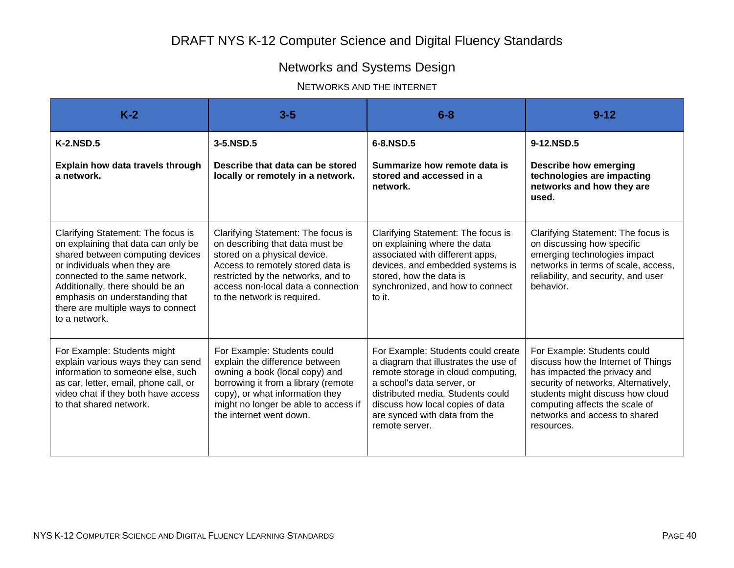# DRAFT NYS K-12 Computer Science and Digital Fluency Standards

## Networks and Systems Design

### NETWORKS AND THE INTERNET

| K-2 | 3-5 | 6-8 | 9-12 |
|---|---|---|---|
| **K-2.NSD.5**<br><br>**Explain how data travels through a network.** | **3-5.NSD.5**<br><br>**Describe that data can be stored locally or remotely in a network.** | **6-8.NSD.5**<br><br>**Summarize how remote data is stored and accessed in a network.** | **9-12.NSD.5**<br><br>**Describe how emerging technologies are impacting networks and how they are used.** |
| Clarifying Statement: The focus is on explaining that data can only be shared between computing devices or individuals when they are connected to the same network. Additionally, there should be an emphasis on understanding that there are multiple ways to connect to a network. | Clarifying Statement: The focus is on describing that data must be stored on a physical device. Access to remotely stored data is restricted by the networks, and to access non-local data a connection to the network is required. | Clarifying Statement: The focus is on explaining where the data associated with different apps, devices, and embedded systems is stored, how the data is synchronized, and how to connect to it. | Clarifying Statement: The focus is on discussing how specific emerging technologies impact networks in terms of scale, access, reliability, and security, and user behavior. |
| For Example: Students might explain various ways they can send information to someone else, such as car, letter, email, phone call, or video chat if they both have access to that shared network. | For Example: Students could explain the difference between owning a book (local copy) and borrowing it from a library (remote copy), or what information they might no longer be able to access if the internet went down. | For Example: Students could create a diagram that illustrates the use of remote storage in cloud computing, a school's data server, or distributed media. Students could discuss how local copies of data are synced with data from the remote server. | For Example: Students could discuss how the Internet of Things has impacted the privacy and security of networks. Alternatively, students might discuss how cloud computing affects the scale of networks and access to shared resources. |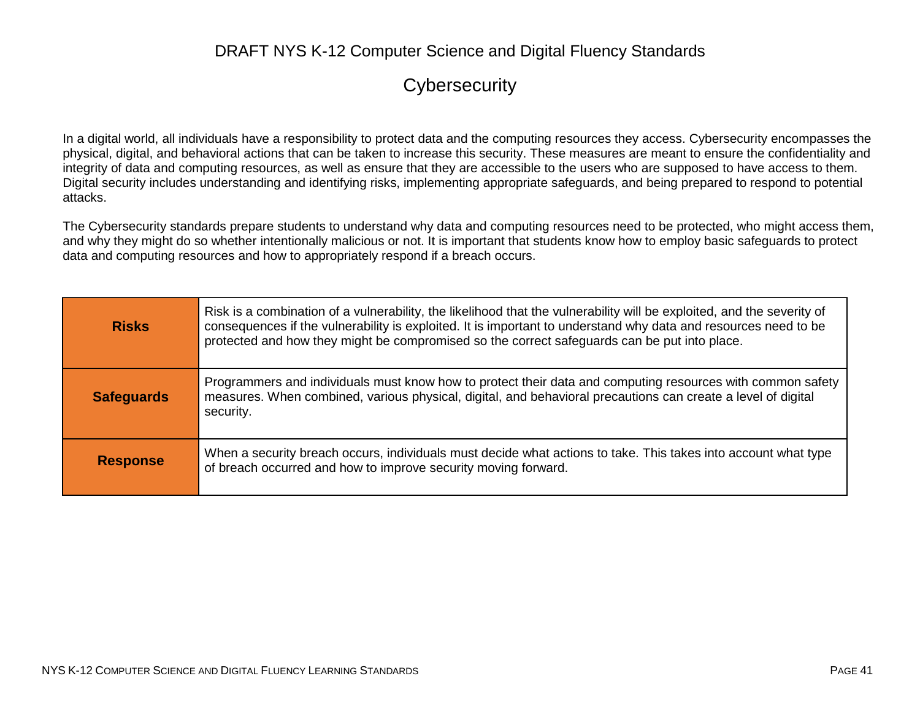DRAFT NYS K-12 Computer Science and Digital Fluency Standards

# Cybersecurity

In a digital world, all individuals have a responsibility to protect data and the computing resources they access. Cybersecurity encompasses the physical, digital, and behavioral actions that can be taken to increase this security. These measures are meant to ensure the confidentiality and integrity of data and computing resources, as well as ensure that they are accessible to the users who are supposed to have access to them. Digital security includes understanding and identifying risks, implementing appropriate safeguards, and being prepared to respond to potential attacks.

The Cybersecurity standards prepare students to understand why data and computing resources need to be protected, who might access them, and why they might do so whether intentionally malicious or not. It is important that students know how to employ basic safeguards to protect data and computing resources and how to appropriately respond if a breach occurs.

| | |
|---|---|
| **Risks** | Risk is a combination of a vulnerability, the likelihood that the vulnerability will be exploited, and the severity of consequences if the vulnerability is exploited. It is important to understand why data and resources need to be protected and how they might be compromised so the correct safeguards can be put into place. |
| **Safeguards** | Programmers and individuals must know how to protect their data and computing resources with common safety measures. When combined, various physical, digital, and behavioral precautions can create a level of digital security. |
| **Response** | When a security breach occurs, individuals must decide what actions to take. This takes into account what type of breach occurred and how to improve security moving forward. |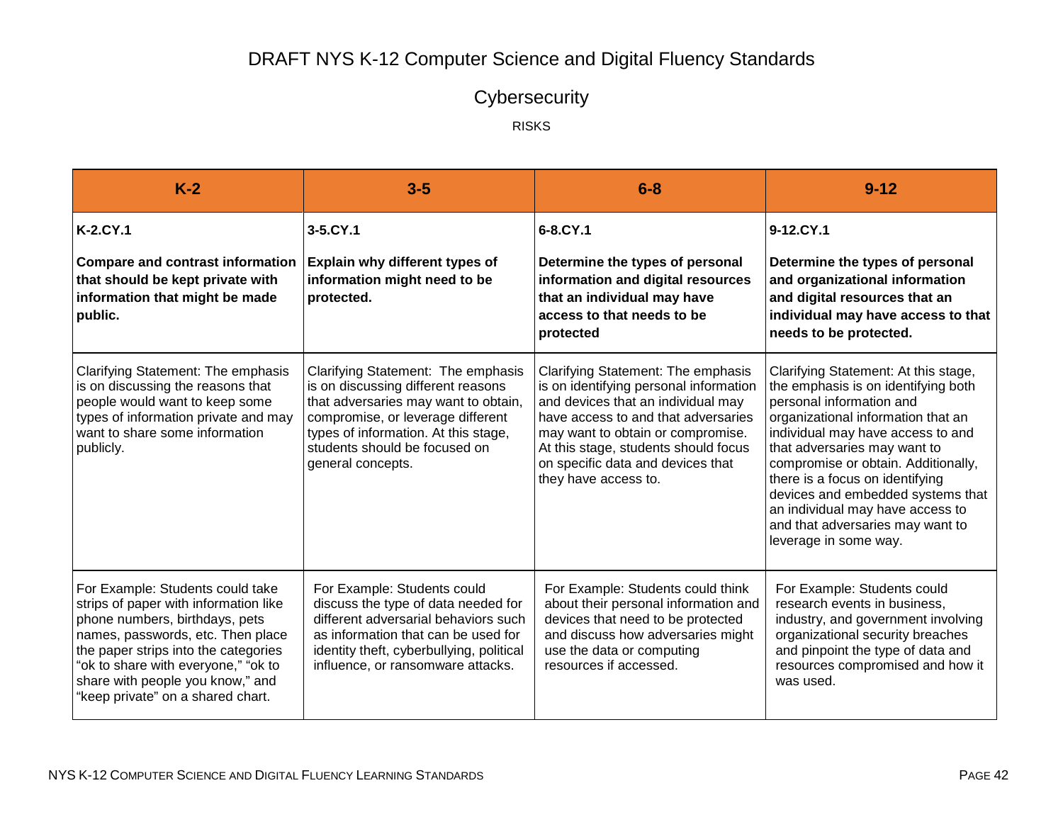# DRAFT NYS K-12 Computer Science and Digital Fluency Standards

## Cybersecurity

### RISKS

| K-2 | 3-5 | 6-8 | 9-12 |
|---|---|---|---|
| **K-2.CY.1**<br><br>**Compare and contrast information that should be kept private with information that might be made public.** | **3-5.CY.1**<br><br>**Explain why different types of information might need to be protected.** | **6-8.CY.1**<br><br>**Determine the types of personal information and digital resources that an individual may have access to that needs to be protected** | **9-12.CY.1**<br><br>**Determine the types of personal and organizational information and digital resources that an individual may have access to that needs to be protected.** |
| Clarifying Statement: The emphasis is on discussing the reasons that people would want to keep some types of information private and may want to share some information publicly. | Clarifying Statement: The emphasis is on discussing different reasons that adversaries may want to obtain, compromise, or leverage different types of information. At this stage, students should be focused on general concepts. | Clarifying Statement: The emphasis is on identifying personal information and devices that an individual may have access to and that adversaries may want to obtain or compromise. At this stage, students should focus on specific data and devices that they have access to. | Clarifying Statement: At this stage, the emphasis is on identifying both personal information and organizational information that an individual may have access to and that adversaries may want to compromise or obtain. Additionally, there is a focus on identifying devices and embedded systems that an individual may have access to and that adversaries may want to leverage in some way. |
| For Example: Students could take strips of paper with information like phone numbers, birthdays, pets names, passwords, etc. Then place the paper strips into the categories "ok to share with everyone," "ok to share with people you know," and "keep private" on a shared chart. | For Example: Students could discuss the type of data needed for different adversarial behaviors such as information that can be used for identity theft, cyberbullying, political influence, or ransomware attacks. | For Example: Students could think about their personal information and devices that need to be protected and discuss how adversaries might use the data or computing resources if accessed. | For Example: Students could research events in business, industry, and government involving organizational security breaches and pinpoint the type of data and resources compromised and how it was used. |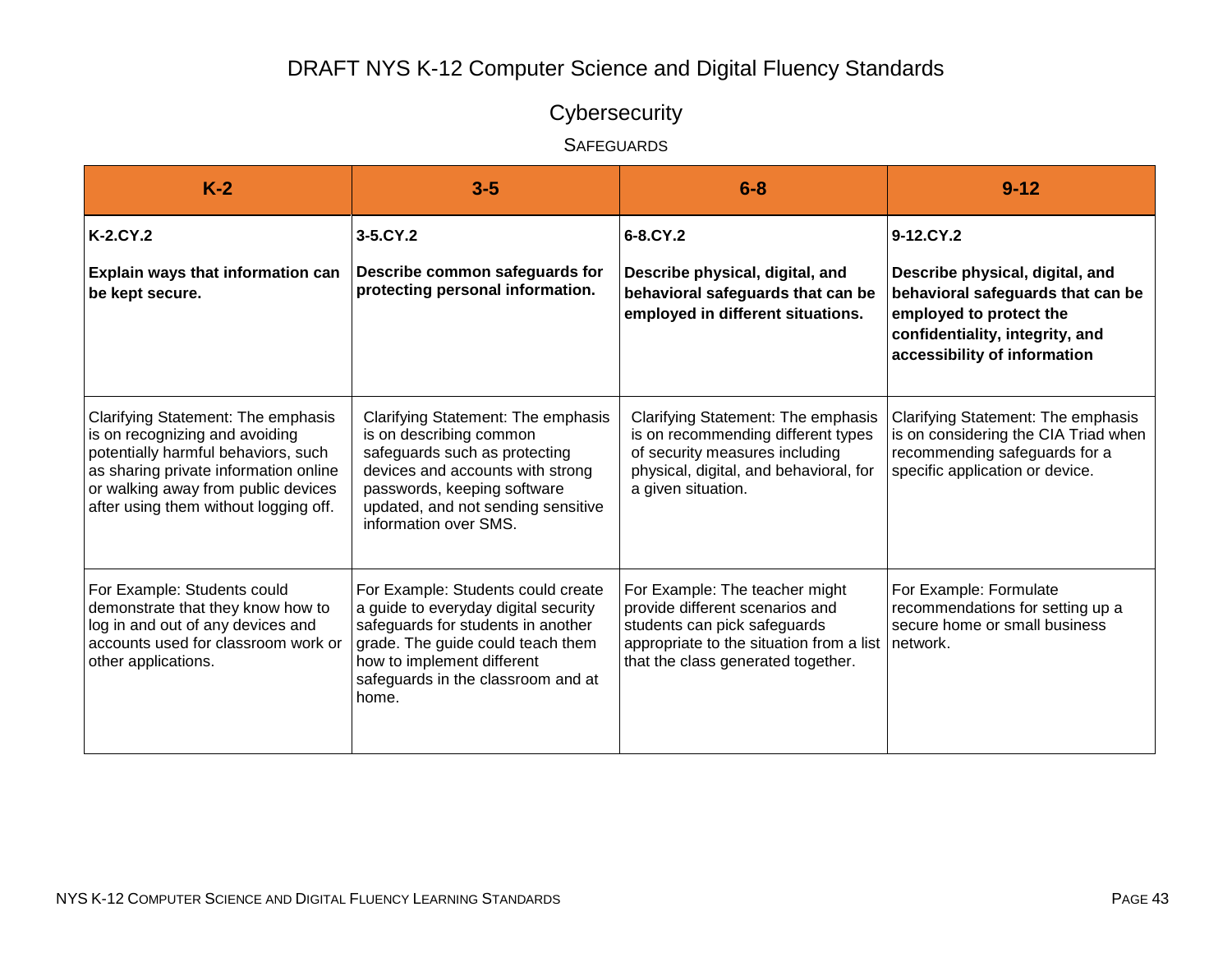# DRAFT NYS K-12 Computer Science and Digital Fluency Standards

## Cybersecurity

### Safeguards

| K-2 | 3-5 | 6-8 | 9-12 |
|---|---|---|---|
| **K-2.CY.2**<br><br>**Explain ways that information can be kept secure.** | **3-5.CY.2**<br><br>**Describe common safeguards for protecting personal information.** | **6-8.CY.2**<br><br>**Describe physical, digital, and behavioral safeguards that can be employed in different situations.** | **9-12.CY.2**<br><br>**Describe physical, digital, and behavioral safeguards that can be employed to protect the confidentiality, integrity, and accessibility of information** |
| Clarifying Statement: The emphasis is on recognizing and avoiding potentially harmful behaviors, such as sharing private information online or walking away from public devices after using them without logging off. | Clarifying Statement: The emphasis is on describing common safeguards such as protecting devices and accounts with strong passwords, keeping software updated, and not sending sensitive information over SMS. | Clarifying Statement: The emphasis is on recommending different types of security measures including physical, digital, and behavioral, for a given situation. | Clarifying Statement: The emphasis is on considering the CIA Triad when recommending safeguards for a specific application or device. |
| For Example: Students could demonstrate that they know how to log in and out of any devices and accounts used for classroom work or other applications. | For Example: Students could create a guide to everyday digital security safeguards for students in another grade. The guide could teach them how to implement different safeguards in the classroom and at home. | For Example: The teacher might provide different scenarios and students can pick safeguards appropriate to the situation from a list that the class generated together. | For Example: Formulate recommendations for setting up a secure home or small business network. |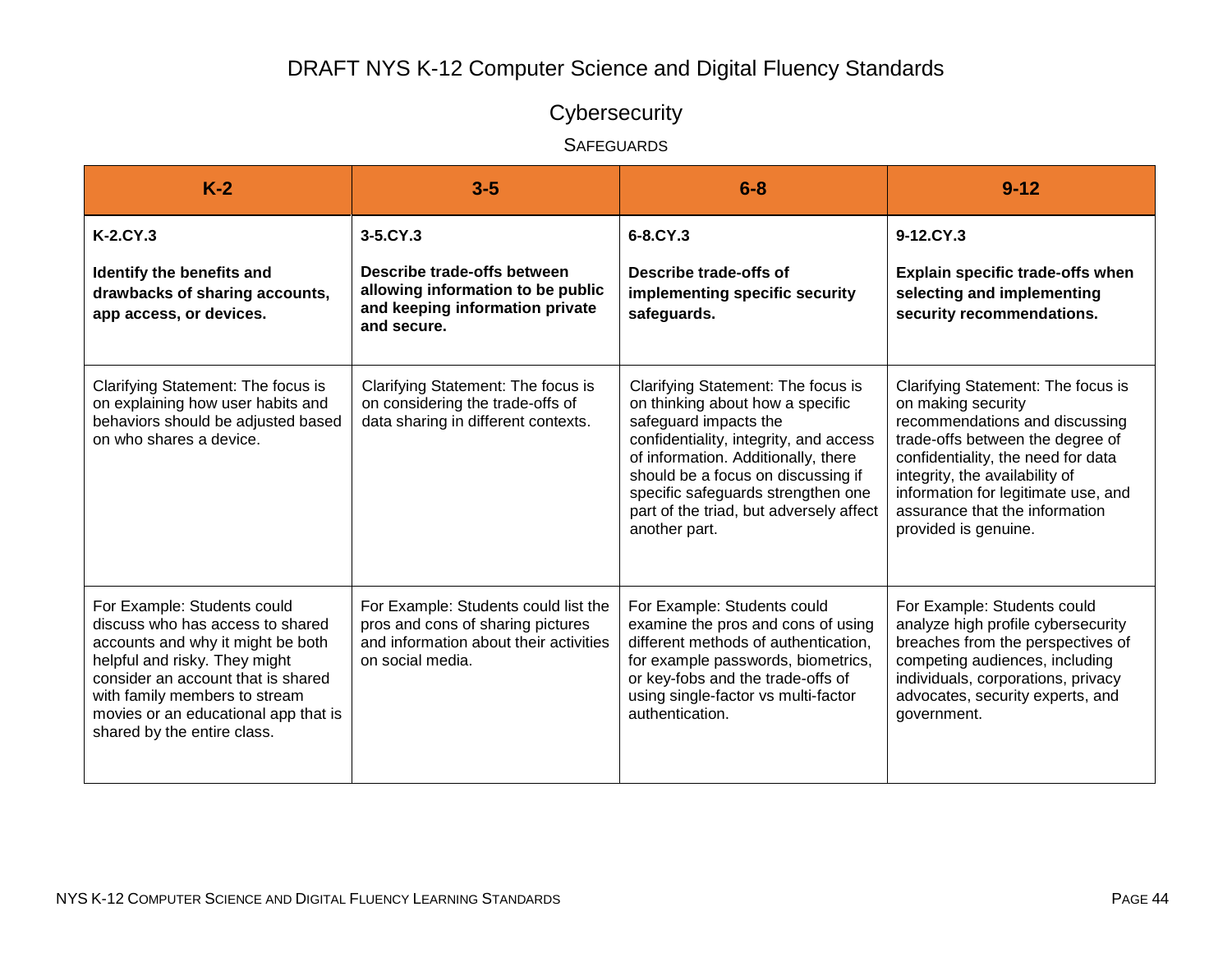# DRAFT NYS K-12 Computer Science and Digital Fluency Standards

## Cybersecurity

### Safeguards

| K-2 | 3-5 | 6-8 | 9-12 |
|---|---|---|---|
| **K-2.CY.3**<br><br>**Identify the benefits and drawbacks of sharing accounts, app access, or devices.** | **3-5.CY.3**<br><br>**Describe trade-offs between allowing information to be public and keeping information private and secure.** | **6-8.CY.3**<br><br>**Describe trade-offs of implementing specific security safeguards.** | **9-12.CY.3**<br><br>**Explain specific trade-offs when selecting and implementing security recommendations.** |
| Clarifying Statement: The focus is on explaining how user habits and behaviors should be adjusted based on who shares a device. | Clarifying Statement: The focus is on considering the trade-offs of data sharing in different contexts. | Clarifying Statement: The focus is on thinking about how a specific safeguard impacts the confidentiality, integrity, and access of information. Additionally, there should be a focus on discussing if specific safeguards strengthen one part of the triad, but adversely affect another part. | Clarifying Statement: The focus is on making security recommendations and discussing trade-offs between the degree of confidentiality, the need for data integrity, the availability of information for legitimate use, and assurance that the information provided is genuine. |
| For Example: Students could discuss who has access to shared accounts and why it might be both helpful and risky. They might consider an account that is shared with family members to stream movies or an educational app that is shared by the entire class. | For Example: Students could list the pros and cons of sharing pictures and information about their activities on social media. | For Example: Students could examine the pros and cons of using different methods of authentication, for example passwords, biometrics, or key-fobs and the trade-offs of using single-factor vs multi-factor authentication. | For Example: Students could analyze high profile cybersecurity breaches from the perspectives of competing audiences, including individuals, corporations, privacy advocates, security experts, and government. |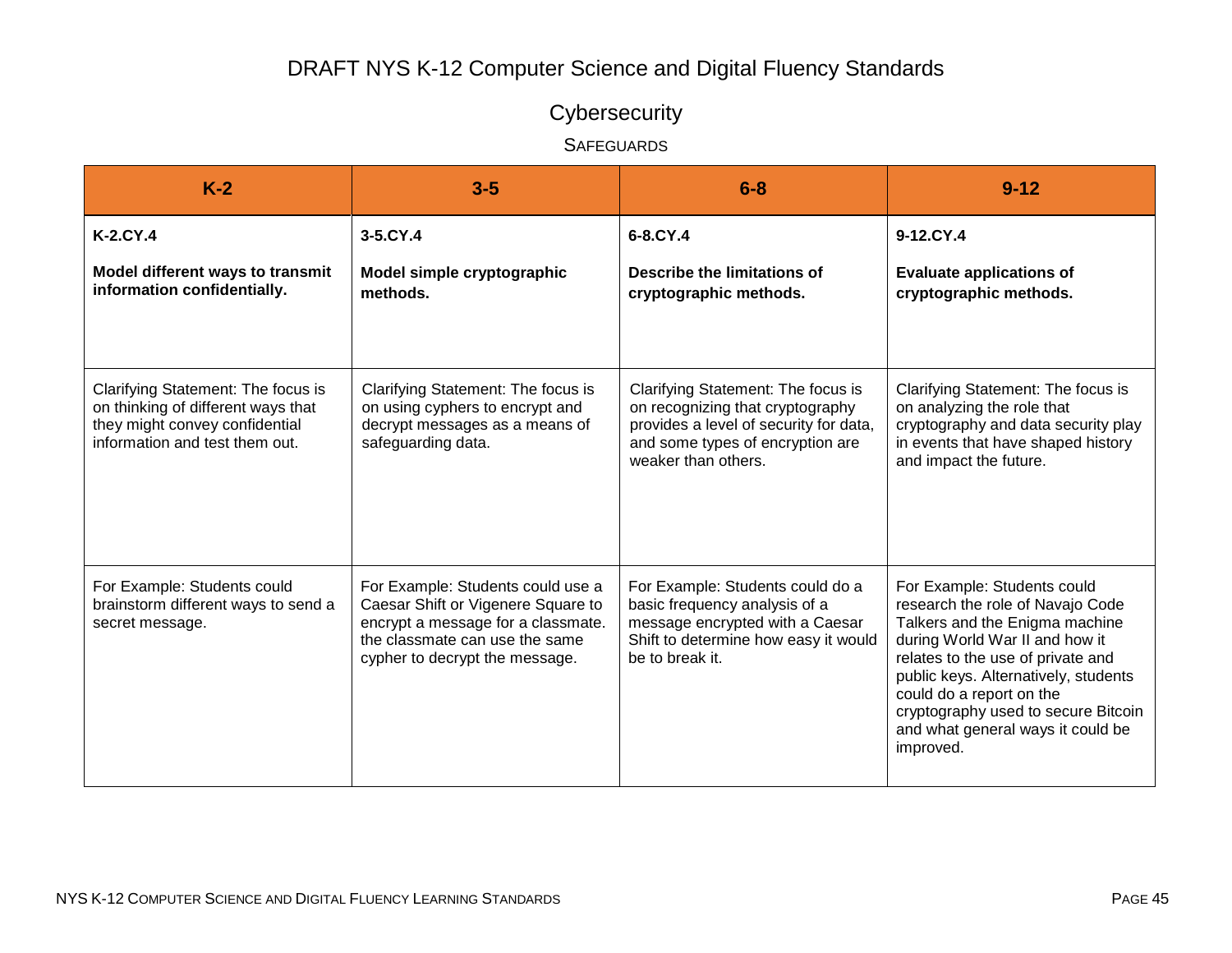# DRAFT NYS K-12 Computer Science and Digital Fluency Standards

## Cybersecurity

### Safeguards

| K-2 | 3-5 | 6-8 | 9-12 |
|---|---|---|---|
| **K-2.CY.4**<br><br>**Model different ways to transmit information confidentially.** | **3-5.CY.4**<br><br>**Model simple cryptographic methods.** | **6-8.CY.4**<br><br>**Describe the limitations of cryptographic methods.** | **9-12.CY.4**<br><br>**Evaluate applications of cryptographic methods.** |
| Clarifying Statement: The focus is on thinking of different ways that they might convey confidential information and test them out. | Clarifying Statement: The focus is on using cyphers to encrypt and decrypt messages as a means of safeguarding data. | Clarifying Statement: The focus is on recognizing that cryptography provides a level of security for data, and some types of encryption are weaker than others. | Clarifying Statement: The focus is on analyzing the role that cryptography and data security play in events that have shaped history and impact the future. |
| For Example: Students could brainstorm different ways to send a secret message. | For Example: Students could use a Caesar Shift or Vigenere Square to encrypt a message for a classmate. the classmate can use the same cypher to decrypt the message. | For Example: Students could do a basic frequency analysis of a message encrypted with a Caesar Shift to determine how easy it would be to break it. | For Example: Students could research the role of Navajo Code Talkers and the Enigma machine during World War II and how it relates to the use of private and public keys. Alternatively, students could do a report on the cryptography used to secure Bitcoin and what general ways it could be improved. |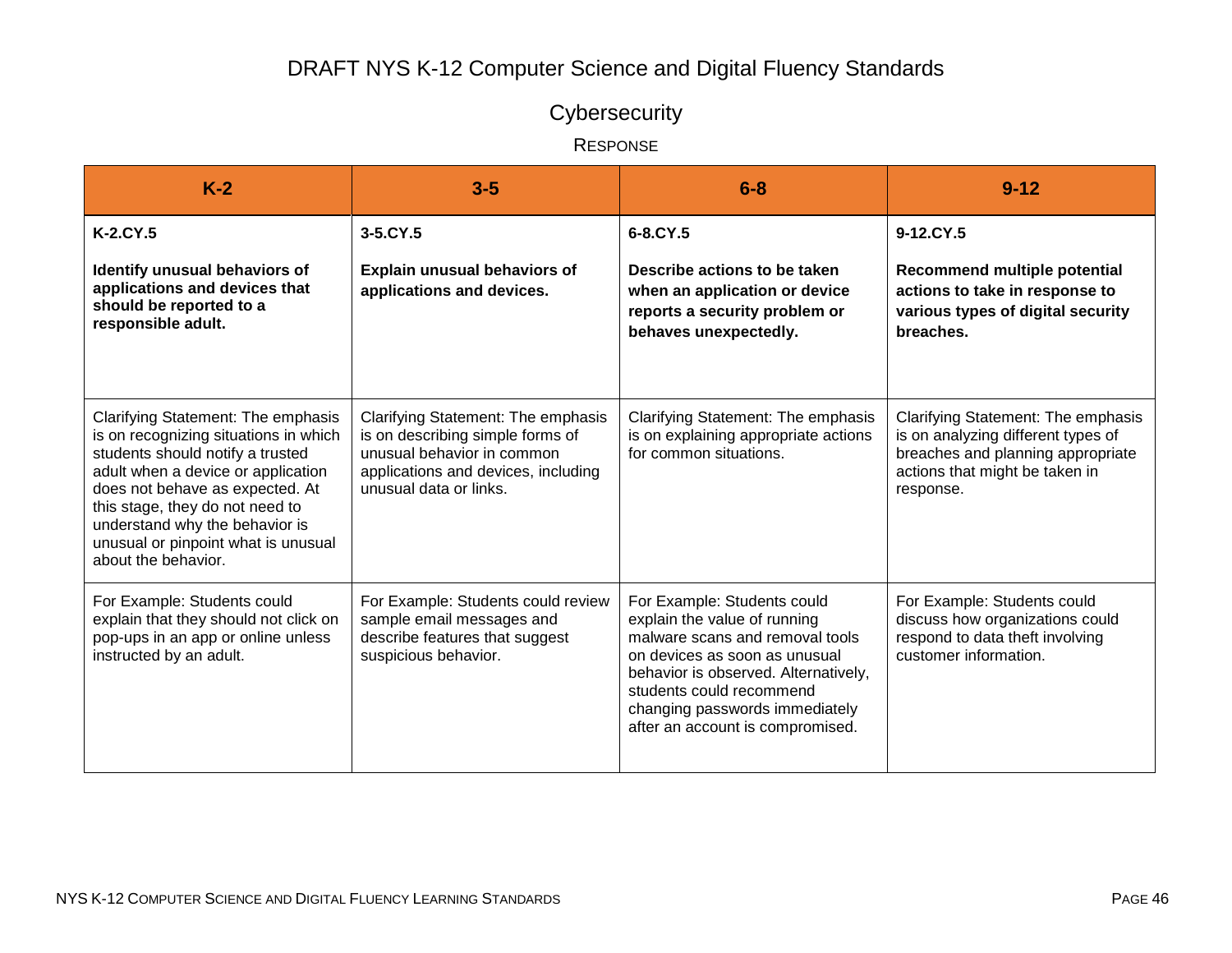# DRAFT NYS K-12 Computer Science and Digital Fluency Standards

## Cybersecurity

### Response

| K-2 | 3-5 | 6-8 | 9-12 |
|---|---|---|---|
| **K-2.CY.5**<br><br>**Identify unusual behaviors of applications and devices that should be reported to a responsible adult.** | **3-5.CY.5**<br><br>**Explain unusual behaviors of applications and devices.** | **6-8.CY.5**<br><br>**Describe actions to be taken when an application or device reports a security problem or behaves unexpectedly.** | **9-12.CY.5**<br><br>**Recommend multiple potential actions to take in response to various types of digital security breaches.** |
| Clarifying Statement: The emphasis is on recognizing situations in which students should notify a trusted adult when a device or application does not behave as expected. At this stage, they do not need to understand why the behavior is unusual or pinpoint what is unusual about the behavior. | Clarifying Statement: The emphasis is on describing simple forms of unusual behavior in common applications and devices, including unusual data or links. | Clarifying Statement: The emphasis is on explaining appropriate actions for common situations. | Clarifying Statement: The emphasis is on analyzing different types of breaches and planning appropriate actions that might be taken in response. |
| For Example: Students could explain that they should not click on pop-ups in an app or online unless instructed by an adult. | For Example: Students could review sample email messages and describe features that suggest suspicious behavior. | For Example: Students could explain the value of running malware scans and removal tools on devices as soon as unusual behavior is observed. Alternatively, students could recommend changing passwords immediately after an account is compromised. | For Example: Students could discuss how organizations could respond to data theft involving customer information. |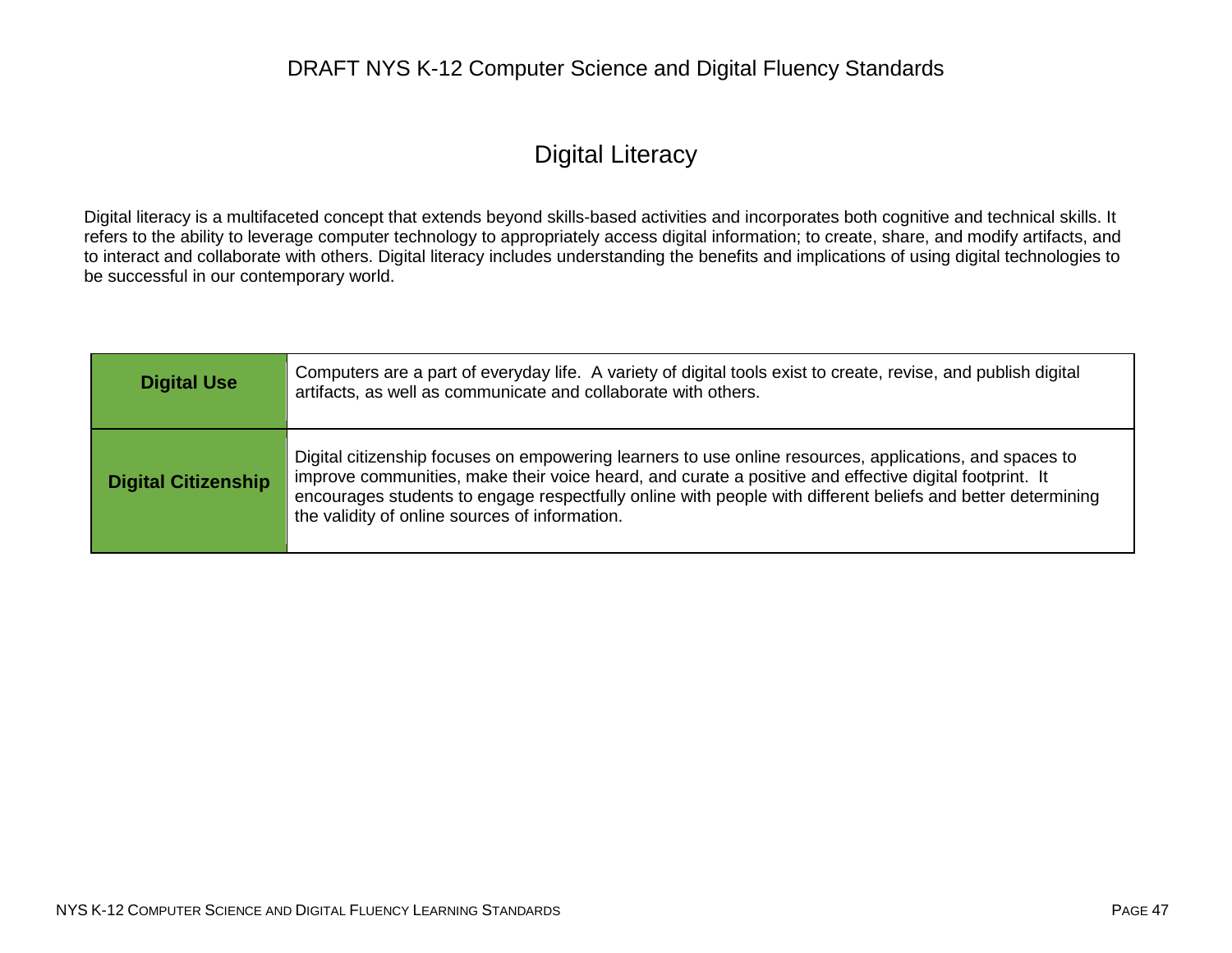# Digital Literacy

Digital literacy is a multifaceted concept that extends beyond skills-based activities and incorporates both cognitive and technical skills. It refers to the ability to leverage computer technology to appropriately access digital information; to create, share, and modify artifacts, and to interact and collaborate with others. Digital literacy includes understanding the benefits and implications of using digital technologies to be successful in our contemporary world.

| | |
|---|---|
| **Digital Use** | Computers are a part of everyday life. A variety of digital tools exist to create, revise, and publish digital artifacts, as well as communicate and collaborate with others. |
| **Digital Citizenship** | Digital citizenship focuses on empowering learners to use online resources, applications, and spaces to improve communities, make their voice heard, and curate a positive and effective digital footprint. It encourages students to engage respectfully online with people with different beliefs and better determining the validity of online sources of information. |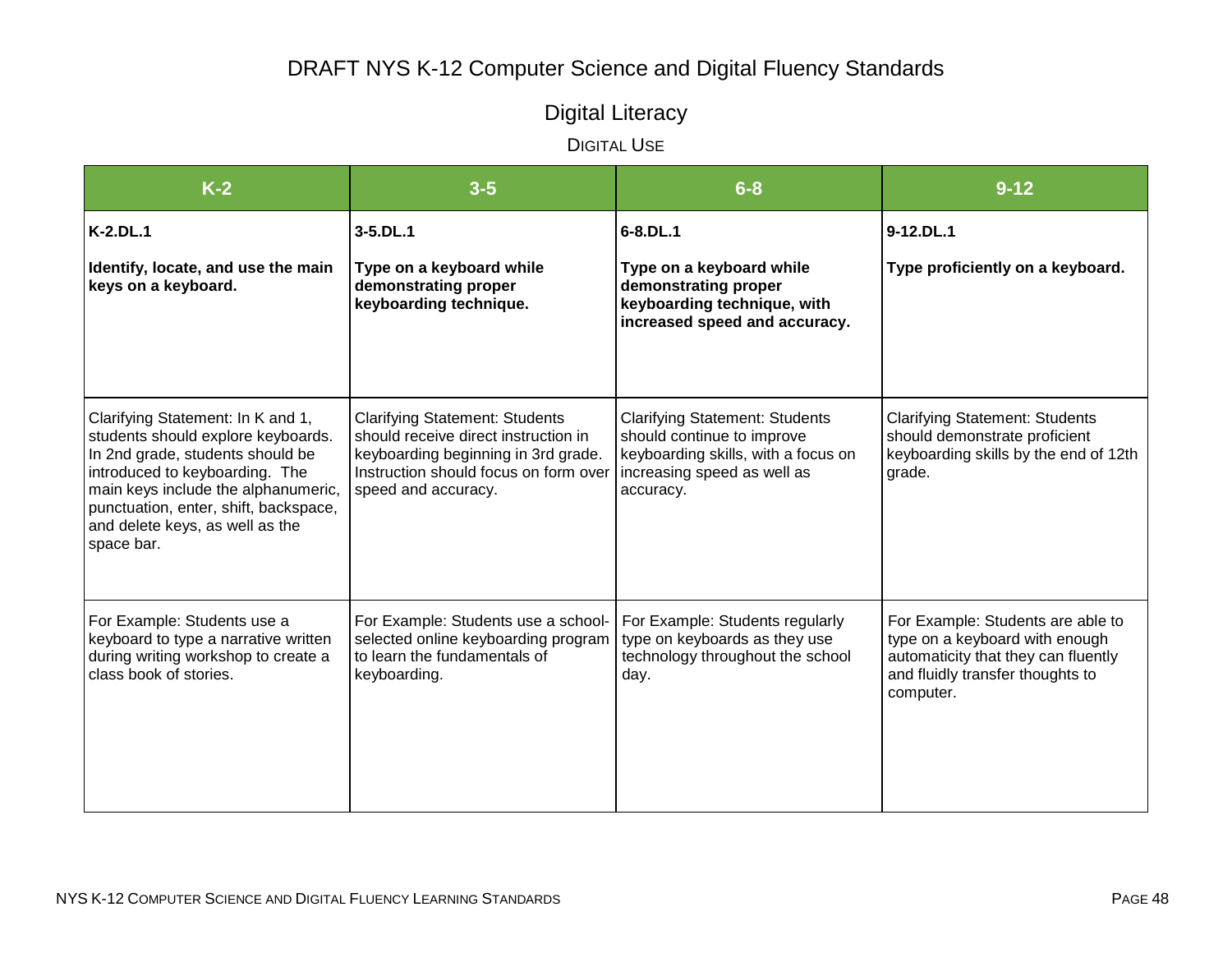# DRAFT NYS K-12 Computer Science and Digital Fluency Standards

## Digital Literacy

### Digital Use

| K-2 | 3-5 | 6-8 | 9-12 |
|---|---|---|---|
| **K-2.DL.1**<br><br>**Identify, locate, and use the main keys on a keyboard.** | **3-5.DL.1**<br><br>**Type on a keyboard while demonstrating proper keyboarding technique.** | **6-8.DL.1**<br><br>**Type on a keyboard while demonstrating proper keyboarding technique, with increased speed and accuracy.** | **9-12.DL.1**<br><br>**Type proficiently on a keyboard.** |
| Clarifying Statement: In K and 1, students should explore keyboards. In 2nd grade, students should be introduced to keyboarding. The main keys include the alphanumeric, punctuation, enter, shift, backspace, and delete keys, as well as the space bar. | Clarifying Statement: Students should receive direct instruction in keyboarding beginning in 3rd grade. Instruction should focus on form over speed and accuracy. | Clarifying Statement: Students should continue to improve keyboarding skills, with a focus on increasing speed as well as accuracy. | Clarifying Statement: Students should demonstrate proficient keyboarding skills by the end of 12th grade. |
| For Example: Students use a keyboard to type a narrative written during writing workshop to create a class book of stories. | For Example: Students use a school-selected online keyboarding program to learn the fundamentals of keyboarding. | For Example: Students regularly type on keyboards as they use technology throughout the school day. | For Example: Students are able to type on a keyboard with enough automaticity that they can fluently and fluidly transfer thoughts to computer. |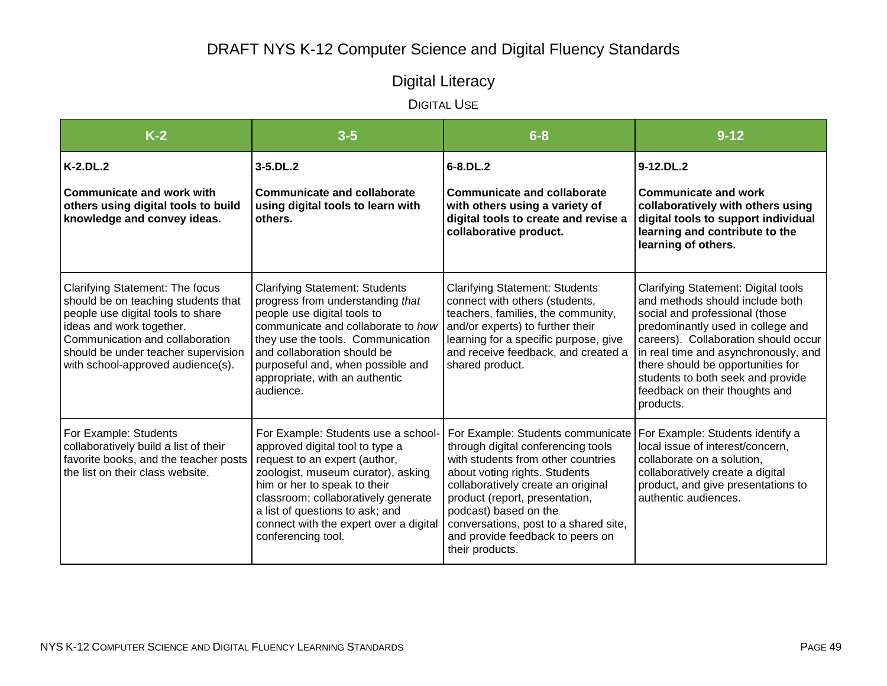# DRAFT NYS K-12 Computer Science and Digital Fluency Standards

## Digital Literacy

### Digital Use

| K-2 | 3-5 | 6-8 | 9-12 |
|---|---|---|---|
| **K-2.DL.2**<br><br>**Communicate and work with others using digital tools to build knowledge and convey ideas.** | **3-5.DL.2**<br><br>**Communicate and collaborate using digital tools to learn with others.** | **6-8.DL.2**<br><br>**Communicate and collaborate with others using a variety of digital tools to create and revise a collaborative product.** | **9-12.DL.2**<br><br>**Communicate and work collaboratively with others using digital tools to support individual learning and contribute to the learning of others.** |
| Clarifying Statement: The focus should be on teaching students that people use digital tools to share ideas and work together. Communication and collaboration should be under teacher supervision with school-approved audience(s). | Clarifying Statement: Students progress from understanding *that* people use digital tools to communicate and collaborate to *how* they use the tools. Communication and collaboration should be purposeful and, when possible and appropriate, with an authentic audience. | Clarifying Statement: Students connect with others (students, teachers, families, the community, and/or experts) to further their learning for a specific purpose, give and receive feedback, and created a shared product. | Clarifying Statement: Digital tools and methods should include both social and professional (those predominantly used in college and careers). Collaboration should occur in real time and asynchronously, and there should be opportunities for students to both seek and provide feedback on their thoughts and products. |
| For Example: Students collaboratively build a list of their favorite books, and the teacher posts the list on their class website. | For Example: Students use a school-approved digital tool to type a request to an expert (author, zoologist, museum curator), asking him or her to speak to their classroom; collaboratively generate a list of questions to ask; and connect with the expert over a digital conferencing tool. | For Example: Students communicate through digital conferencing tools with students from other countries about voting rights. Students collaboratively create an original product (report, presentation, podcast) based on the conversations, post to a shared site, and provide feedback to peers on their products. | For Example: Students identify a local issue of interest/concern, collaborate on a solution, collaboratively create a digital product, and give presentations to authentic audiences. |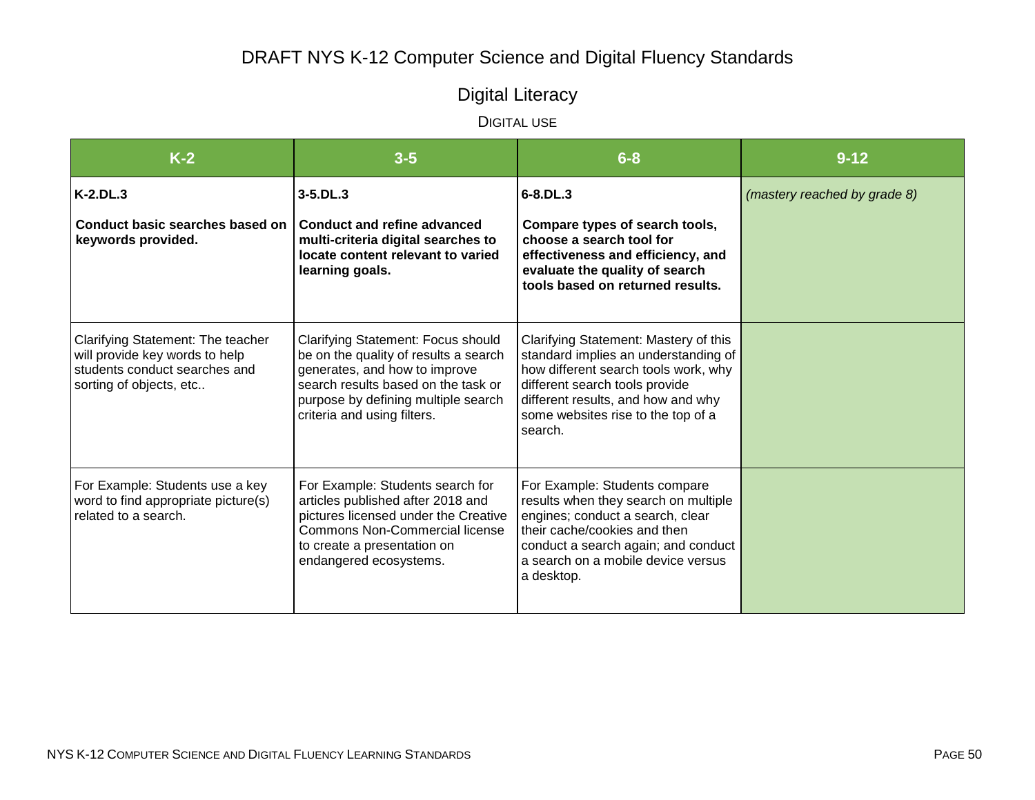# DRAFT NYS K-12 Computer Science and Digital Fluency Standards

## Digital Literacy

### Digital Use

| K-2 | 3-5 | 6-8 | 9-12 |
|---|---|---|---|
| **K-2.DL.3**<br><br>**Conduct basic searches based on keywords provided.** | **3-5.DL.3**<br><br>**Conduct and refine advanced multi-criteria digital searches to locate content relevant to varied learning goals.** | **6-8.DL.3**<br><br>**Compare types of search tools, choose a search tool for effectiveness and efficiency, and evaluate the quality of search tools based on returned results.** | *(mastery reached by grade 8)* |
| Clarifying Statement: The teacher will provide key words to help students conduct searches and sorting of objects, etc.. | Clarifying Statement: Focus should be on the quality of results a search generates, and how to improve search results based on the task or purpose by defining multiple search criteria and using filters. | Clarifying Statement: Mastery of this standard implies an understanding of how different search tools work, why different search tools provide different results, and how and why some websites rise to the top of a search. | |
| For Example: Students use a key word to find appropriate picture(s) related to a search. | For Example: Students search for articles published after 2018 and pictures licensed under the Creative Commons Non-Commercial license to create a presentation on endangered ecosystems. | For Example: Students compare results when they search on multiple engines; conduct a search, clear their cache/cookies and then conduct a search again; and conduct a search on a mobile device versus a desktop. | |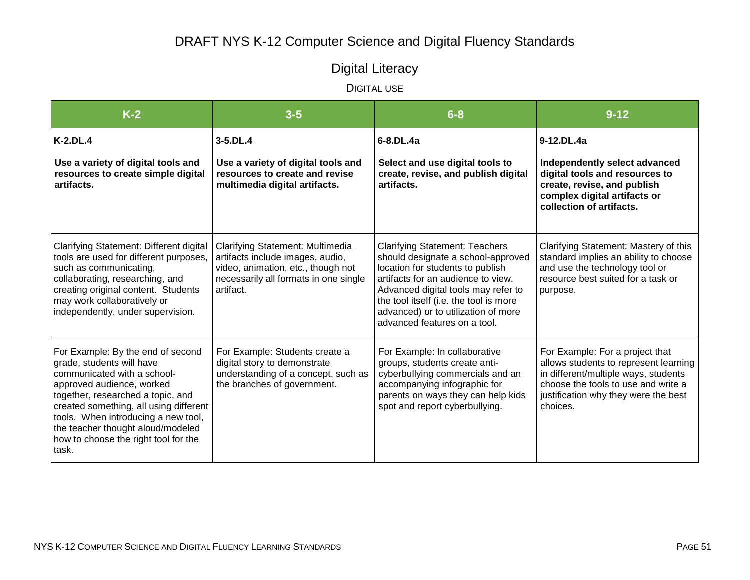# DRAFT NYS K-12 Computer Science and Digital Fluency Standards

## Digital Literacy

### Digital Use

| K-2 | 3-5 | 6-8 | 9-12 |
|---|---|---|---|
| **K-2.DL.4**<br><br>**Use a variety of digital tools and resources to create simple digital artifacts.** | **3-5.DL.4**<br><br>**Use a variety of digital tools and resources to create and revise multimedia digital artifacts.** | **6-8.DL.4a**<br><br>**Select and use digital tools to create, revise, and publish digital artifacts.** | **9-12.DL.4a**<br><br>**Independently select advanced digital tools and resources to create, revise, and publish complex digital artifacts or collection of artifacts.** |
| Clarifying Statement: Different digital tools are used for different purposes, such as communicating, collaborating, researching, and creating original content. Students may work collaboratively or independently, under supervision. | Clarifying Statement: Multimedia artifacts include images, audio, video, animation, etc., though not necessarily all formats in one single artifact. | Clarifying Statement: Teachers should designate a school-approved location for students to publish artifacts for an audience to view. Advanced digital tools may refer to the tool itself (i.e. the tool is more advanced) or to utilization of more advanced features on a tool. | Clarifying Statement: Mastery of this standard implies an ability to choose and use the technology tool or resource best suited for a task or purpose. |
| For Example: By the end of second grade, students will have communicated with a school-approved audience, worked together, researched a topic, and created something, all using different tools. When introducing a new tool, the teacher thought aloud/modeled how to choose the right tool for the task. | For Example: Students create a digital story to demonstrate understanding of a concept, such as the branches of government. | For Example: In collaborative groups, students create anti-cyberbullying commercials and an accompanying infographic for parents on ways they can help kids spot and report cyberbullying. | For Example: For a project that allows students to represent learning in different/multiple ways, students choose the tools to use and write a justification why they were the best choices. |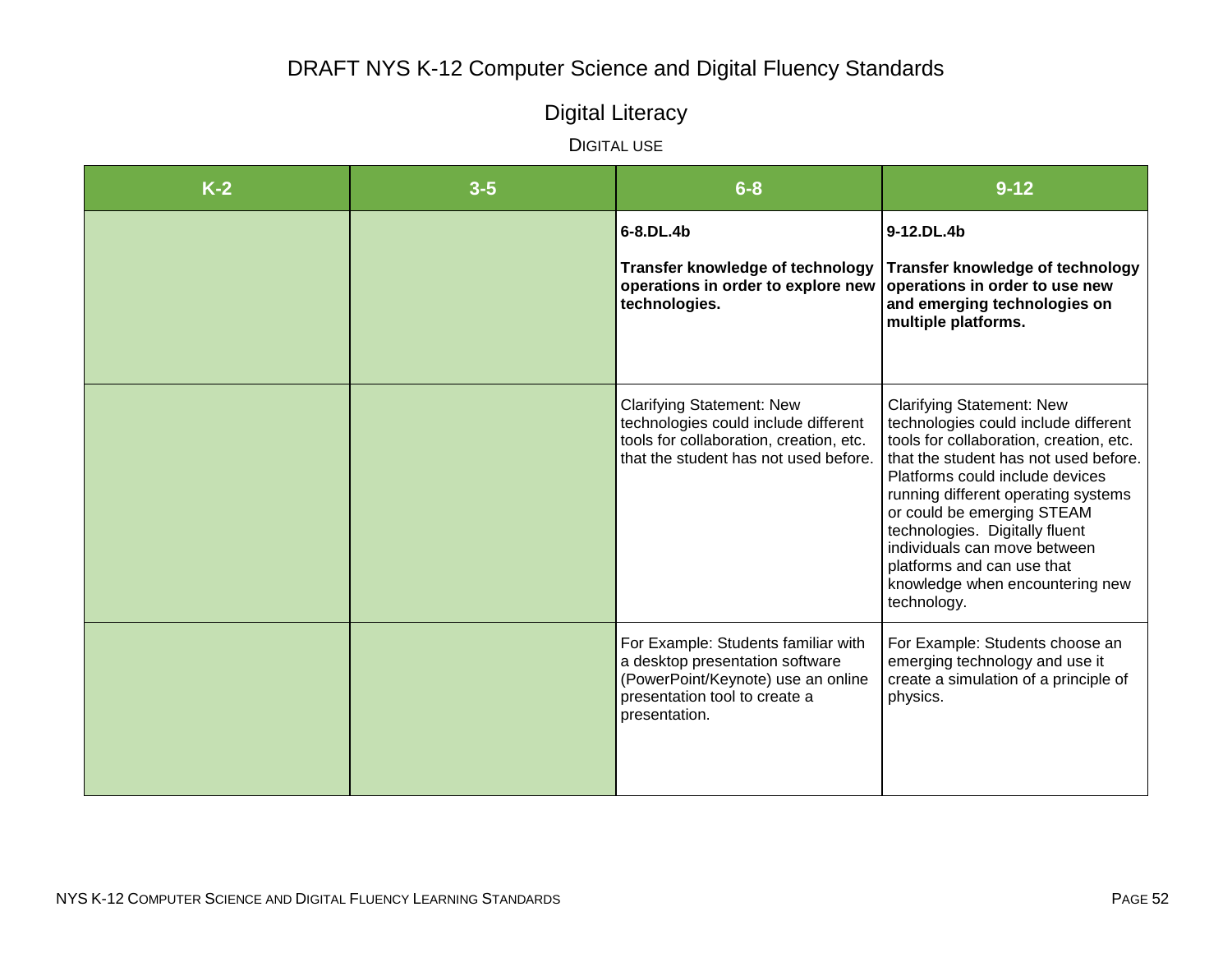# DRAFT NYS K-12 Computer Science and Digital Fluency Standards

## Digital Literacy

### Digital Use

| K-2 | 3-5 | 6-8 | 9-12 |
|---|---|---|---|
| | | **6-8.DL.4b**<br><br>**Transfer knowledge of technology operations in order to explore new technologies.** | **9-12.DL.4b**<br><br>**Transfer knowledge of technology operations in order to use new and emerging technologies on multiple platforms.** |
| | | Clarifying Statement: New technologies could include different tools for collaboration, creation, etc. that the student has not used before. | Clarifying Statement: New technologies could include different tools for collaboration, creation, etc. that the student has not used before. Platforms could include devices running different operating systems or could be emerging STEAM technologies. Digitally fluent individuals can move between platforms and can use that knowledge when encountering new technology. |
| | | For Example: Students familiar with a desktop presentation software (PowerPoint/Keynote) use an online presentation tool to create a presentation. | For Example: Students choose an emerging technology and use it create a simulation of a principle of physics. |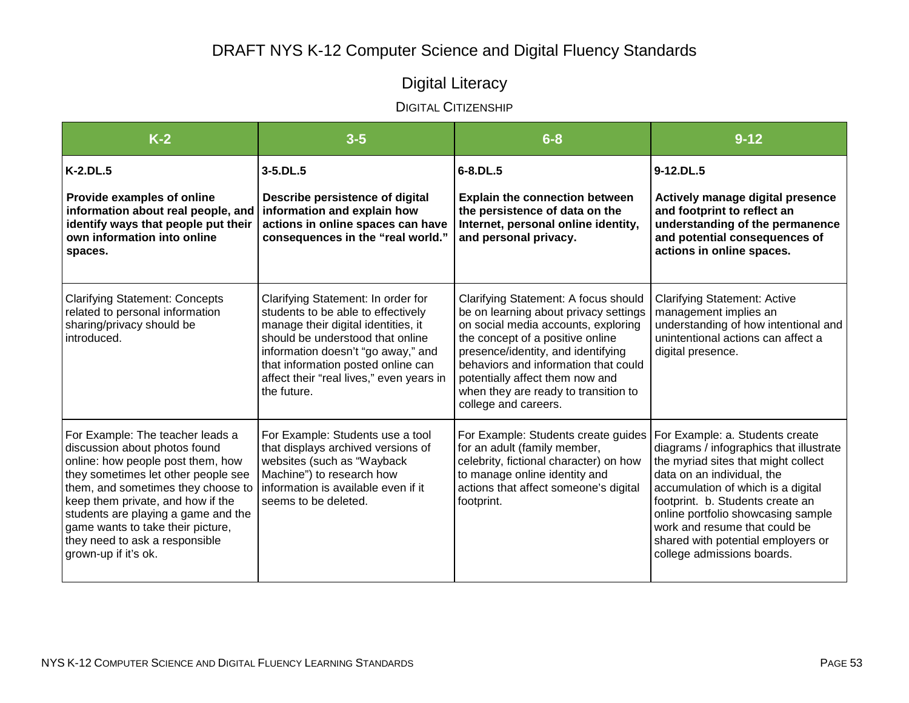# DRAFT NYS K-12 Computer Science and Digital Fluency Standards

## Digital Literacy

### Digital Citizenship

| K-2 | 3-5 | 6-8 | 9-12 |
|---|---|---|---|
| **K-2.DL.5**<br><br>**Provide examples of online information about real people, and identify ways that people put their own information into online spaces.** | **3-5.DL.5**<br><br>**Describe persistence of digital information and explain how actions in online spaces can have consequences in the "real world."** | **6-8.DL.5**<br><br>**Explain the connection between the persistence of data on the Internet, personal online identity, and personal privacy.** | **9-12.DL.5**<br><br>**Actively manage digital presence and footprint to reflect an understanding of the permanence and potential consequences of actions in online spaces.** |
| Clarifying Statement: Concepts related to personal information sharing/privacy should be introduced. | Clarifying Statement: In order for students to be able to effectively manage their digital identities, it should be understood that online information doesn't "go away," and that information posted online can affect their "real lives," even years in the future. | Clarifying Statement: A focus should be on learning about privacy settings on social media accounts, exploring the concept of a positive online presence/identity, and identifying behaviors and information that could potentially affect them now and when they are ready to transition to college and careers. | Clarifying Statement: Active management implies an understanding of how intentional and unintentional actions can affect a digital presence. |
| For Example: The teacher leads a discussion about photos found online: how people post them, how they sometimes let other people see them, and sometimes they choose to keep them private, and how if the students are playing a game and the game wants to take their picture, they need to ask a responsible grown-up if it's ok. | For Example: Students use a tool that displays archived versions of websites (such as "Wayback Machine") to research how information is available even if it seems to be deleted. | For Example: Students create guides for an adult (family member, celebrity, fictional character) on how to manage online identity and actions that affect someone's digital footprint. | For Example: a. Students create diagrams / infographics that illustrate the myriad sites that might collect data on an individual, the accumulation of which is a digital footprint. b. Students create an online portfolio showcasing sample work and resume that could be shared with potential employers or college admissions boards. |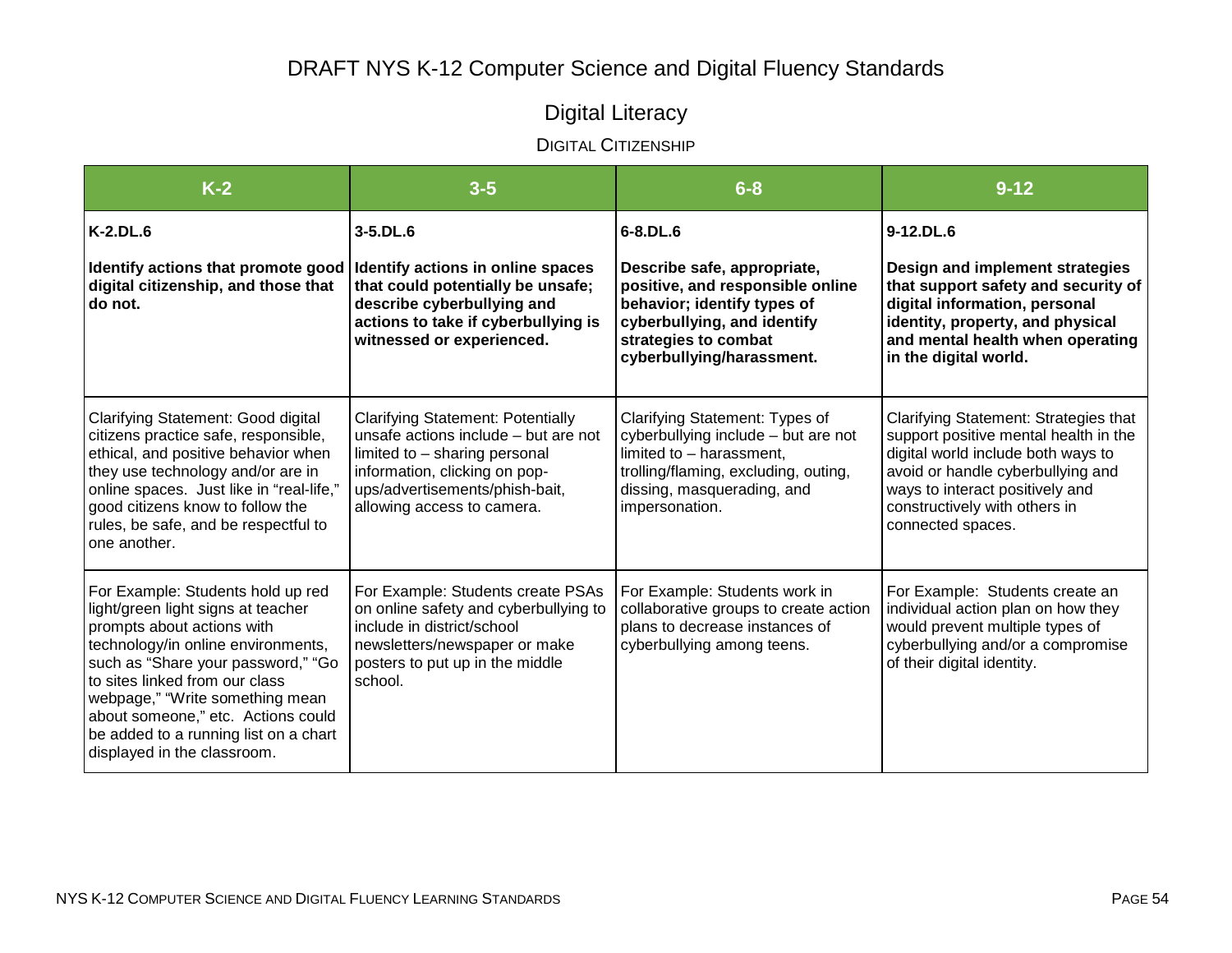# DRAFT NYS K-12 Computer Science and Digital Fluency Standards

## Digital Literacy

### Digital Citizenship

| K-2 | 3-5 | 6-8 | 9-12 |
|---|---|---|---|
| **K-2.DL.6**<br><br>**Identify actions that promote good digital citizenship, and those that do not.** | **3-5.DL.6**<br><br>**Identify actions in online spaces that could potentially be unsafe; describe cyberbullying and actions to take if cyberbullying is witnessed or experienced.** | **6-8.DL.6**<br><br>**Describe safe, appropriate, positive, and responsible online behavior; identify types of cyberbullying, and identify strategies to combat cyberbullying/harassment.** | **9-12.DL.6**<br><br>**Design and implement strategies that support safety and security of digital information, personal identity, property, and physical and mental health when operating in the digital world.** |
| Clarifying Statement: Good digital citizens practice safe, responsible, ethical, and positive behavior when they use technology and/or are in online spaces. Just like in "real-life," good citizens know to follow the rules, be safe, and be respectful to one another. | Clarifying Statement: Potentially unsafe actions include – but are not limited to – sharing personal information, clicking on pop-ups/advertisements/phish-bait, allowing access to camera. | Clarifying Statement: Types of cyberbullying include – but are not limited to – harassment, trolling/flaming, excluding, outing, dissing, masquerading, and impersonation. | Clarifying Statement: Strategies that support positive mental health in the digital world include both ways to avoid or handle cyberbullying and ways to interact positively and constructively with others in connected spaces. |
| For Example: Students hold up red light/green light signs at teacher prompts about actions with technology/in online environments, such as "Share your password," "Go to sites linked from our class webpage," "Write something mean about someone," etc. Actions could be added to a running list on a chart displayed in the classroom. | For Example: Students create PSAs on online safety and cyberbullying to include in district/school newsletters/newspaper or make posters to put up in the middle school. | For Example: Students work in collaborative groups to create action plans to decrease instances of cyberbullying among teens. | For Example: Students create an individual action plan on how they would prevent multiple types of cyberbullying and/or a compromise of their digital identity. |